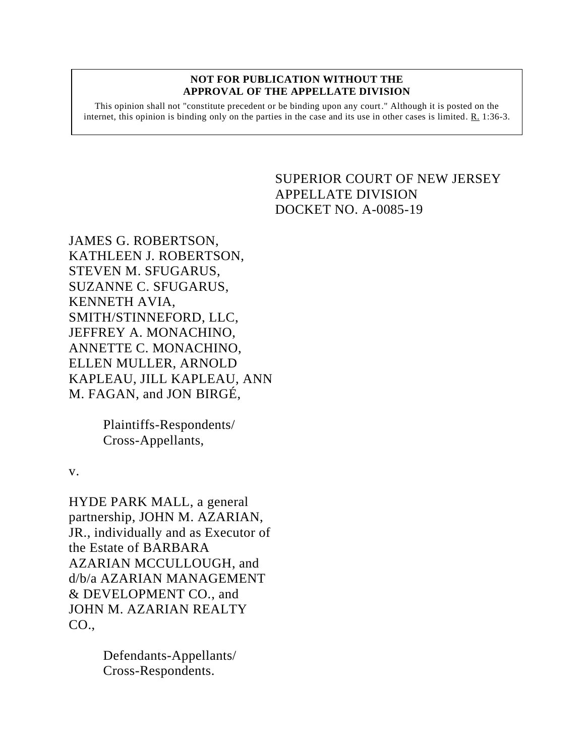**NOT FOR PUBLICATION WITHOUT THE APPROVAL OF THE APPELLATE DIVISION**

This opinion shall not "constitute precedent or be binding upon any court." Although it is posted on the internet, this opinion is binding only on the parties in the case and its use in other cases is limited. R. 1:36-3.

SUPERIOR COURT OF NEW JERSEY
APPELLATE DIVISION
DOCKET NO. A-0085-19

JAMES G. ROBERTSON, KATHLEEN J. ROBERTSON, STEVEN M. SFUGARUS, SUZANNE C. SFUGARUS, KENNETH AVIA, SMITH/STINNEFORD, LLC, JEFFREY A. MONACHINO, ANNETTE C. MONACHINO, ELLEN MULLER, ARNOLD KAPLEAU, JILL KAPLEAU, ANN M. FAGAN, and JON BIRGÉ,

Plaintiffs-Respondents/
Cross-Appellants,

v.

HYDE PARK MALL, a general partnership, JOHN M. AZARIAN, JR., individually and as Executor of the Estate of BARBARA AZARIAN MCCULLOUGH, and d/b/a AZARIAN MANAGEMENT & DEVELOPMENT CO., and JOHN M. AZARIAN REALTY CO.,

Defendants-Appellants/
Cross-Respondents.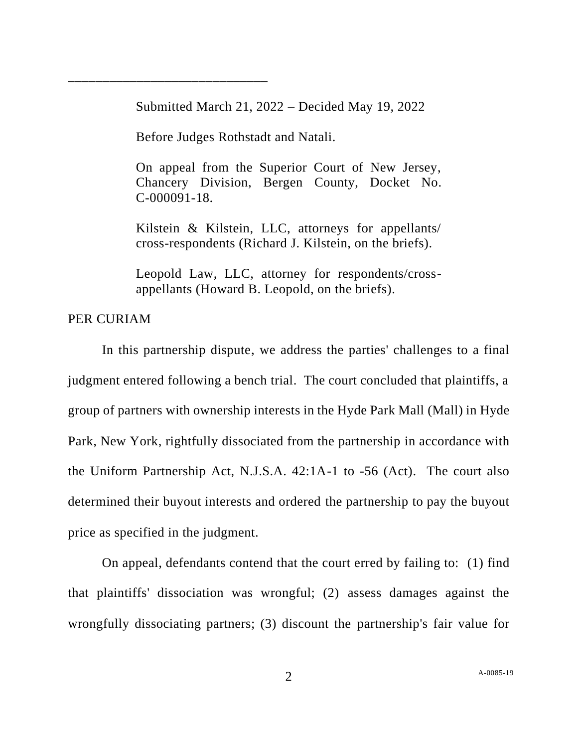______________________________

Submitted March 21, 2022 – Decided May 19, 2022

Before Judges Rothstadt and Natali.

On appeal from the Superior Court of New Jersey, Chancery Division, Bergen County, Docket No. C-000091-18.

Kilstein & Kilstein, LLC, attorneys for appellants/ cross-respondents (Richard J. Kilstein, on the briefs).

Leopold Law, LLC, attorney for respondents/cross-appellants (Howard B. Leopold, on the briefs).

PER CURIAM

In this partnership dispute, we address the parties' challenges to a final judgment entered following a bench trial. The court concluded that plaintiffs, a group of partners with ownership interests in the Hyde Park Mall (Mall) in Hyde Park, New York, rightfully dissociated from the partnership in accordance with the Uniform Partnership Act, N.J.S.A. 42:1A-1 to -56 (Act). The court also determined their buyout interests and ordered the partnership to pay the buyout price as specified in the judgment.

On appeal, defendants contend that the court erred by failing to: (1) find that plaintiffs' dissociation was wrongful; (2) assess damages against the wrongfully dissociating partners; (3) discount the partnership's fair value for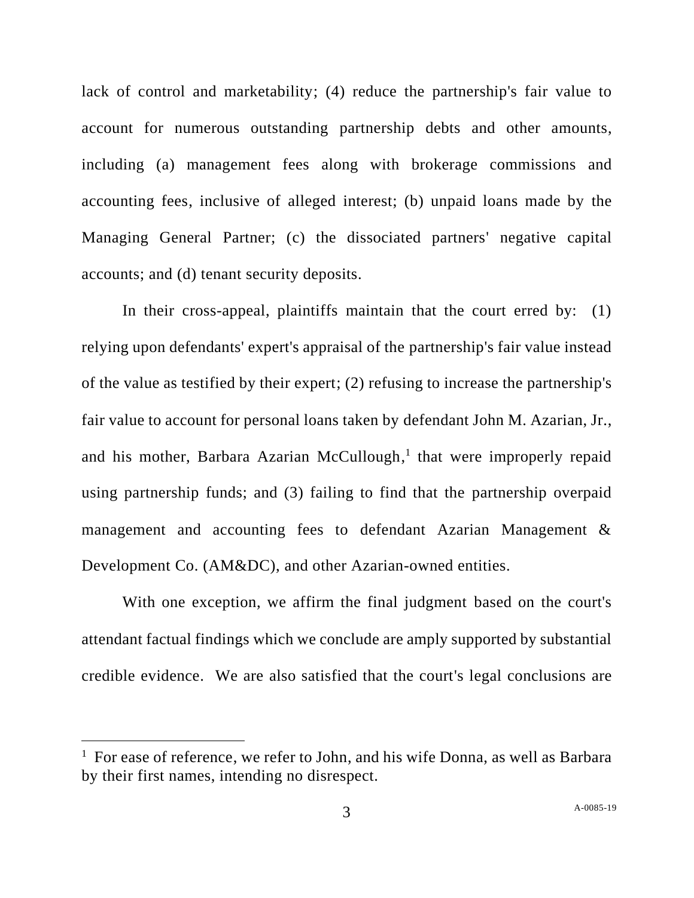lack of control and marketability; (4) reduce the partnership's fair value to account for numerous outstanding partnership debts and other amounts, including (a) management fees along with brokerage commissions and accounting fees, inclusive of alleged interest; (b) unpaid loans made by the Managing General Partner; (c) the dissociated partners' negative capital accounts; and (d) tenant security deposits.

In their cross-appeal, plaintiffs maintain that the court erred by: (1) relying upon defendants' expert's appraisal of the partnership's fair value instead of the value as testified by their expert; (2) refusing to increase the partnership's fair value to account for personal loans taken by defendant John M. Azarian, Jr., and his mother, Barbara Azarian McCullough,[1] that were improperly repaid using partnership funds; and (3) failing to find that the partnership overpaid management and accounting fees to defendant Azarian Management & Development Co. (AM&DC), and other Azarian-owned entities.

With one exception, we affirm the final judgment based on the court's attendant factual findings which we conclude are amply supported by substantial credible evidence. We are also satisfied that the court's legal conclusions are

---

[1] For ease of reference, we refer to John, and his wife Donna, as well as Barbara by their first names, intending no disrespect.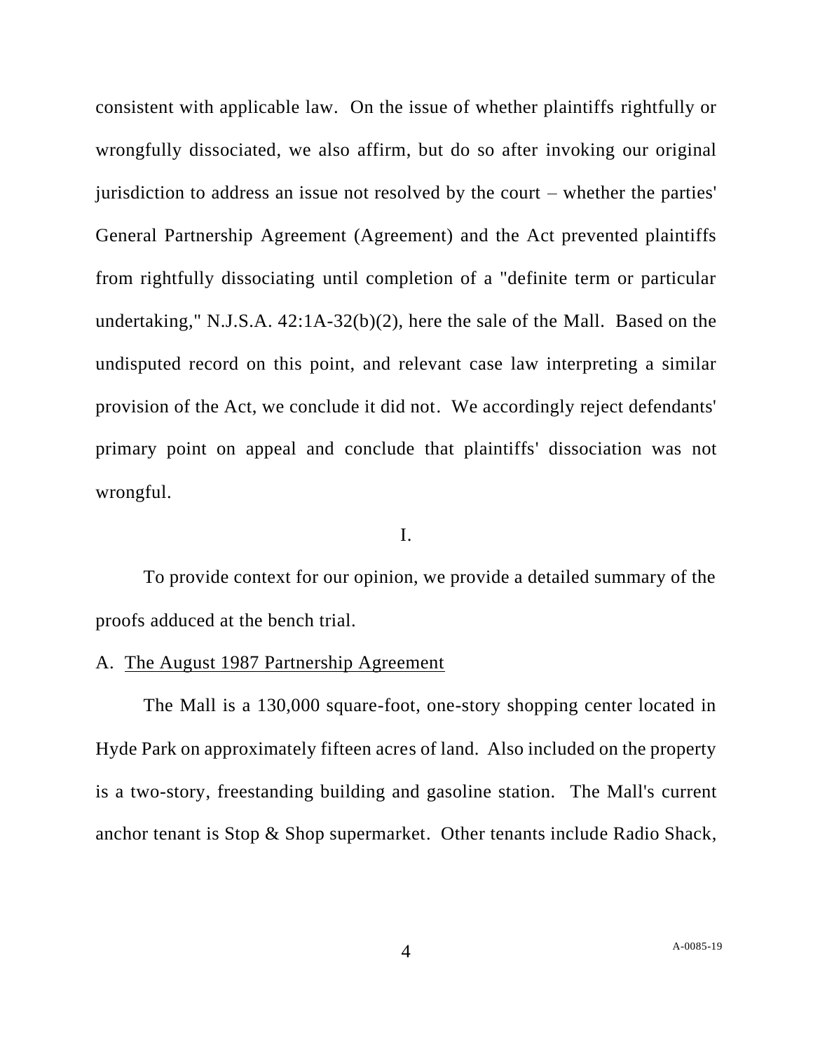consistent with applicable law. On the issue of whether plaintiffs rightfully or wrongfully dissociated, we also affirm, but do so after invoking our original jurisdiction to address an issue not resolved by the court – whether the parties' General Partnership Agreement (Agreement) and the Act prevented plaintiffs from rightfully dissociating until completion of a "definite term or particular undertaking," N.J.S.A. 42:1A-32(b)(2), here the sale of the Mall. Based on the undisputed record on this point, and relevant case law interpreting a similar provision of the Act, we conclude it did not. We accordingly reject defendants' primary point on appeal and conclude that plaintiffs' dissociation was not wrongful.

## I.

To provide context for our opinion, we provide a detailed summary of the proofs adduced at the bench trial.

### A. The August 1987 Partnership Agreement

The Mall is a 130,000 square-foot, one-story shopping center located in Hyde Park on approximately fifteen acres of land. Also included on the property is a two-story, freestanding building and gasoline station. The Mall's current anchor tenant is Stop & Shop supermarket. Other tenants include Radio Shack,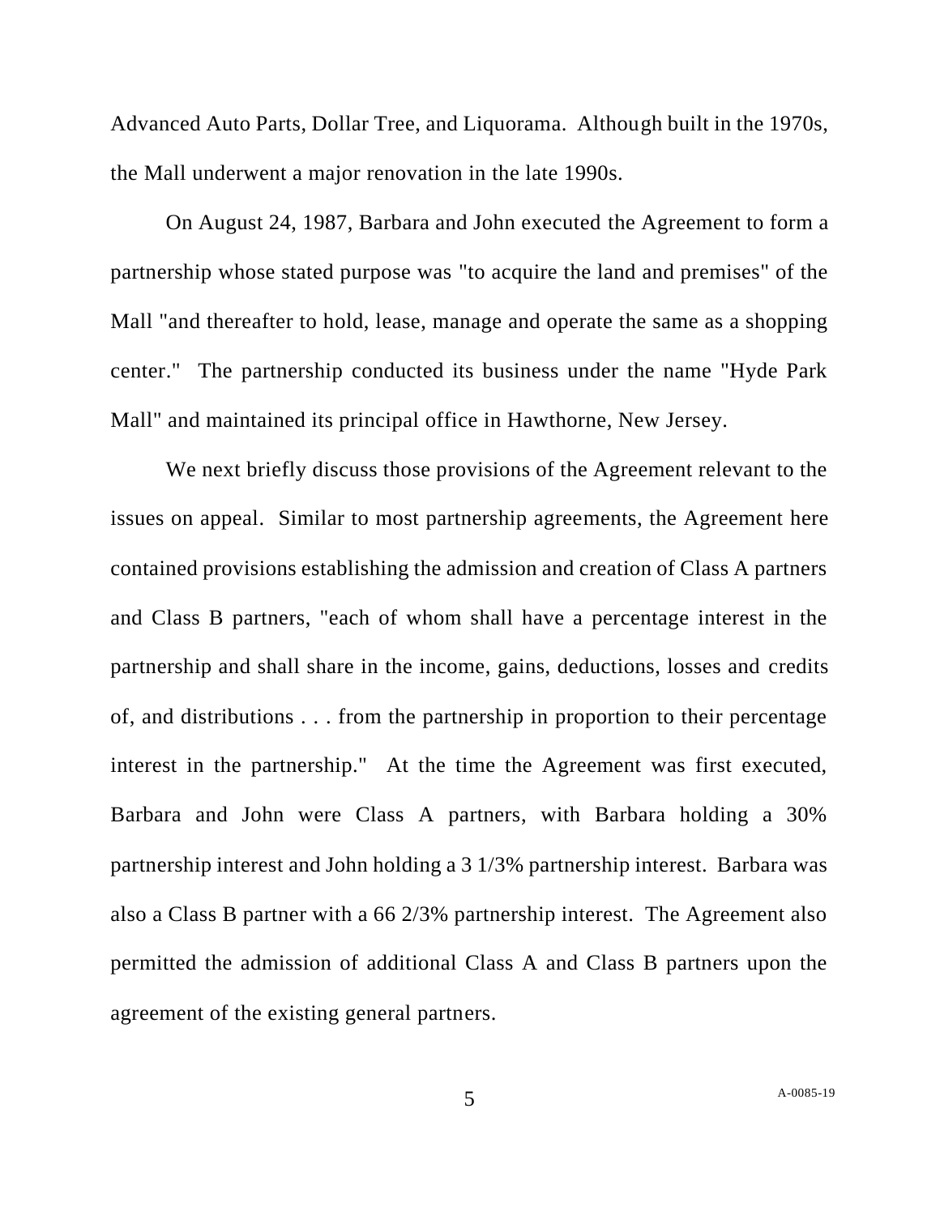Advanced Auto Parts, Dollar Tree, and Liquorama. Although built in the 1970s, the Mall underwent a major renovation in the late 1990s.

On August 24, 1987, Barbara and John executed the Agreement to form a partnership whose stated purpose was "to acquire the land and premises" of the Mall "and thereafter to hold, lease, manage and operate the same as a shopping center." The partnership conducted its business under the name "Hyde Park Mall" and maintained its principal office in Hawthorne, New Jersey.

We next briefly discuss those provisions of the Agreement relevant to the issues on appeal. Similar to most partnership agreements, the Agreement here contained provisions establishing the admission and creation of Class A partners and Class B partners, "each of whom shall have a percentage interest in the partnership and shall share in the income, gains, deductions, losses and credits of, and distributions . . . from the partnership in proportion to their percentage interest in the partnership." At the time the Agreement was first executed, Barbara and John were Class A partners, with Barbara holding a 30% partnership interest and John holding a 3 1/3% partnership interest. Barbara was also a Class B partner with a 66 2/3% partnership interest. The Agreement also permitted the admission of additional Class A and Class B partners upon the agreement of the existing general partners.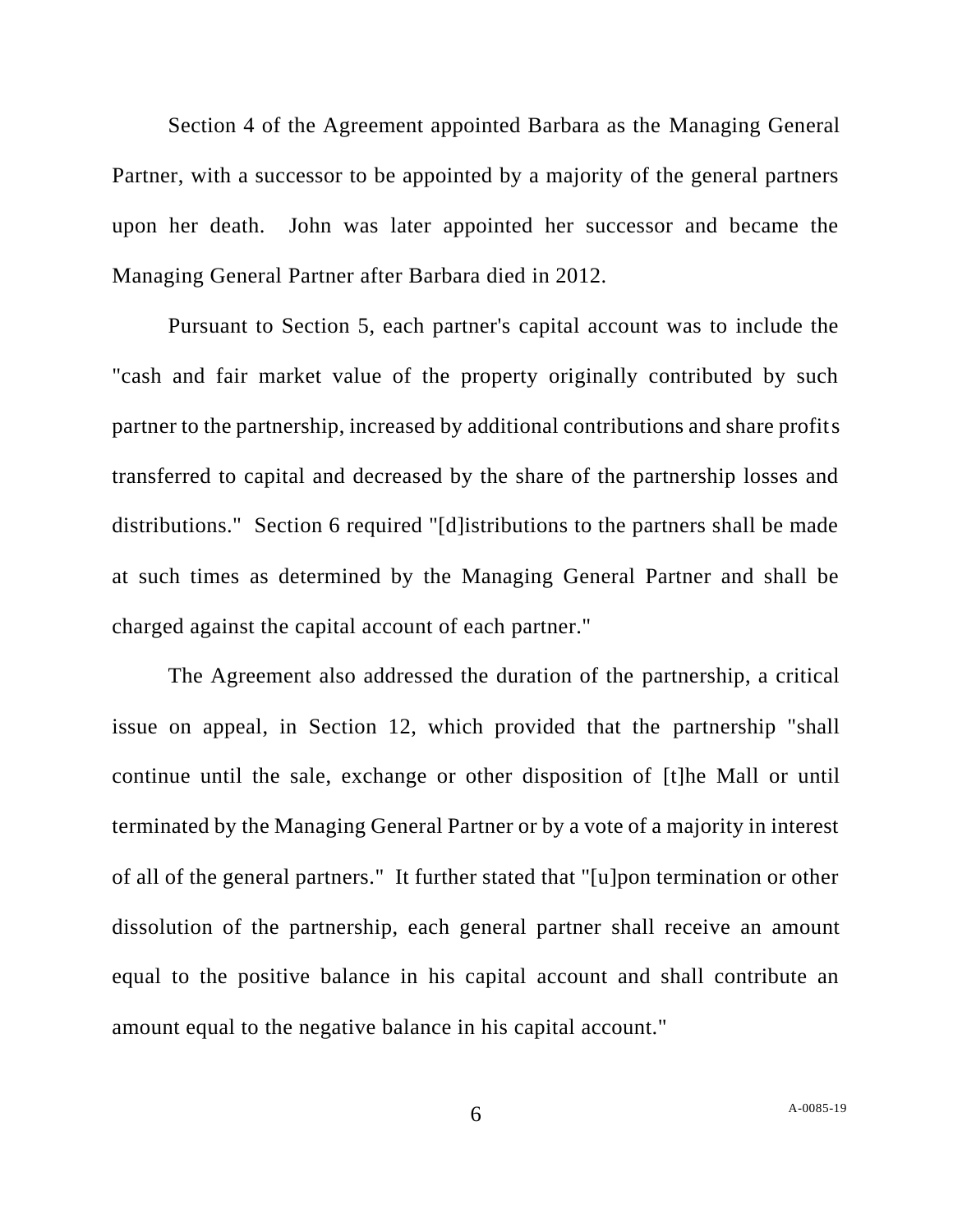Section 4 of the Agreement appointed Barbara as the Managing General Partner, with a successor to be appointed by a majority of the general partners upon her death. John was later appointed her successor and became the Managing General Partner after Barbara died in 2012.

Pursuant to Section 5, each partner's capital account was to include the "cash and fair market value of the property originally contributed by such partner to the partnership, increased by additional contributions and share profits transferred to capital and decreased by the share of the partnership losses and distributions." Section 6 required "[d]istributions to the partners shall be made at such times as determined by the Managing General Partner and shall be charged against the capital account of each partner."

The Agreement also addressed the duration of the partnership, a critical issue on appeal, in Section 12, which provided that the partnership "shall continue until the sale, exchange or other disposition of [t]he Mall or until terminated by the Managing General Partner or by a vote of a majority in interest of all of the general partners." It further stated that "[u]pon termination or other dissolution of the partnership, each general partner shall receive an amount equal to the positive balance in his capital account and shall contribute an amount equal to the negative balance in his capital account."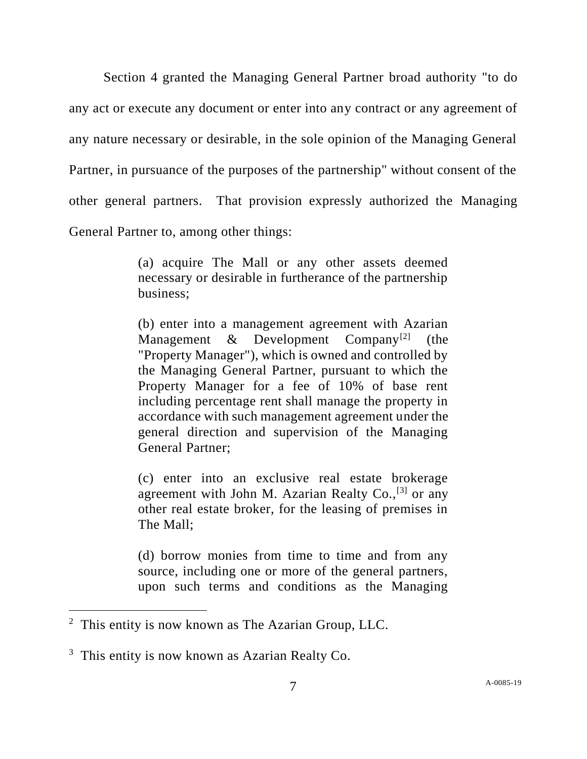Section 4 granted the Managing General Partner broad authority "to do any act or execute any document or enter into any contract or any agreement of any nature necessary or desirable, in the sole opinion of the Managing General Partner, in pursuance of the purposes of the partnership" without consent of the other general partners. That provision expressly authorized the Managing General Partner to, among other things:

> (a) acquire The Mall or any other assets deemed necessary or desirable in furtherance of the partnership business;
>
> (b) enter into a management agreement with Azarian Management & Development Company[2] (the "Property Manager"), which is owned and controlled by the Managing General Partner, pursuant to which the Property Manager for a fee of 10% of base rent including percentage rent shall manage the property in accordance with such management agreement under the general direction and supervision of the Managing General Partner;
>
> (c) enter into an exclusive real estate brokerage agreement with John M. Azarian Realty Co.,[3] or any other real estate broker, for the leasing of premises in The Mall;
>
> (d) borrow monies from time to time and from any source, including one or more of the general partners, upon such terms and conditions as the Managing

---

[2] This entity is now known as The Azarian Group, LLC.

[3] This entity is now known as Azarian Realty Co.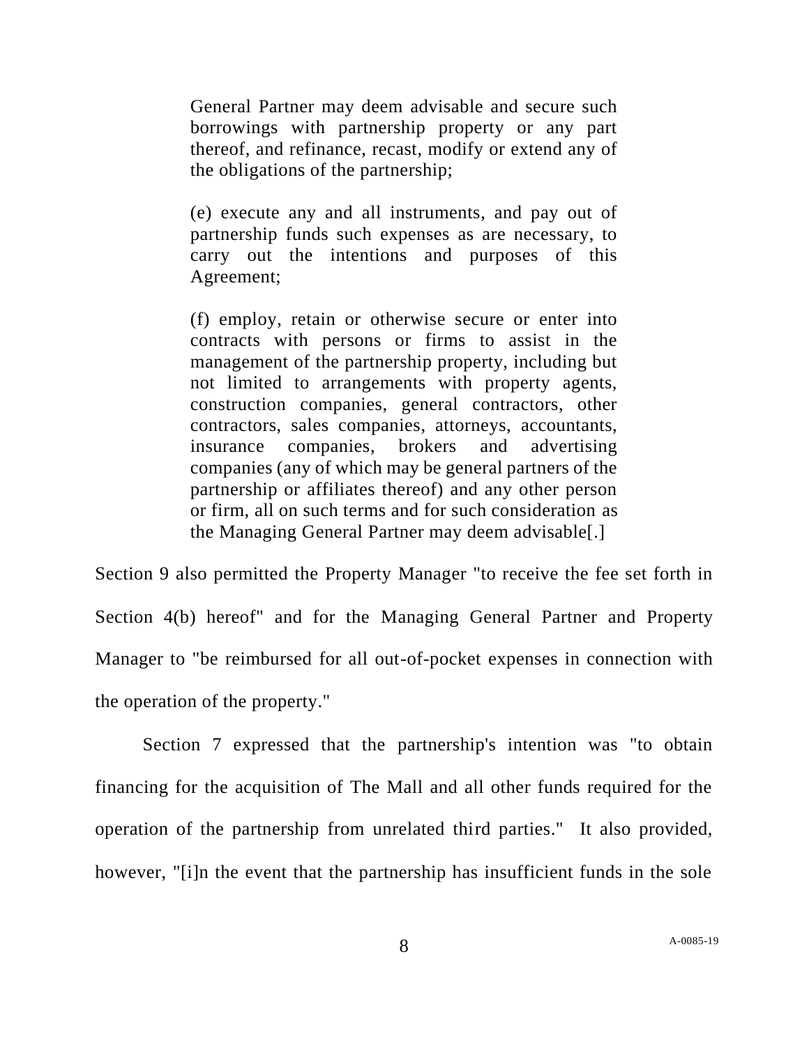> General Partner may deem advisable and secure such borrowings with partnership property or any part thereof, and refinance, recast, modify or extend any of the obligations of the partnership;
>
> (e) execute any and all instruments, and pay out of partnership funds such expenses as are necessary, to carry out the intentions and purposes of this Agreement;
>
> (f) employ, retain or otherwise secure or enter into contracts with persons or firms to assist in the management of the partnership property, including but not limited to arrangements with property agents, construction companies, general contractors, other contractors, sales companies, attorneys, accountants, insurance companies, brokers and advertising companies (any of which may be general partners of the partnership or affiliates thereof) and any other person or firm, all on such terms and for such consideration as the Managing General Partner may deem advisable[.]

Section 9 also permitted the Property Manager "to receive the fee set forth in Section 4(b) hereof" and for the Managing General Partner and Property Manager to "be reimbursed for all out-of-pocket expenses in connection with the operation of the property."

Section 7 expressed that the partnership's intention was "to obtain financing for the acquisition of The Mall and all other funds required for the operation of the partnership from unrelated third parties." It also provided, however, "[i]n the event that the partnership has insufficient funds in the sole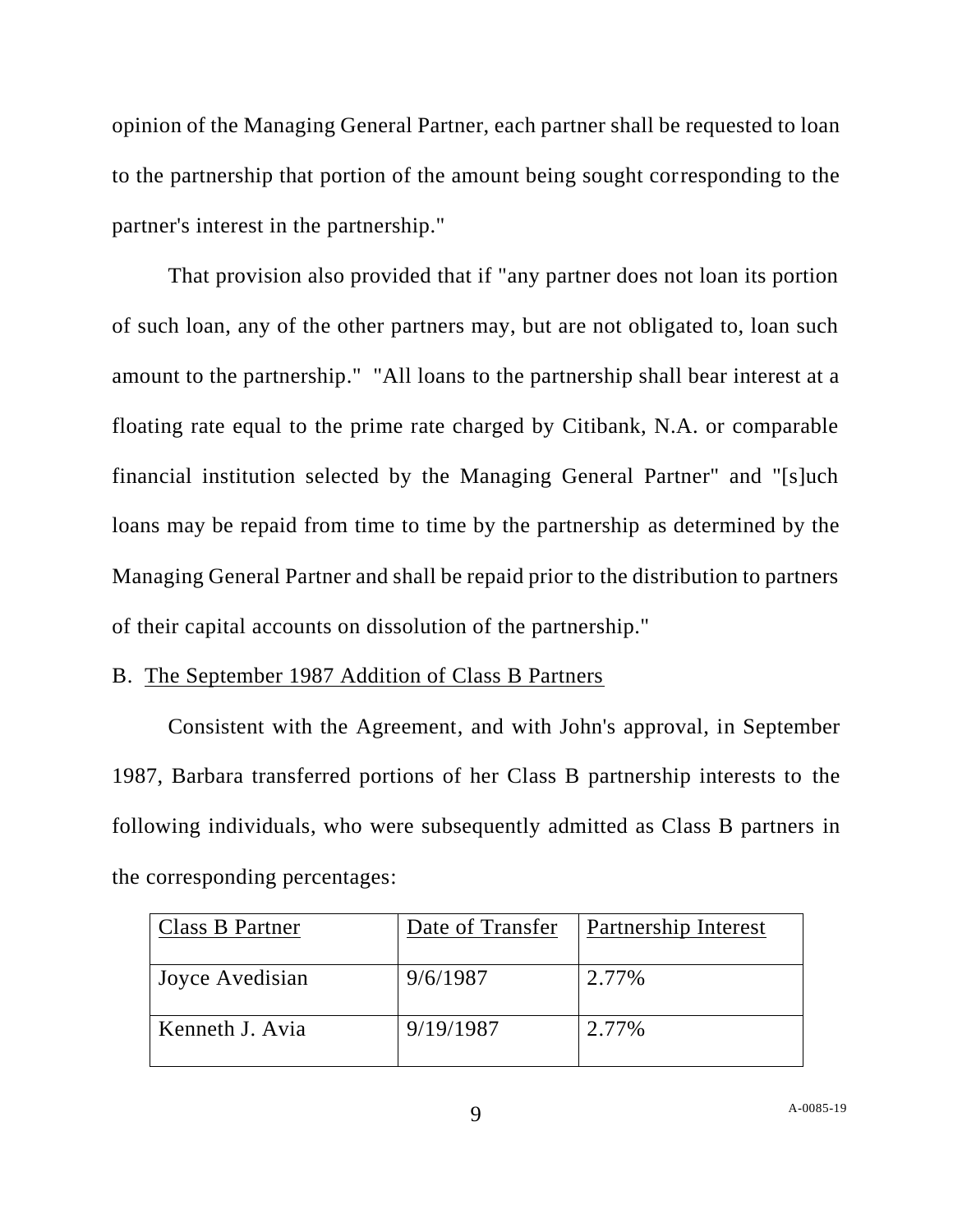opinion of the Managing General Partner, each partner shall be requested to loan to the partnership that portion of the amount being sought corresponding to the partner's interest in the partnership."

That provision also provided that if "any partner does not loan its portion of such loan, any of the other partners may, but are not obligated to, loan such amount to the partnership." "All loans to the partnership shall bear interest at a floating rate equal to the prime rate charged by Citibank, N.A. or comparable financial institution selected by the Managing General Partner" and "[s]uch loans may be repaid from time to time by the partnership as determined by the Managing General Partner and shall be repaid prior to the distribution to partners of their capital accounts on dissolution of the partnership."

B. The September 1987 Addition of Class B Partners

Consistent with the Agreement, and with John's approval, in September 1987, Barbara transferred portions of her Class B partnership interests to the following individuals, who were subsequently admitted as Class B partners in the corresponding percentages:

| Class B Partner | Date of Transfer | Partnership Interest |
| --- | --- | --- |
| Joyce Avedisian | 9/6/1987 | 2.77% |
| Kenneth J. Avia | 9/19/1987 | 2.77% |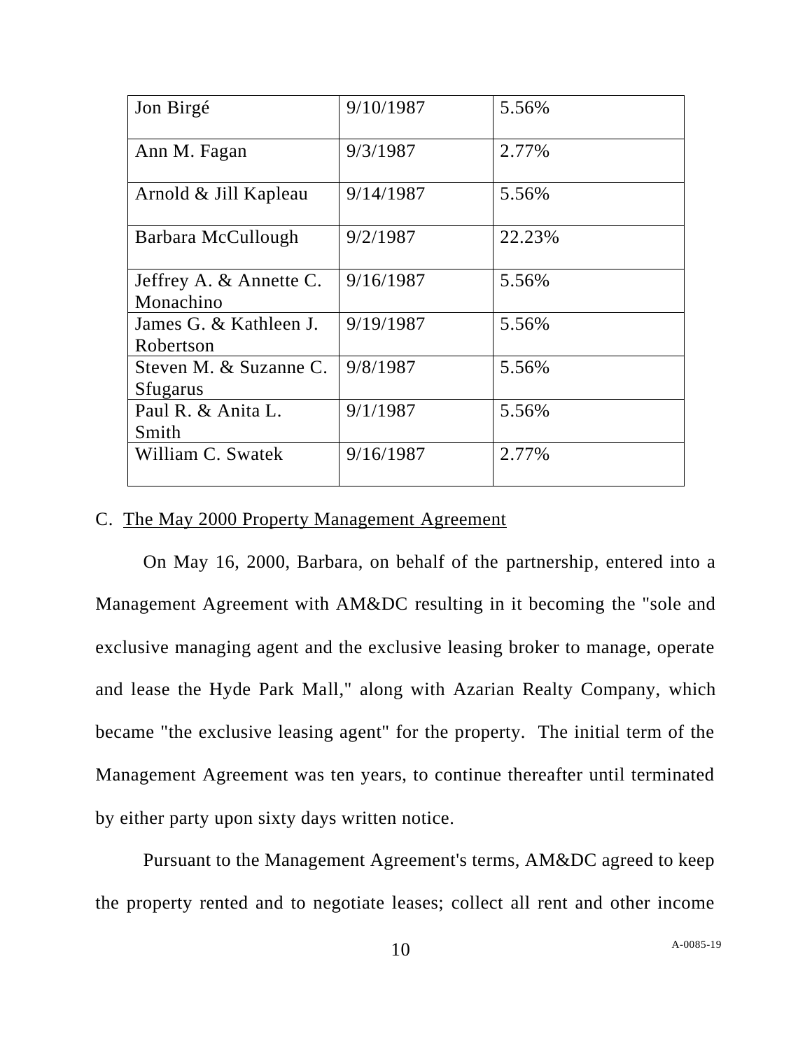| Jon Birgé | 9/10/1987 | 5.56% |
|---|---|---|
| Ann M. Fagan | 9/3/1987 | 2.77% |
| Arnold & Jill Kapleau | 9/14/1987 | 5.56% |
| Barbara McCullough | 9/2/1987 | 22.23% |
| Jeffrey A. & Annette C. Monachino | 9/16/1987 | 5.56% |
| James G. & Kathleen J. Robertson | 9/19/1987 | 5.56% |
| Steven M. & Suzanne C. Sfugarus | 9/8/1987 | 5.56% |
| Paul R. & Anita L. Smith | 9/1/1987 | 5.56% |
| William C. Swatek | 9/16/1987 | 2.77% |

C. The May 2000 Property Management Agreement

On May 16, 2000, Barbara, on behalf of the partnership, entered into a Management Agreement with AM&DC resulting in it becoming the "sole and exclusive managing agent and the exclusive leasing broker to manage, operate and lease the Hyde Park Mall," along with Azarian Realty Company, which became "the exclusive leasing agent" for the property. The initial term of the Management Agreement was ten years, to continue thereafter until terminated by either party upon sixty days written notice.

Pursuant to the Management Agreement's terms, AM&DC agreed to keep the property rented and to negotiate leases; collect all rent and other income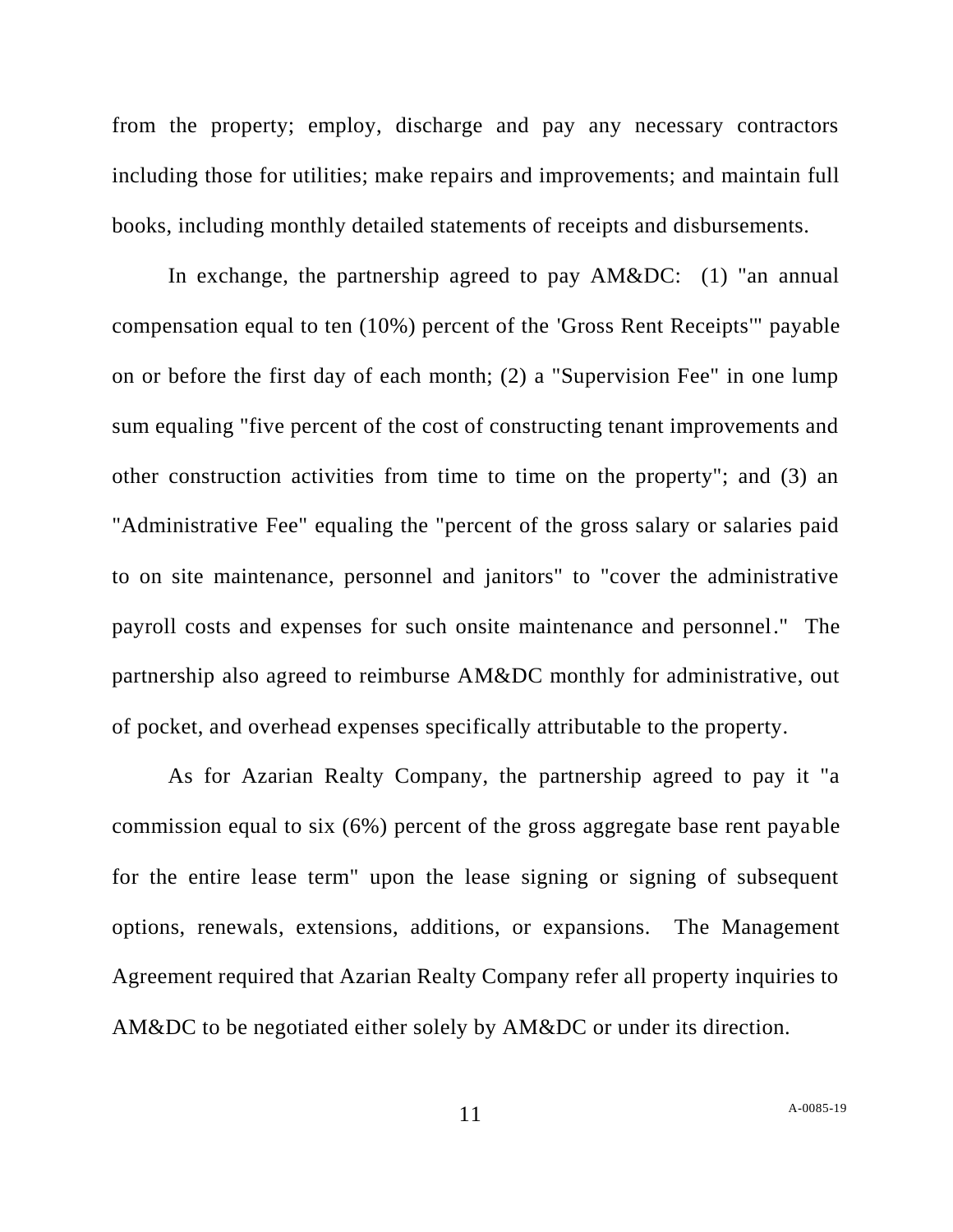from the property; employ, discharge and pay any necessary contractors including those for utilities; make repairs and improvements; and maintain full books, including monthly detailed statements of receipts and disbursements.

In exchange, the partnership agreed to pay AM&DC: (1) "an annual compensation equal to ten (10%) percent of the 'Gross Rent Receipts'" payable on or before the first day of each month; (2) a "Supervision Fee" in one lump sum equaling "five percent of the cost of constructing tenant improvements and other construction activities from time to time on the property"; and (3) an "Administrative Fee" equaling the "percent of the gross salary or salaries paid to on site maintenance, personnel and janitors" to "cover the administrative payroll costs and expenses for such onsite maintenance and personnel." The partnership also agreed to reimburse AM&DC monthly for administrative, out of pocket, and overhead expenses specifically attributable to the property.

As for Azarian Realty Company, the partnership agreed to pay it "a commission equal to six (6%) percent of the gross aggregate base rent payable for the entire lease term" upon the lease signing or signing of subsequent options, renewals, extensions, additions, or expansions. The Management Agreement required that Azarian Realty Company refer all property inquiries to AM&DC to be negotiated either solely by AM&DC or under its direction.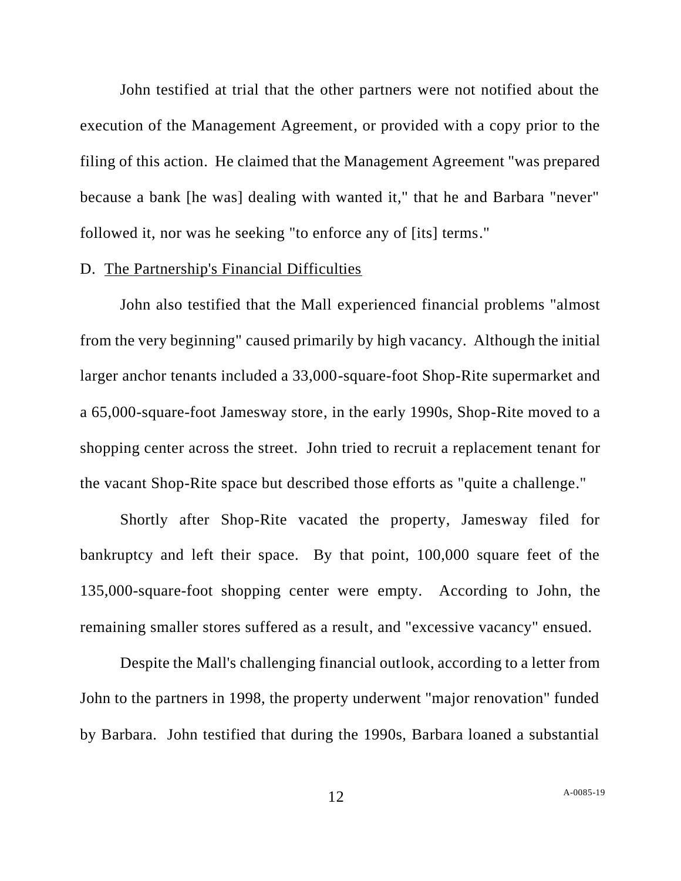John testified at trial that the other partners were not notified about the execution of the Management Agreement, or provided with a copy prior to the filing of this action. He claimed that the Management Agreement "was prepared because a bank [he was] dealing with wanted it," that he and Barbara "never" followed it, nor was he seeking "to enforce any of [its] terms."

D. <u>The Partnership's Financial Difficulties</u>

John also testified that the Mall experienced financial problems "almost from the very beginning" caused primarily by high vacancy. Although the initial larger anchor tenants included a 33,000-square-foot Shop-Rite supermarket and a 65,000-square-foot Jamesway store, in the early 1990s, Shop-Rite moved to a shopping center across the street. John tried to recruit a replacement tenant for the vacant Shop-Rite space but described those efforts as "quite a challenge."

Shortly after Shop-Rite vacated the property, Jamesway filed for bankruptcy and left their space. By that point, 100,000 square feet of the 135,000-square-foot shopping center were empty. According to John, the remaining smaller stores suffered as a result, and "excessive vacancy" ensued.

Despite the Mall's challenging financial outlook, according to a letter from John to the partners in 1998, the property underwent "major renovation" funded by Barbara. John testified that during the 1990s, Barbara loaned a substantial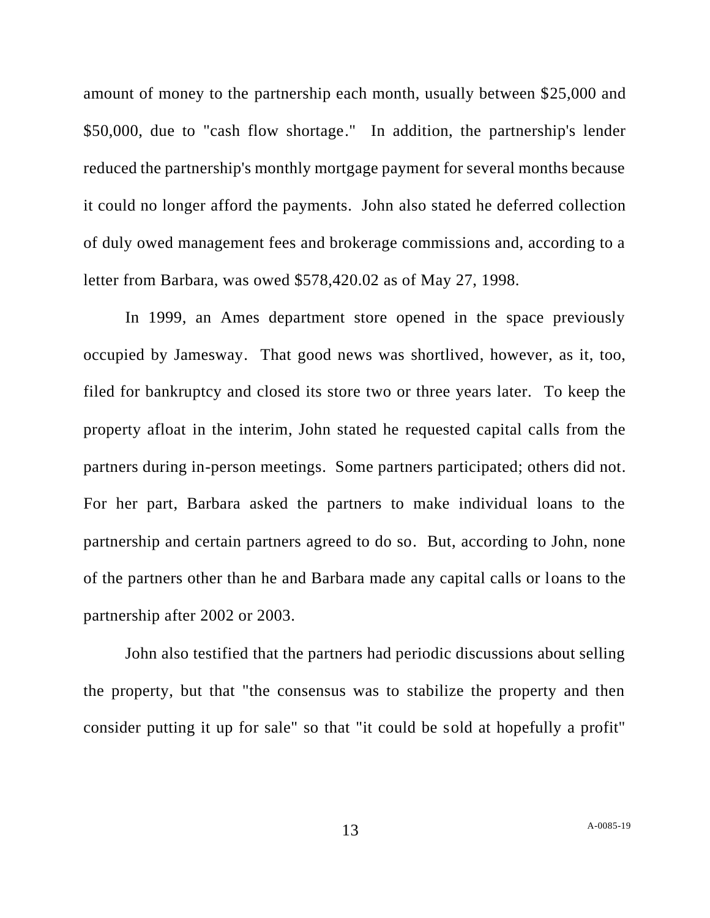amount of money to the partnership each month, usually between $25,000 and $50,000, due to "cash flow shortage." In addition, the partnership's lender reduced the partnership's monthly mortgage payment for several months because it could no longer afford the payments. John also stated he deferred collection of duly owed management fees and brokerage commissions and, according to a letter from Barbara, was owed $578,420.02 as of May 27, 1998.

In 1999, an Ames department store opened in the space previously occupied by Jamesway. That good news was shortlived, however, as it, too, filed for bankruptcy and closed its store two or three years later. To keep the property afloat in the interim, John stated he requested capital calls from the partners during in-person meetings. Some partners participated; others did not. For her part, Barbara asked the partners to make individual loans to the partnership and certain partners agreed to do so. But, according to John, none of the partners other than he and Barbara made any capital calls or loans to the partnership after 2002 or 2003.

John also testified that the partners had periodic discussions about selling the property, but that "the consensus was to stabilize the property and then consider putting it up for sale" so that "it could be sold at hopefully a profit"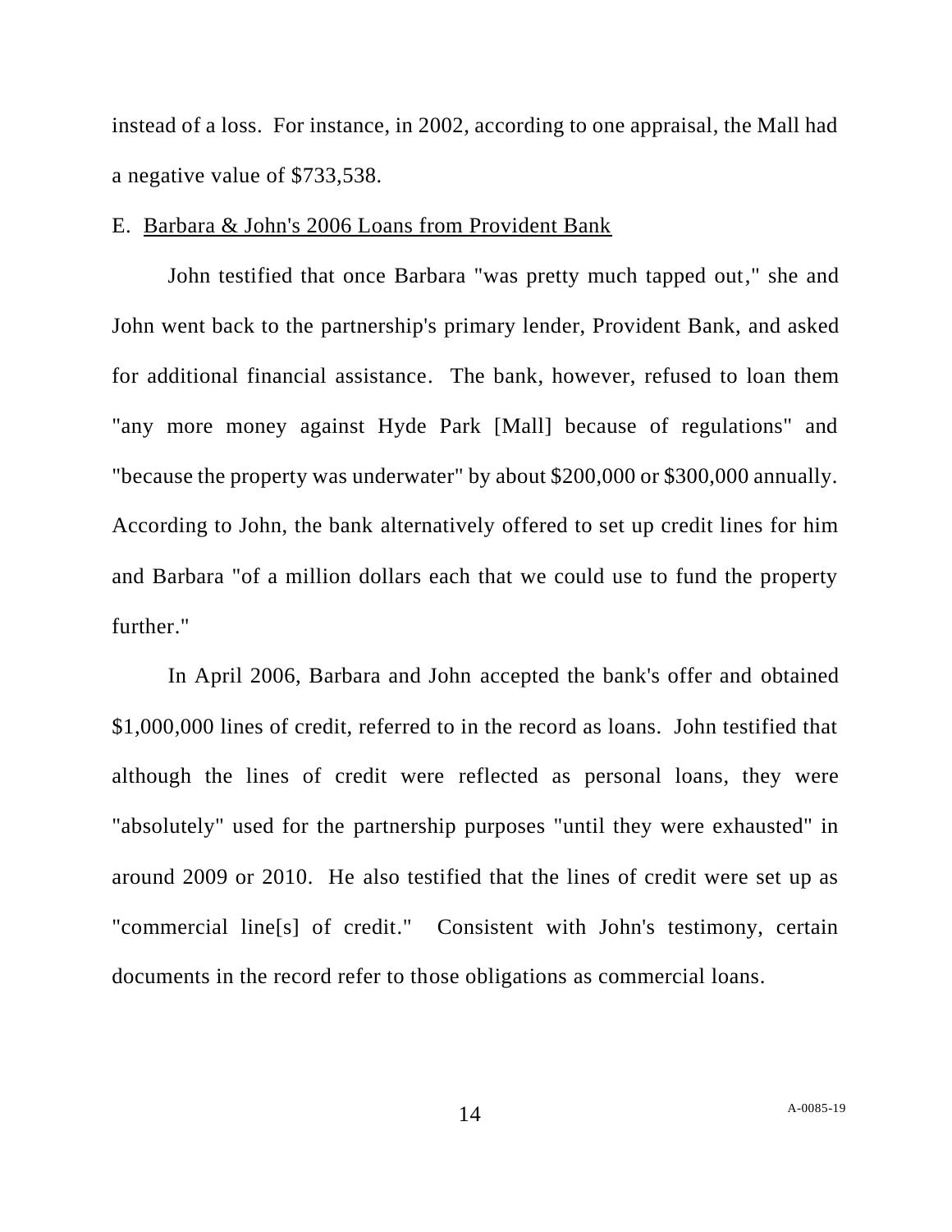instead of a loss. For instance, in 2002, according to one appraisal, the Mall had a negative value of $733,538.

E. <u>Barbara & John's 2006 Loans from Provident Bank</u>

John testified that once Barbara "was pretty much tapped out," she and John went back to the partnership's primary lender, Provident Bank, and asked for additional financial assistance. The bank, however, refused to loan them "any more money against Hyde Park [Mall] because of regulations" and "because the property was underwater" by about $200,000 or $300,000 annually. According to John, the bank alternatively offered to set up credit lines for him and Barbara "of a million dollars each that we could use to fund the property further."

In April 2006, Barbara and John accepted the bank's offer and obtained $1,000,000 lines of credit, referred to in the record as loans. John testified that although the lines of credit were reflected as personal loans, they were "absolutely" used for the partnership purposes "until they were exhausted" in around 2009 or 2010. He also testified that the lines of credit were set up as "commercial line[s] of credit." Consistent with John's testimony, certain documents in the record refer to those obligations as commercial loans.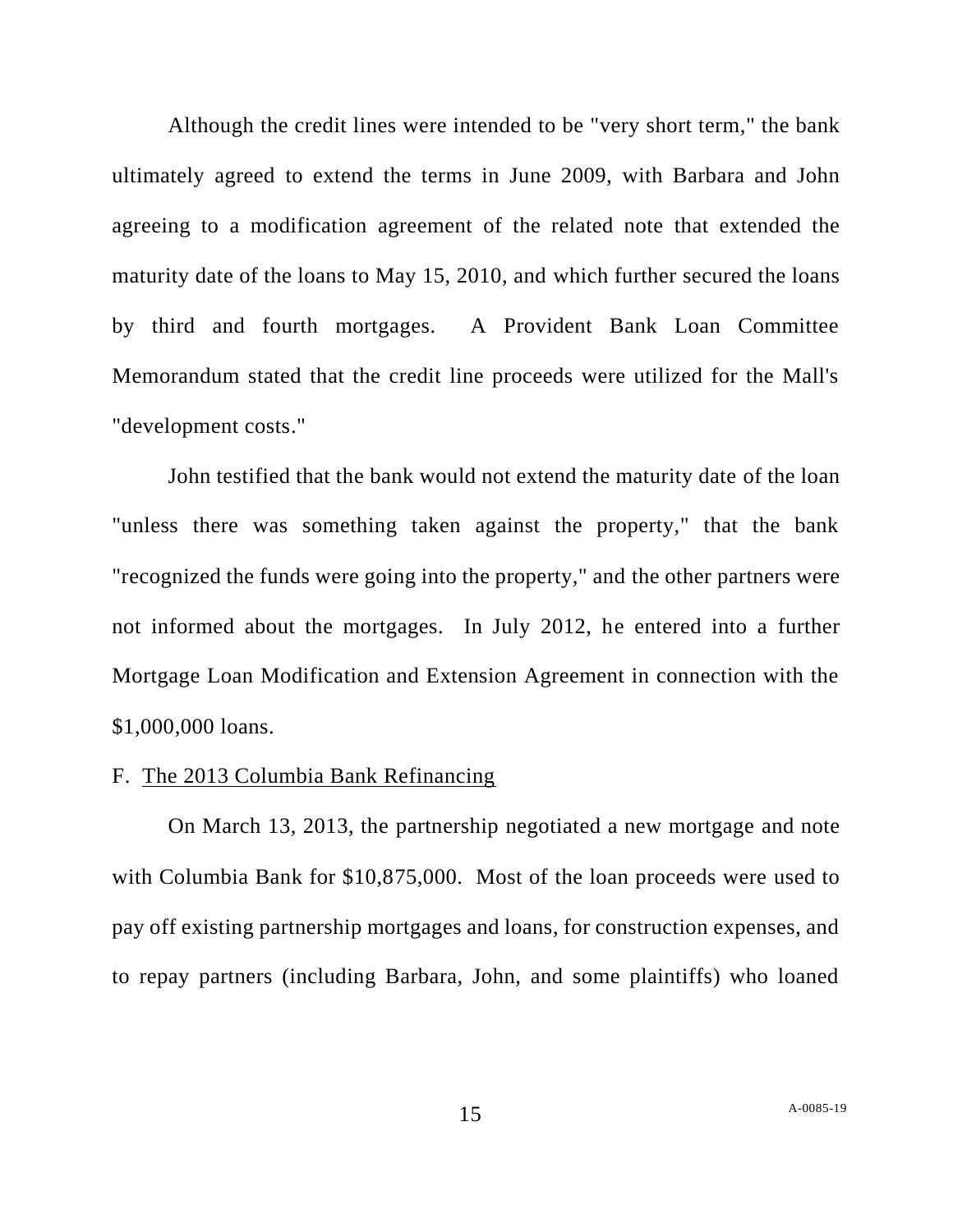Although the credit lines were intended to be "very short term," the bank ultimately agreed to extend the terms in June 2009, with Barbara and John agreeing to a modification agreement of the related note that extended the maturity date of the loans to May 15, 2010, and which further secured the loans by third and fourth mortgages. A Provident Bank Loan Committee Memorandum stated that the credit line proceeds were utilized for the Mall's "development costs."

John testified that the bank would not extend the maturity date of the loan "unless there was something taken against the property," that the bank "recognized the funds were going into the property," and the other partners were not informed about the mortgages. In July 2012, he entered into a further Mortgage Loan Modification and Extension Agreement in connection with the $1,000,000 loans.

F. <u>The 2013 Columbia Bank Refinancing</u>

On March 13, 2013, the partnership negotiated a new mortgage and note with Columbia Bank for $10,875,000. Most of the loan proceeds were used to pay off existing partnership mortgages and loans, for construction expenses, and to repay partners (including Barbara, John, and some plaintiffs) who loaned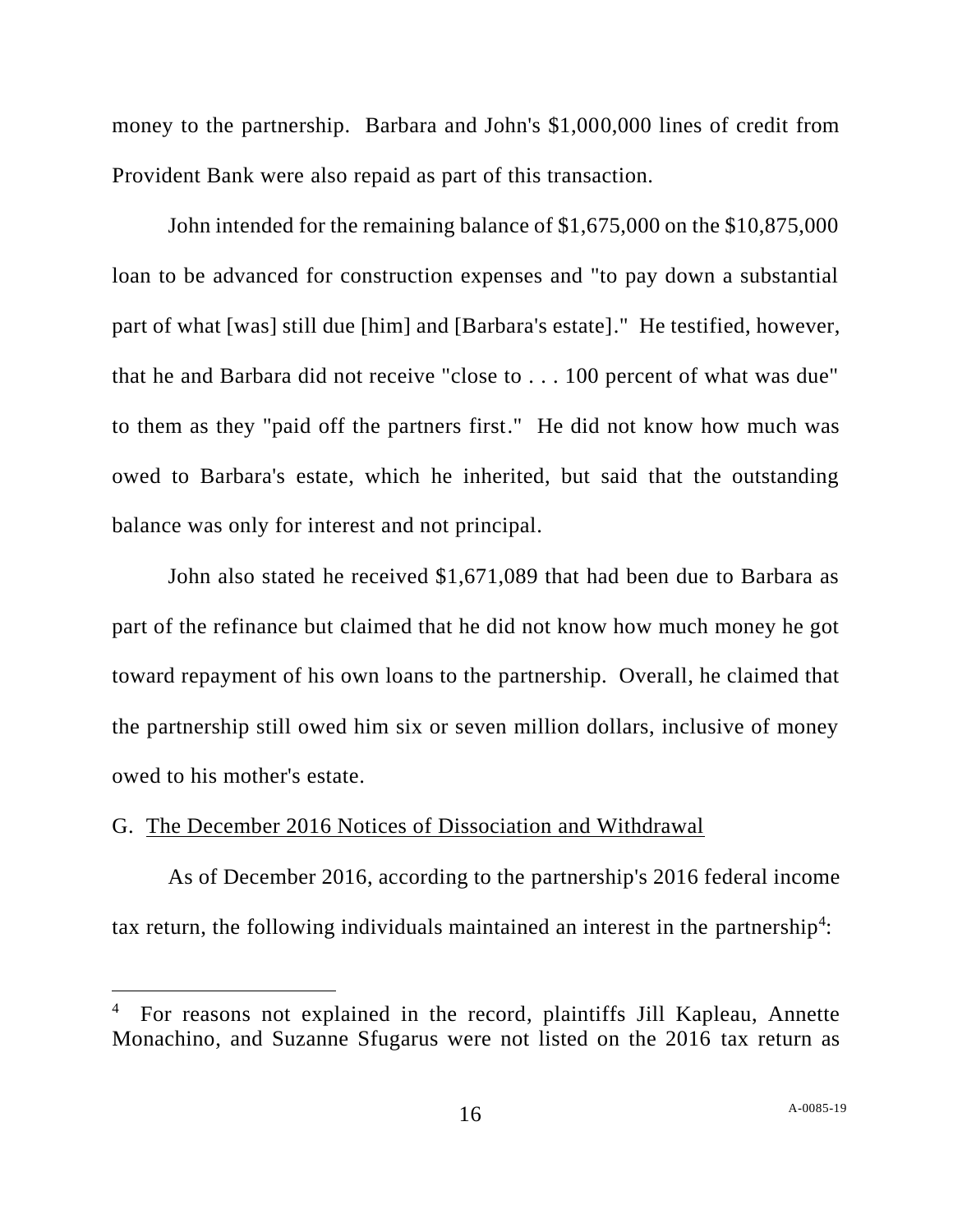money to the partnership. Barbara and John's $1,000,000 lines of credit from Provident Bank were also repaid as part of this transaction.

John intended for the remaining balance of $1,675,000 on the $10,875,000 loan to be advanced for construction expenses and "to pay down a substantial part of what [was] still due [him] and [Barbara's estate]." He testified, however, that he and Barbara did not receive "close to . . . 100 percent of what was due" to them as they "paid off the partners first." He did not know how much was owed to Barbara's estate, which he inherited, but said that the outstanding balance was only for interest and not principal.

John also stated he received $1,671,089 that had been due to Barbara as part of the refinance but claimed that he did not know how much money he got toward repayment of his own loans to the partnership. Overall, he claimed that the partnership still owed him six or seven million dollars, inclusive of money owed to his mother's estate.

G. <u>The December 2016 Notices of Dissociation and Withdrawal</u>

As of December 2016, according to the partnership's 2016 federal income tax return, the following individuals maintained an interest in the partnership[4]:

[4] For reasons not explained in the record, plaintiffs Jill Kapleau, Annette Monachino, and Suzanne Sfugarus were not listed on the 2016 tax return as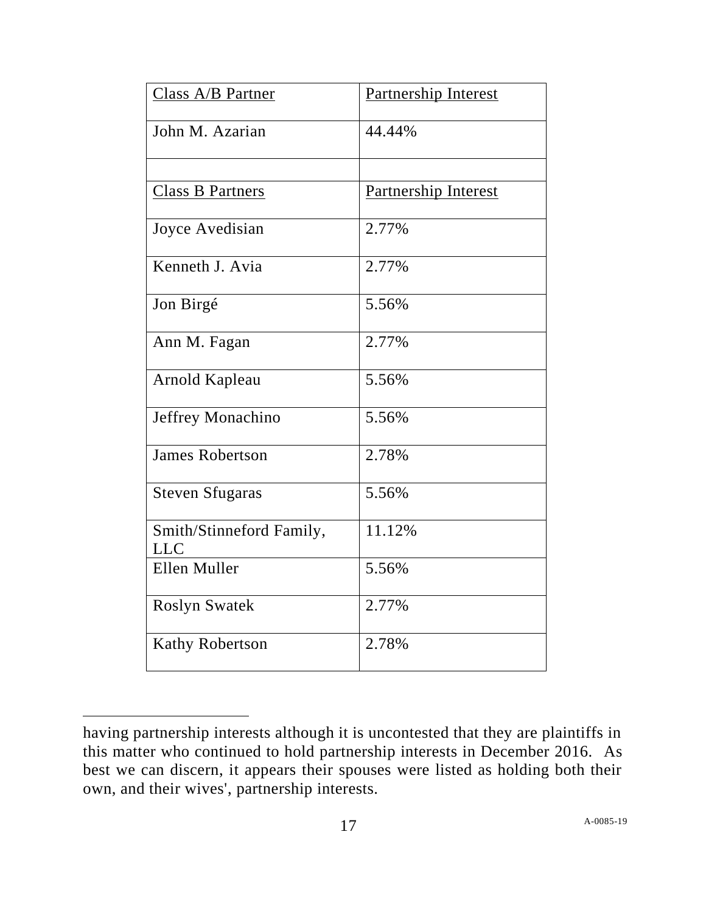| Class A/B Partner | Partnership Interest |
|---|---|
| John M. Azarian | 44.44% |
| | |
| Class B Partners | Partnership Interest |
| Joyce Avedisian | 2.77% |
| Kenneth J. Avia | 2.77% |
| Jon Birgé | 5.56% |
| Ann M. Fagan | 2.77% |
| Arnold Kapleau | 5.56% |
| Jeffrey Monachino | 5.56% |
| James Robertson | 2.78% |
| Steven Sfugaras | 5.56% |
| Smith/Stinneford Family, LLC | 11.12% |
| Ellen Muller | 5.56% |
| Roslyn Swatek | 2.77% |
| Kathy Robertson | 2.78% |

---

having partnership interests although it is uncontested that they are plaintiffs in this matter who continued to hold partnership interests in December 2016. As best we can discern, it appears their spouses were listed as holding both their own, and their wives', partnership interests.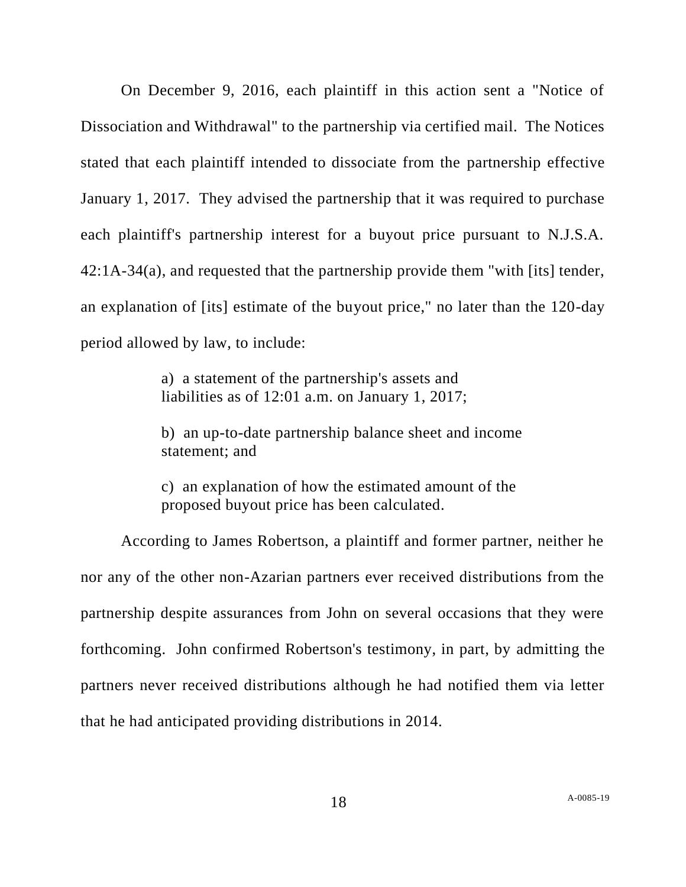On December 9, 2016, each plaintiff in this action sent a "Notice of Dissociation and Withdrawal" to the partnership via certified mail. The Notices stated that each plaintiff intended to dissociate from the partnership effective January 1, 2017. They advised the partnership that it was required to purchase each plaintiff's partnership interest for a buyout price pursuant to N.J.S.A. 42:1A-34(a), and requested that the partnership provide them "with [its] tender, an explanation of [its] estimate of the buyout price," no later than the 120-day period allowed by law, to include:

> a) a statement of the partnership's assets and liabilities as of 12:01 a.m. on January 1, 2017;
>
> b) an up-to-date partnership balance sheet and income statement; and
>
> c) an explanation of how the estimated amount of the proposed buyout price has been calculated.

According to James Robertson, a plaintiff and former partner, neither he nor any of the other non-Azarian partners ever received distributions from the partnership despite assurances from John on several occasions that they were forthcoming. John confirmed Robertson's testimony, in part, by admitting the partners never received distributions although he had notified them via letter that he had anticipated providing distributions in 2014.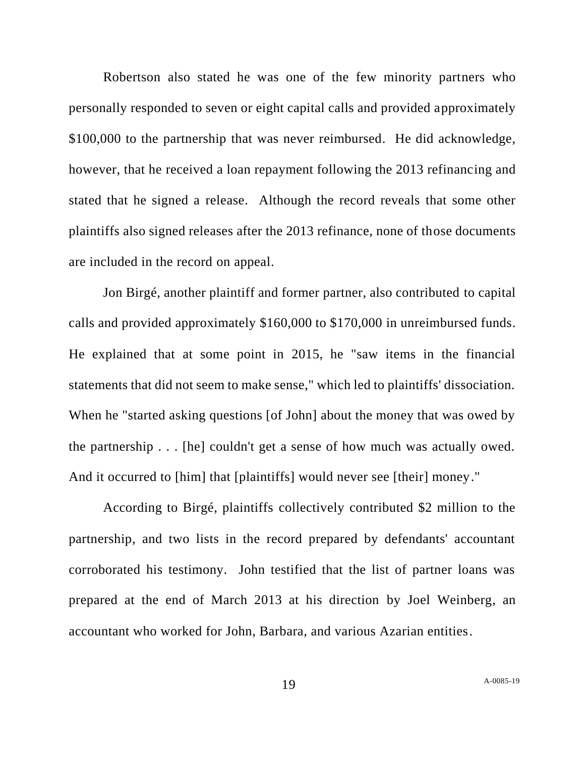Robertson also stated he was one of the few minority partners who personally responded to seven or eight capital calls and provided approximately $100,000 to the partnership that was never reimbursed. He did acknowledge, however, that he received a loan repayment following the 2013 refinancing and stated that he signed a release. Although the record reveals that some other plaintiffs also signed releases after the 2013 refinance, none of those documents are included in the record on appeal.

Jon Birgé, another plaintiff and former partner, also contributed to capital calls and provided approximately $160,000 to $170,000 in unreimbursed funds. He explained that at some point in 2015, he "saw items in the financial statements that did not seem to make sense," which led to plaintiffs' dissociation. When he "started asking questions [of John] about the money that was owed by the partnership . . . [he] couldn't get a sense of how much was actually owed. And it occurred to [him] that [plaintiffs] would never see [their] money."

According to Birgé, plaintiffs collectively contributed $2 million to the partnership, and two lists in the record prepared by defendants' accountant corroborated his testimony. John testified that the list of partner loans was prepared at the end of March 2013 at his direction by Joel Weinberg, an accountant who worked for John, Barbara, and various Azarian entities.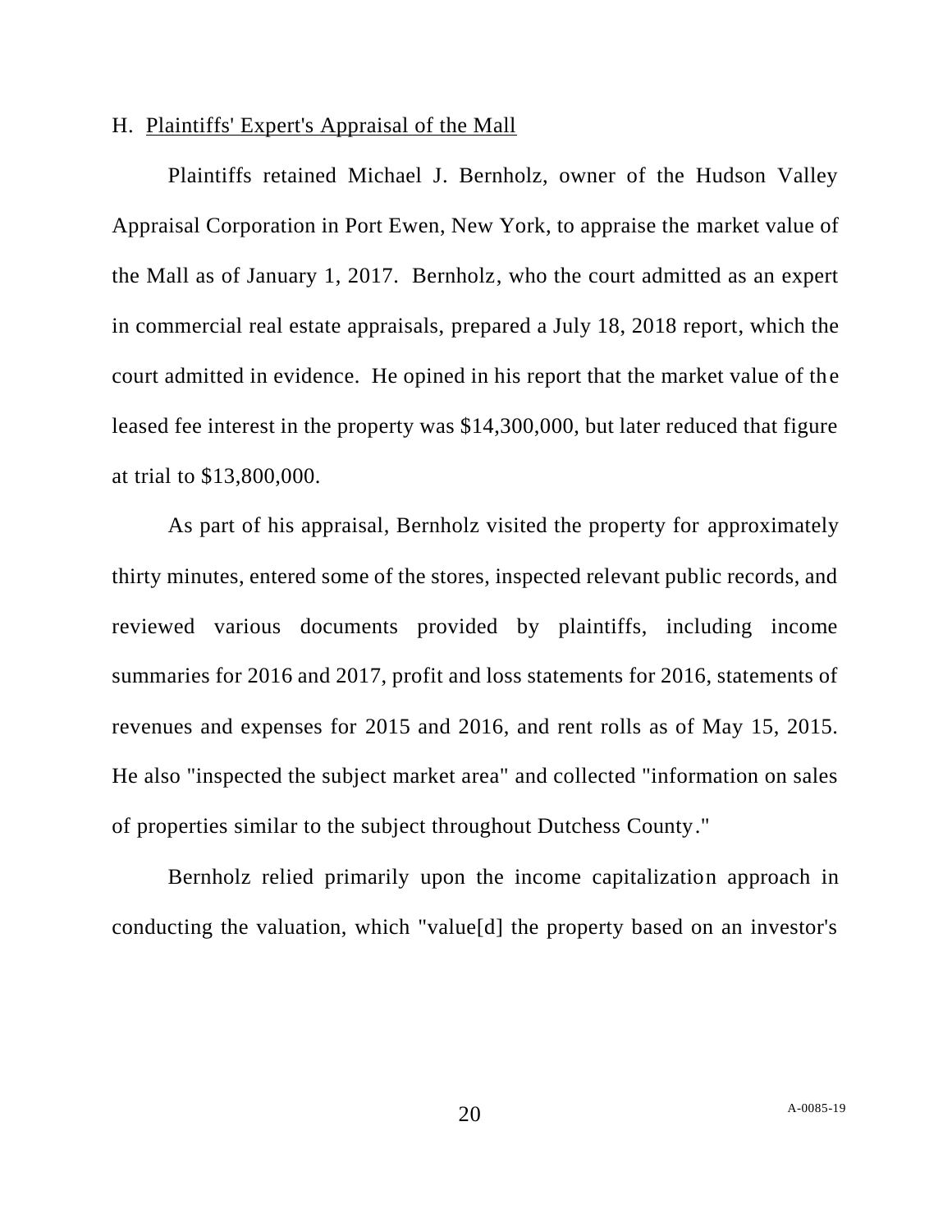H. Plaintiffs' Expert's Appraisal of the Mall

Plaintiffs retained Michael J. Bernholz, owner of the Hudson Valley Appraisal Corporation in Port Ewen, New York, to appraise the market value of the Mall as of January 1, 2017. Bernholz, who the court admitted as an expert in commercial real estate appraisals, prepared a July 18, 2018 report, which the court admitted in evidence. He opined in his report that the market value of the leased fee interest in the property was $14,300,000, but later reduced that figure at trial to $13,800,000.

As part of his appraisal, Bernholz visited the property for approximately thirty minutes, entered some of the stores, inspected relevant public records, and reviewed various documents provided by plaintiffs, including income summaries for 2016 and 2017, profit and loss statements for 2016, statements of revenues and expenses for 2015 and 2016, and rent rolls as of May 15, 2015. He also "inspected the subject market area" and collected "information on sales of properties similar to the subject throughout Dutchess County."

Bernholz relied primarily upon the income capitalization approach in conducting the valuation, which "value[d] the property based on an investor's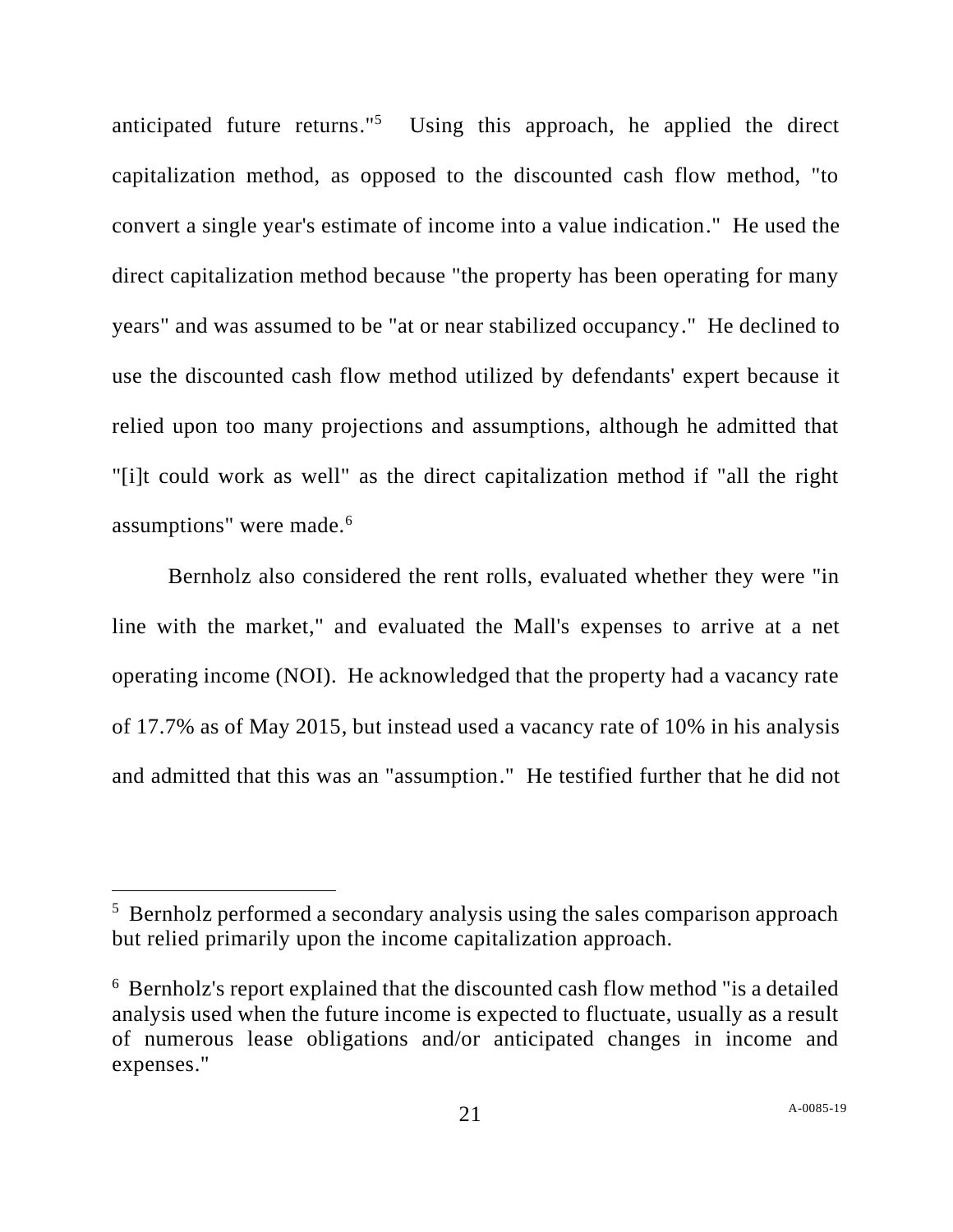anticipated future returns."[5] Using this approach, he applied the direct capitalization method, as opposed to the discounted cash flow method, "to convert a single year's estimate of income into a value indication." He used the direct capitalization method because "the property has been operating for many years" and was assumed to be "at or near stabilized occupancy." He declined to use the discounted cash flow method utilized by defendants' expert because it relied upon too many projections and assumptions, although he admitted that "[i]t could work as well" as the direct capitalization method if "all the right assumptions" were made.[6]

Bernholz also considered the rent rolls, evaluated whether they were "in line with the market," and evaluated the Mall's expenses to arrive at a net operating income (NOI). He acknowledged that the property had a vacancy rate of 17.7% as of May 2015, but instead used a vacancy rate of 10% in his analysis and admitted that this was an "assumption." He testified further that he did not

---

[5] Bernholz performed a secondary analysis using the sales comparison approach but relied primarily upon the income capitalization approach.

[6] Bernholz's report explained that the discounted cash flow method "is a detailed analysis used when the future income is expected to fluctuate, usually as a result of numerous lease obligations and/or anticipated changes in income and expenses."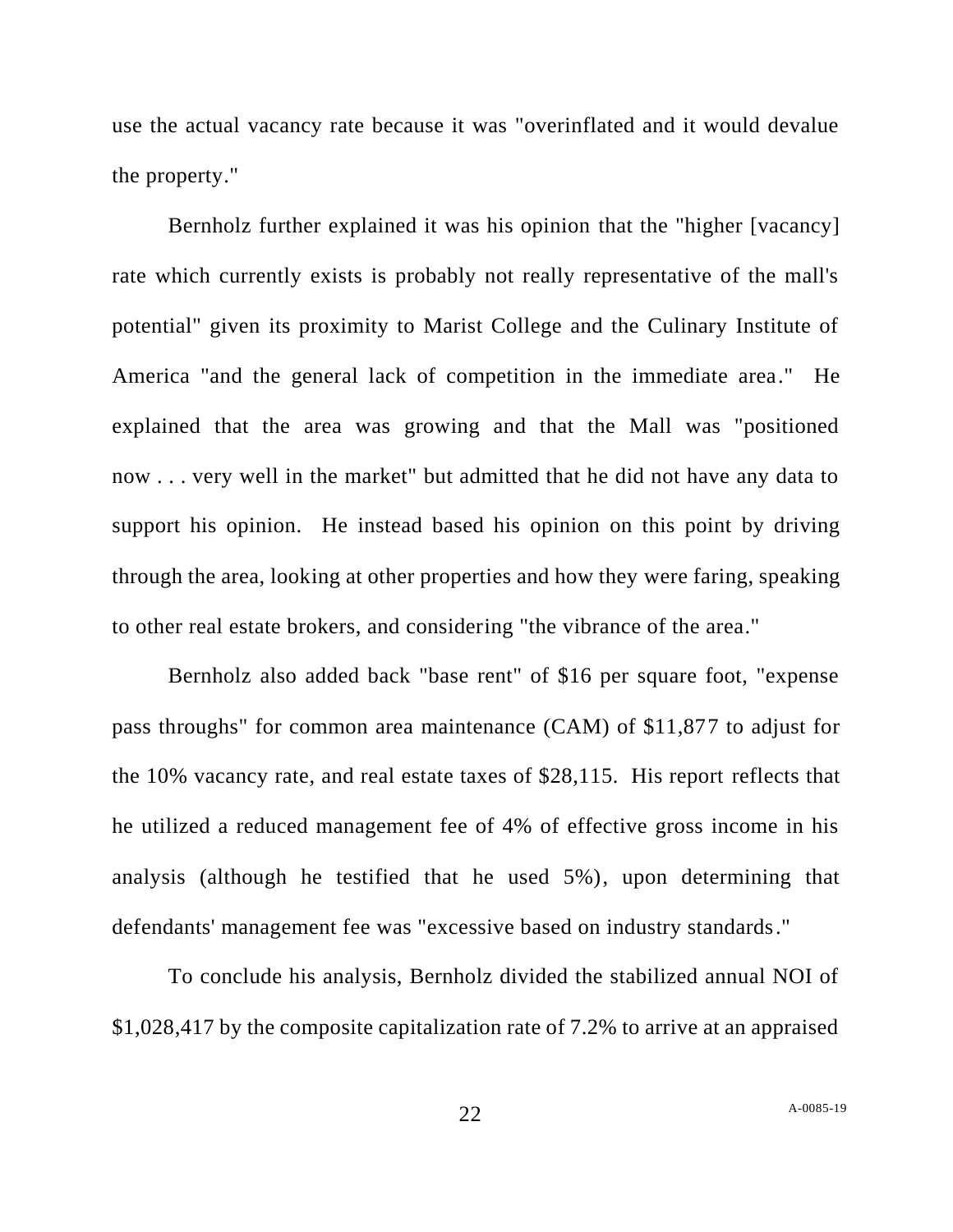use the actual vacancy rate because it was "overinflated and it would devalue the property."

Bernholz further explained it was his opinion that the "higher [vacancy] rate which currently exists is probably not really representative of the mall's potential" given its proximity to Marist College and the Culinary Institute of America "and the general lack of competition in the immediate area." He explained that the area was growing and that the Mall was "positioned now . . . very well in the market" but admitted that he did not have any data to support his opinion. He instead based his opinion on this point by driving through the area, looking at other properties and how they were faring, speaking to other real estate brokers, and considering "the vibrance of the area."

Bernholz also added back "base rent" of $16 per square foot, "expense pass throughs" for common area maintenance (CAM) of $11,877 to adjust for the 10% vacancy rate, and real estate taxes of $28,115. His report reflects that he utilized a reduced management fee of 4% of effective gross income in his analysis (although he testified that he used 5%), upon determining that defendants' management fee was "excessive based on industry standards."

To conclude his analysis, Bernholz divided the stabilized annual NOI of $1,028,417 by the composite capitalization rate of 7.2% to arrive at an appraised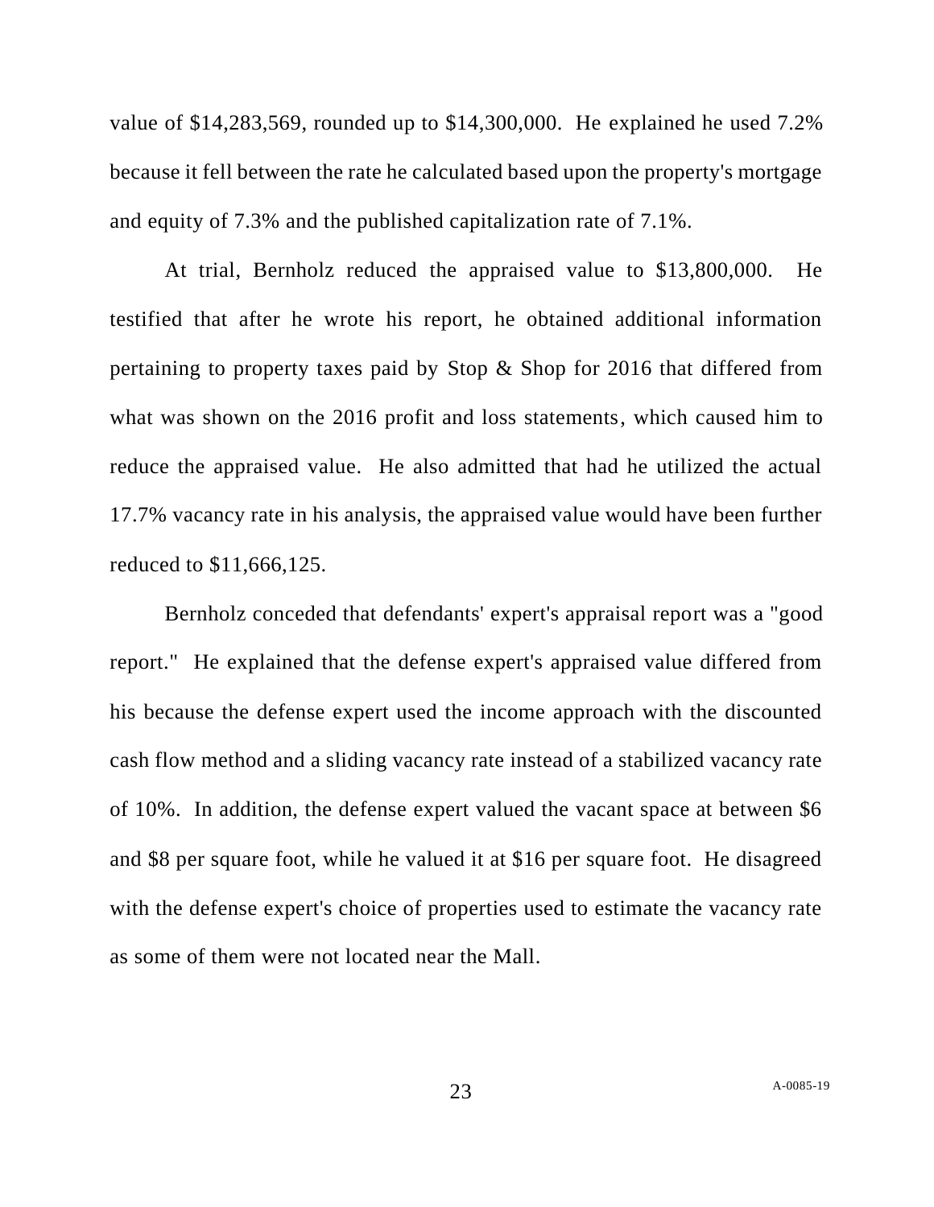value of $14,283,569, rounded up to $14,300,000. He explained he used 7.2% because it fell between the rate he calculated based upon the property's mortgage and equity of 7.3% and the published capitalization rate of 7.1%.

At trial, Bernholz reduced the appraised value to $13,800,000. He testified that after he wrote his report, he obtained additional information pertaining to property taxes paid by Stop & Shop for 2016 that differed from what was shown on the 2016 profit and loss statements, which caused him to reduce the appraised value. He also admitted that had he utilized the actual 17.7% vacancy rate in his analysis, the appraised value would have been further reduced to $11,666,125.

Bernholz conceded that defendants' expert's appraisal report was a "good report." He explained that the defense expert's appraised value differed from his because the defense expert used the income approach with the discounted cash flow method and a sliding vacancy rate instead of a stabilized vacancy rate of 10%. In addition, the defense expert valued the vacant space at between $6 and $8 per square foot, while he valued it at $16 per square foot. He disagreed with the defense expert's choice of properties used to estimate the vacancy rate as some of them were not located near the Mall.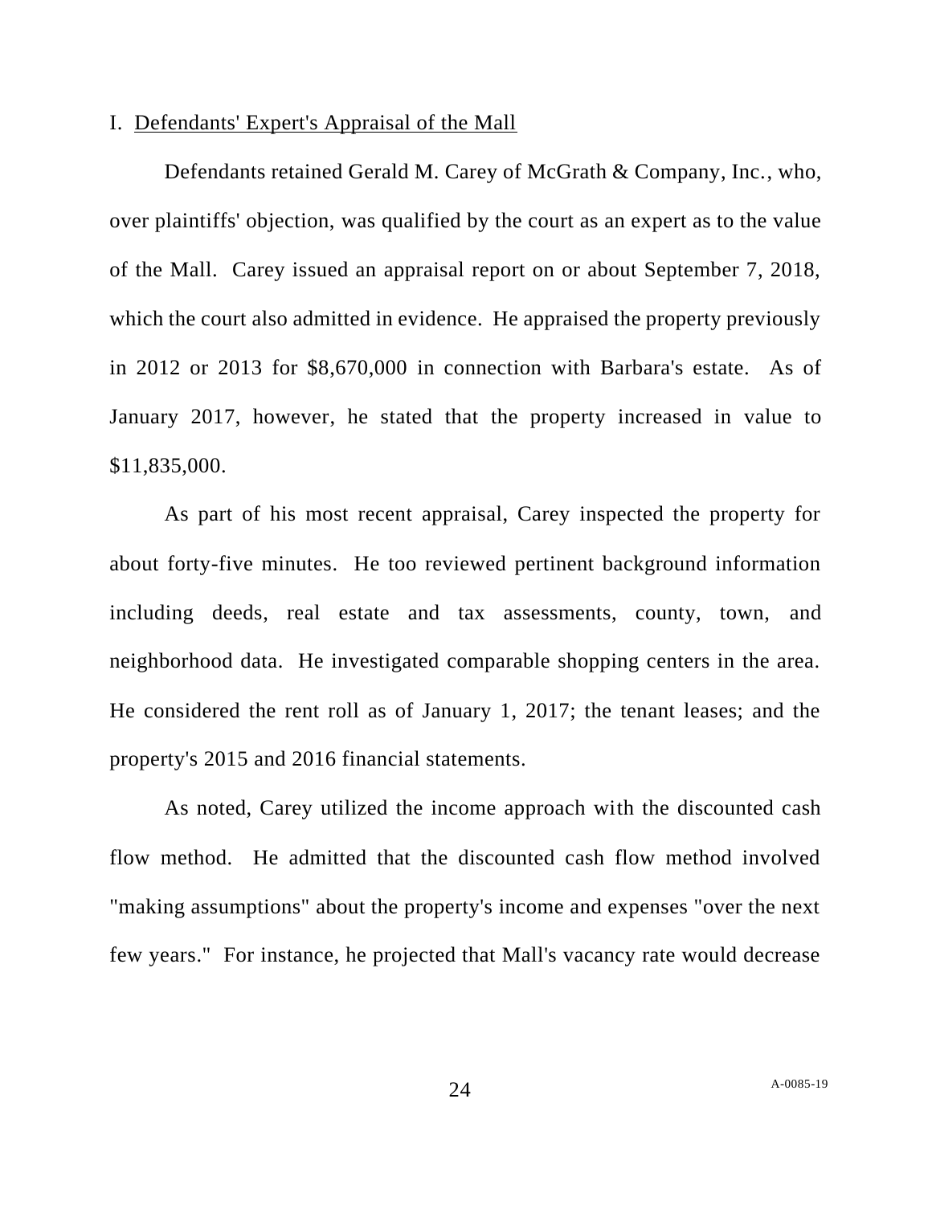I. <u>Defendants' Expert's Appraisal of the Mall</u>

Defendants retained Gerald M. Carey of McGrath & Company, Inc., who, over plaintiffs' objection, was qualified by the court as an expert as to the value of the Mall. Carey issued an appraisal report on or about September 7, 2018, which the court also admitted in evidence. He appraised the property previously in 2012 or 2013 for $8,670,000 in connection with Barbara's estate. As of January 2017, however, he stated that the property increased in value to $11,835,000.

As part of his most recent appraisal, Carey inspected the property for about forty-five minutes. He too reviewed pertinent background information including deeds, real estate and tax assessments, county, town, and neighborhood data. He investigated comparable shopping centers in the area. He considered the rent roll as of January 1, 2017; the tenant leases; and the property's 2015 and 2016 financial statements.

As noted, Carey utilized the income approach with the discounted cash flow method. He admitted that the discounted cash flow method involved "making assumptions" about the property's income and expenses "over the next few years." For instance, he projected that Mall's vacancy rate would decrease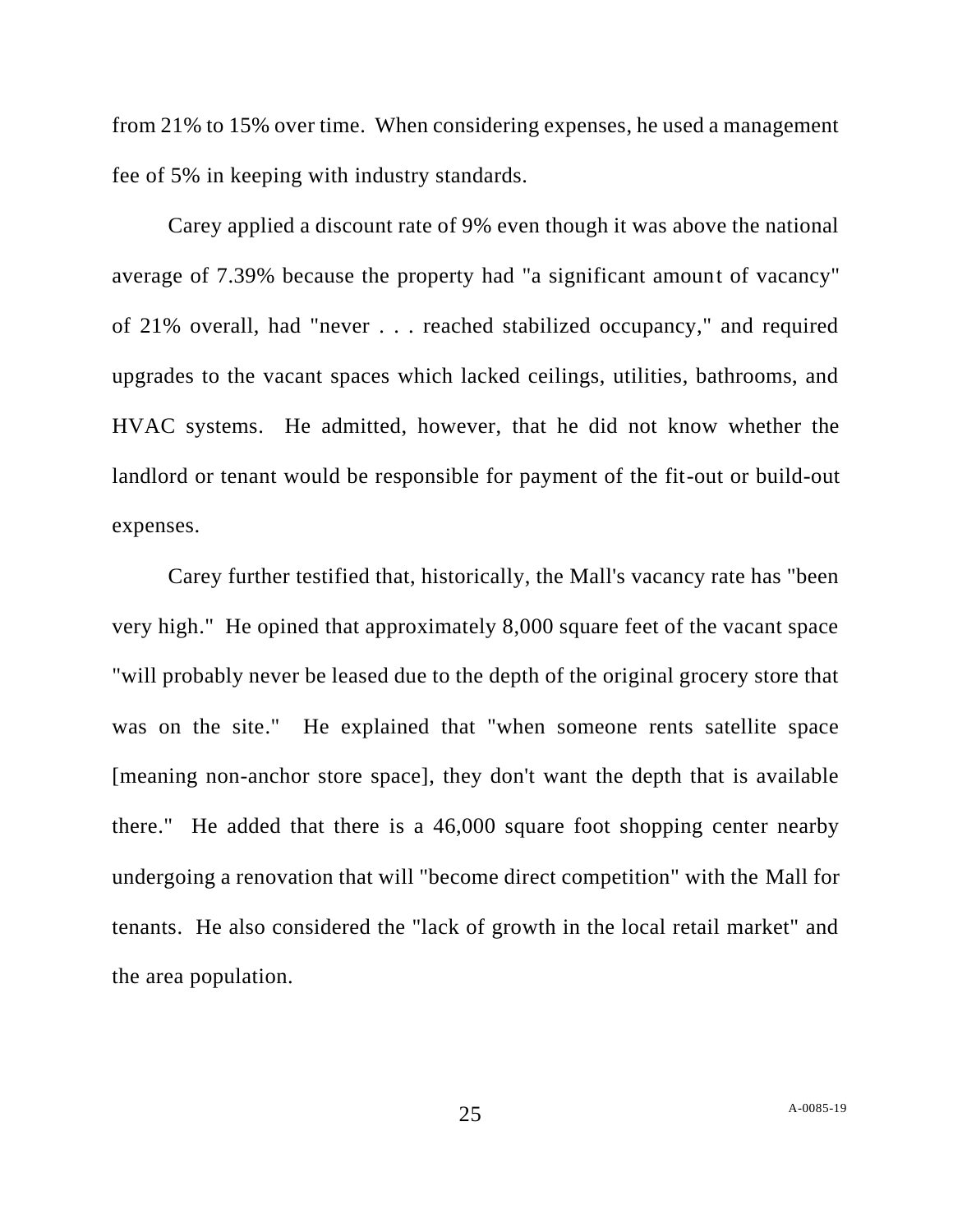from 21% to 15% over time. When considering expenses, he used a management fee of 5% in keeping with industry standards.

Carey applied a discount rate of 9% even though it was above the national average of 7.39% because the property had "a significant amount of vacancy" of 21% overall, had "never . . . reached stabilized occupancy," and required upgrades to the vacant spaces which lacked ceilings, utilities, bathrooms, and HVAC systems. He admitted, however, that he did not know whether the landlord or tenant would be responsible for payment of the fit-out or build-out expenses.

Carey further testified that, historically, the Mall's vacancy rate has "been very high." He opined that approximately 8,000 square feet of the vacant space "will probably never be leased due to the depth of the original grocery store that was on the site." He explained that "when someone rents satellite space [meaning non-anchor store space], they don't want the depth that is available there." He added that there is a 46,000 square foot shopping center nearby undergoing a renovation that will "become direct competition" with the Mall for tenants. He also considered the "lack of growth in the local retail market" and the area population.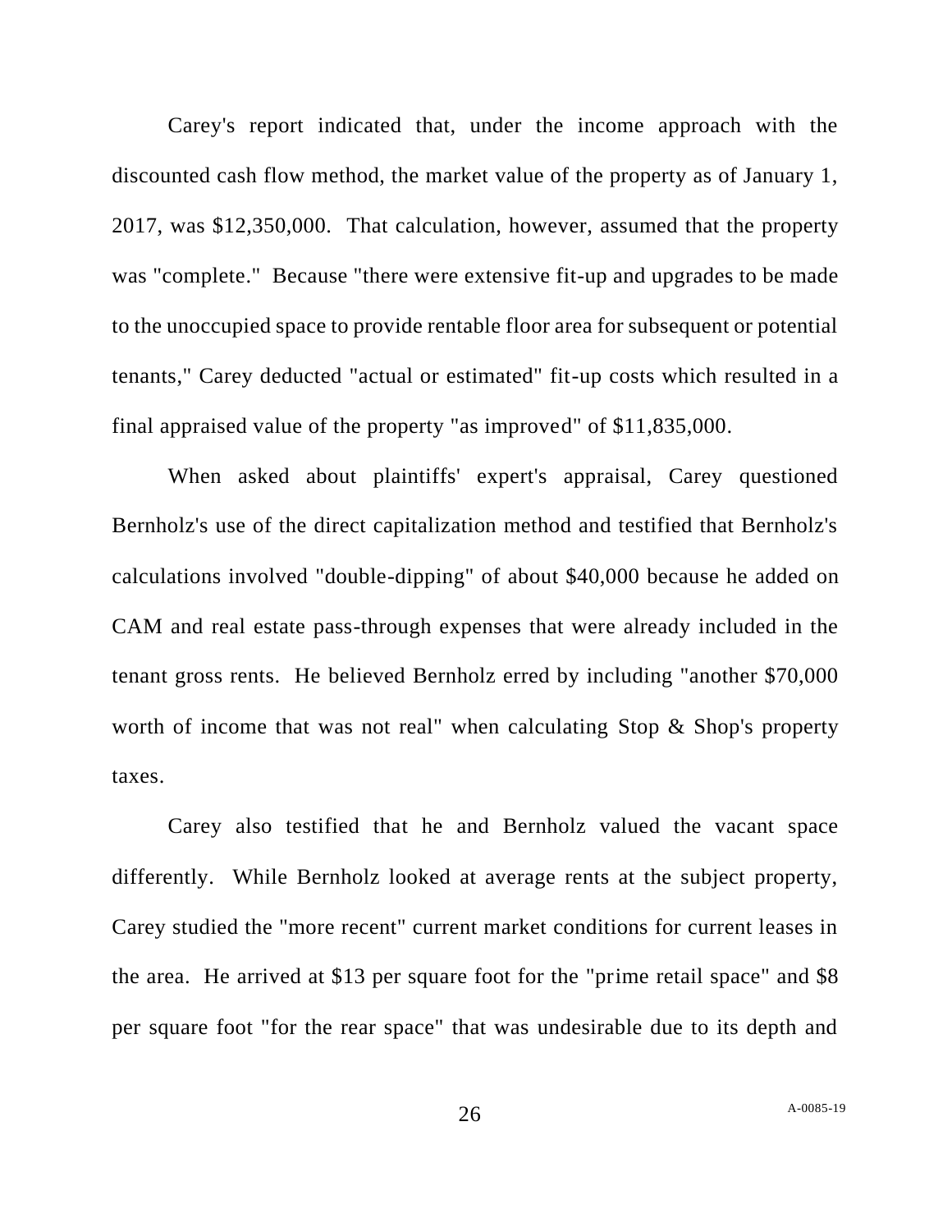Carey's report indicated that, under the income approach with the discounted cash flow method, the market value of the property as of January 1, 2017, was $12,350,000. That calculation, however, assumed that the property was "complete." Because "there were extensive fit-up and upgrades to be made to the unoccupied space to provide rentable floor area for subsequent or potential tenants," Carey deducted "actual or estimated" fit-up costs which resulted in a final appraised value of the property "as improved" of $11,835,000.

When asked about plaintiffs' expert's appraisal, Carey questioned Bernholz's use of the direct capitalization method and testified that Bernholz's calculations involved "double-dipping" of about $40,000 because he added on CAM and real estate pass-through expenses that were already included in the tenant gross rents. He believed Bernholz erred by including "another $70,000 worth of income that was not real" when calculating Stop & Shop's property taxes.

Carey also testified that he and Bernholz valued the vacant space differently. While Bernholz looked at average rents at the subject property, Carey studied the "more recent" current market conditions for current leases in the area. He arrived at $13 per square foot for the "prime retail space" and $8 per square foot "for the rear space" that was undesirable due to its depth and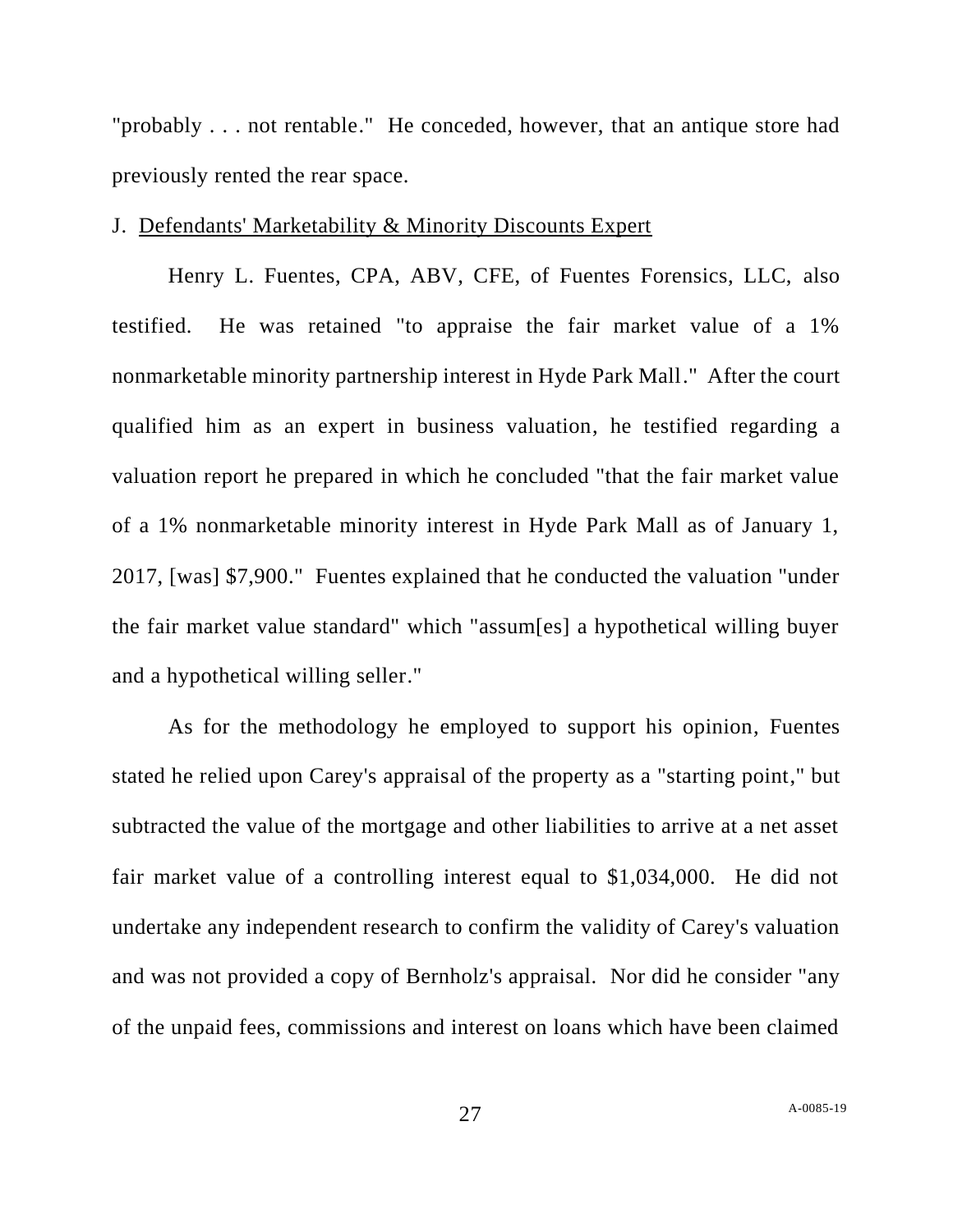"probably . . . not rentable." He conceded, however, that an antique store had previously rented the rear space.

J. Defendants' Marketability & Minority Discounts Expert

Henry L. Fuentes, CPA, ABV, CFE, of Fuentes Forensics, LLC, also testified. He was retained "to appraise the fair market value of a 1% nonmarketable minority partnership interest in Hyde Park Mall." After the court qualified him as an expert in business valuation, he testified regarding a valuation report he prepared in which he concluded "that the fair market value of a 1% nonmarketable minority interest in Hyde Park Mall as of January 1, 2017, [was] $7,900." Fuentes explained that he conducted the valuation "under the fair market value standard" which "assum[es] a hypothetical willing buyer and a hypothetical willing seller."

As for the methodology he employed to support his opinion, Fuentes stated he relied upon Carey's appraisal of the property as a "starting point," but subtracted the value of the mortgage and other liabilities to arrive at a net asset fair market value of a controlling interest equal to $1,034,000. He did not undertake any independent research to confirm the validity of Carey's valuation and was not provided a copy of Bernholz's appraisal. Nor did he consider "any of the unpaid fees, commissions and interest on loans which have been claimed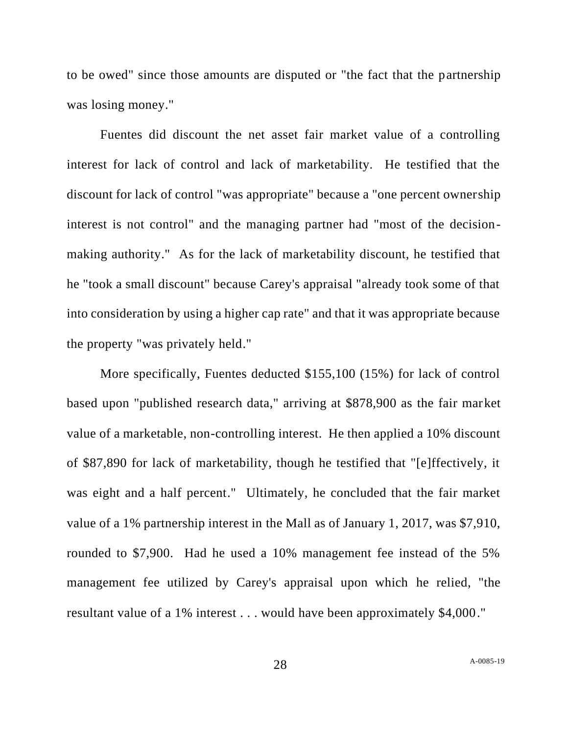to be owed" since those amounts are disputed or "the fact that the partnership was losing money."

Fuentes did discount the net asset fair market value of a controlling interest for lack of control and lack of marketability. He testified that the discount for lack of control "was appropriate" because a "one percent ownership interest is not control" and the managing partner had "most of the decision-making authority." As for the lack of marketability discount, he testified that he "took a small discount" because Carey's appraisal "already took some of that into consideration by using a higher cap rate" and that it was appropriate because the property "was privately held."

More specifically, Fuentes deducted $155,100 (15%) for lack of control based upon "published research data," arriving at $878,900 as the fair market value of a marketable, non-controlling interest. He then applied a 10% discount of $87,890 for lack of marketability, though he testified that "[e]ffectively, it was eight and a half percent." Ultimately, he concluded that the fair market value of a 1% partnership interest in the Mall as of January 1, 2017, was $7,910, rounded to $7,900. Had he used a 10% management fee instead of the 5% management fee utilized by Carey's appraisal upon which he relied, "the resultant value of a 1% interest . . . would have been approximately $4,000."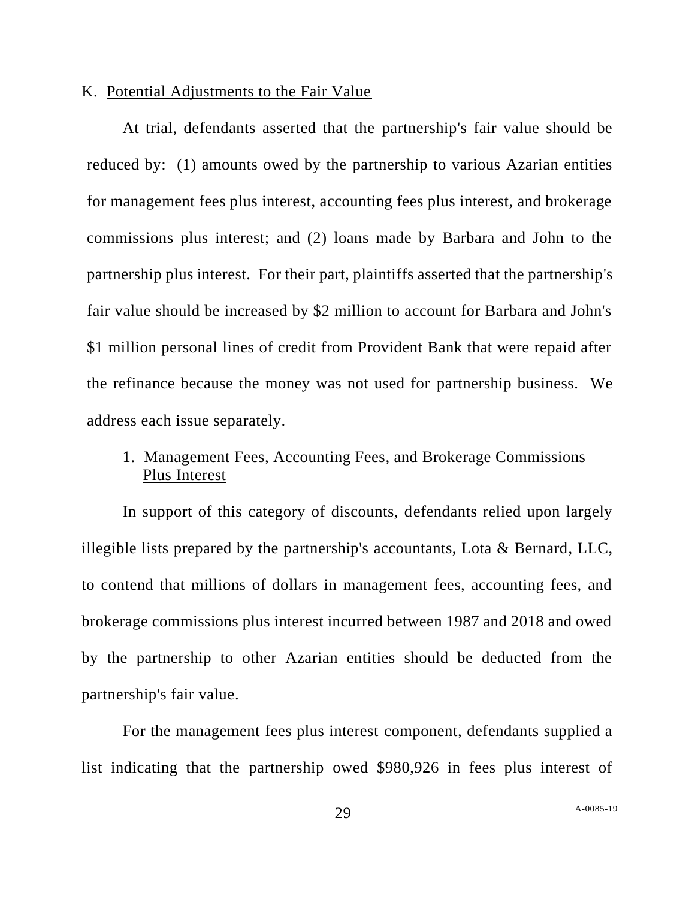K. Potential Adjustments to the Fair Value

At trial, defendants asserted that the partnership's fair value should be reduced by: (1) amounts owed by the partnership to various Azarian entities for management fees plus interest, accounting fees plus interest, and brokerage commissions plus interest; and (2) loans made by Barbara and John to the partnership plus interest. For their part, plaintiffs asserted that the partnership's fair value should be increased by $2 million to account for Barbara and John's $1 million personal lines of credit from Provident Bank that were repaid after the refinance because the money was not used for partnership business. We address each issue separately.

1. Management Fees, Accounting Fees, and Brokerage Commissions Plus Interest

In support of this category of discounts, defendants relied upon largely illegible lists prepared by the partnership's accountants, Lota & Bernard, LLC, to contend that millions of dollars in management fees, accounting fees, and brokerage commissions plus interest incurred between 1987 and 2018 and owed by the partnership to other Azarian entities should be deducted from the partnership's fair value.

For the management fees plus interest component, defendants supplied a list indicating that the partnership owed $980,926 in fees plus interest of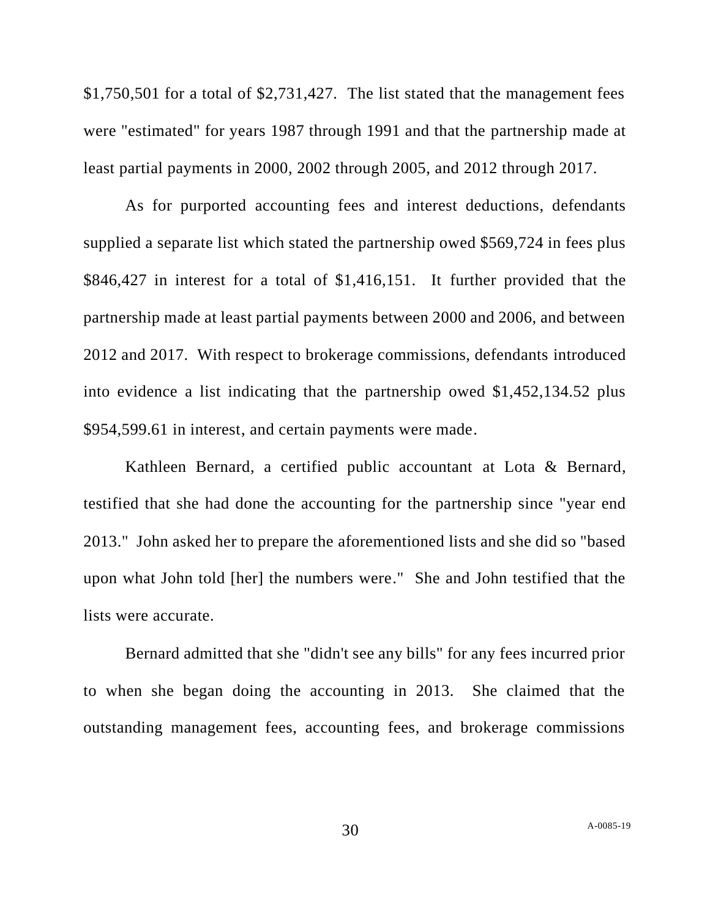$1,750,501 for a total of $2,731,427. The list stated that the management fees were "estimated" for years 1987 through 1991 and that the partnership made at least partial payments in 2000, 2002 through 2005, and 2012 through 2017.

As for purported accounting fees and interest deductions, defendants supplied a separate list which stated the partnership owed $569,724 in fees plus $846,427 in interest for a total of $1,416,151. It further provided that the partnership made at least partial payments between 2000 and 2006, and between 2012 and 2017. With respect to brokerage commissions, defendants introduced into evidence a list indicating that the partnership owed $1,452,134.52 plus $954,599.61 in interest, and certain payments were made.

Kathleen Bernard, a certified public accountant at Lota & Bernard, testified that she had done the accounting for the partnership since "year end 2013." John asked her to prepare the aforementioned lists and she did so "based upon what John told [her] the numbers were." She and John testified that the lists were accurate.

Bernard admitted that she "didn't see any bills" for any fees incurred prior to when she began doing the accounting in 2013. She claimed that the outstanding management fees, accounting fees, and brokerage commissions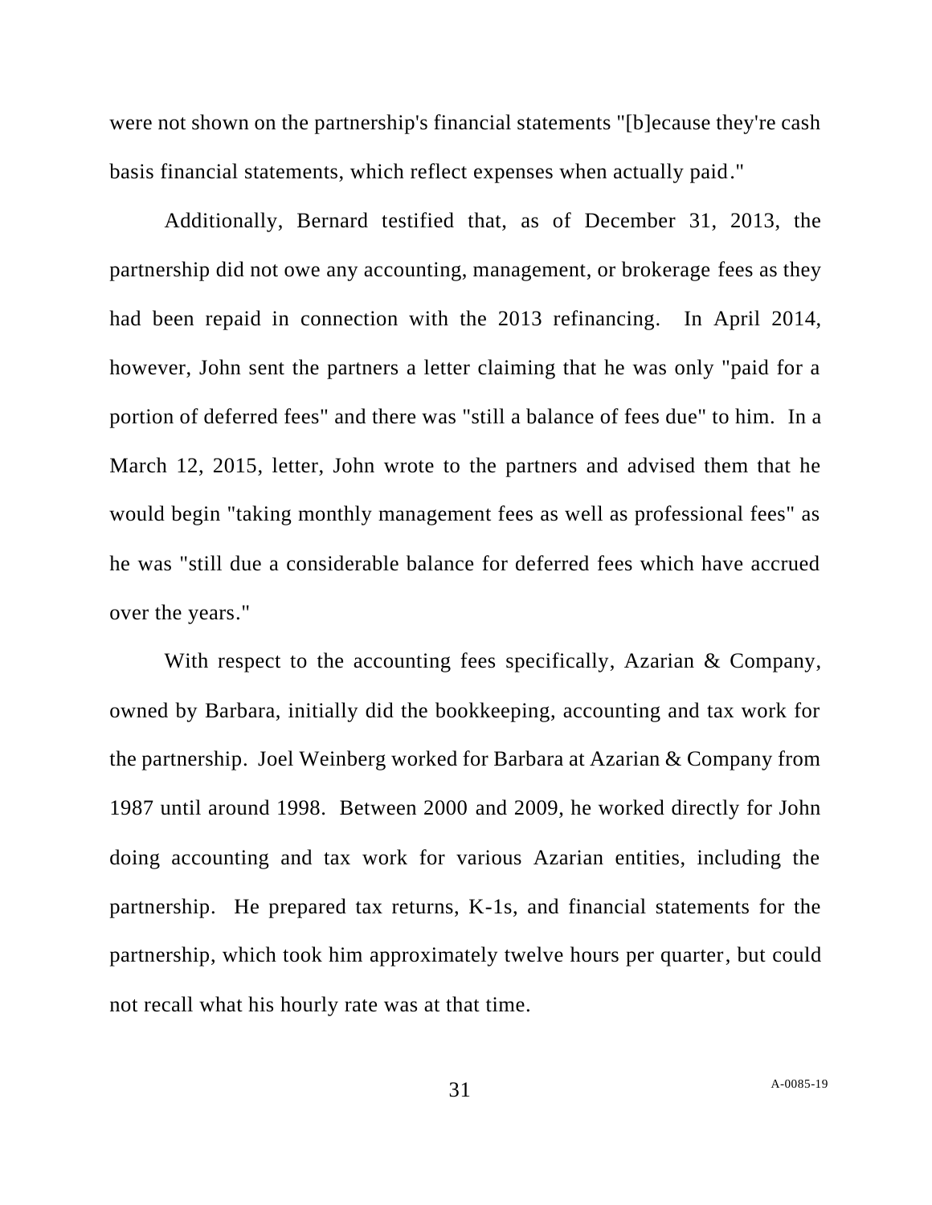were not shown on the partnership's financial statements "[b]ecause they're cash basis financial statements, which reflect expenses when actually paid."

Additionally, Bernard testified that, as of December 31, 2013, the partnership did not owe any accounting, management, or brokerage fees as they had been repaid in connection with the 2013 refinancing. In April 2014, however, John sent the partners a letter claiming that he was only "paid for a portion of deferred fees" and there was "still a balance of fees due" to him. In a March 12, 2015, letter, John wrote to the partners and advised them that he would begin "taking monthly management fees as well as professional fees" as he was "still due a considerable balance for deferred fees which have accrued over the years."

With respect to the accounting fees specifically, Azarian & Company, owned by Barbara, initially did the bookkeeping, accounting and tax work for the partnership. Joel Weinberg worked for Barbara at Azarian & Company from 1987 until around 1998. Between 2000 and 2009, he worked directly for John doing accounting and tax work for various Azarian entities, including the partnership. He prepared tax returns, K-1s, and financial statements for the partnership, which took him approximately twelve hours per quarter, but could not recall what his hourly rate was at that time.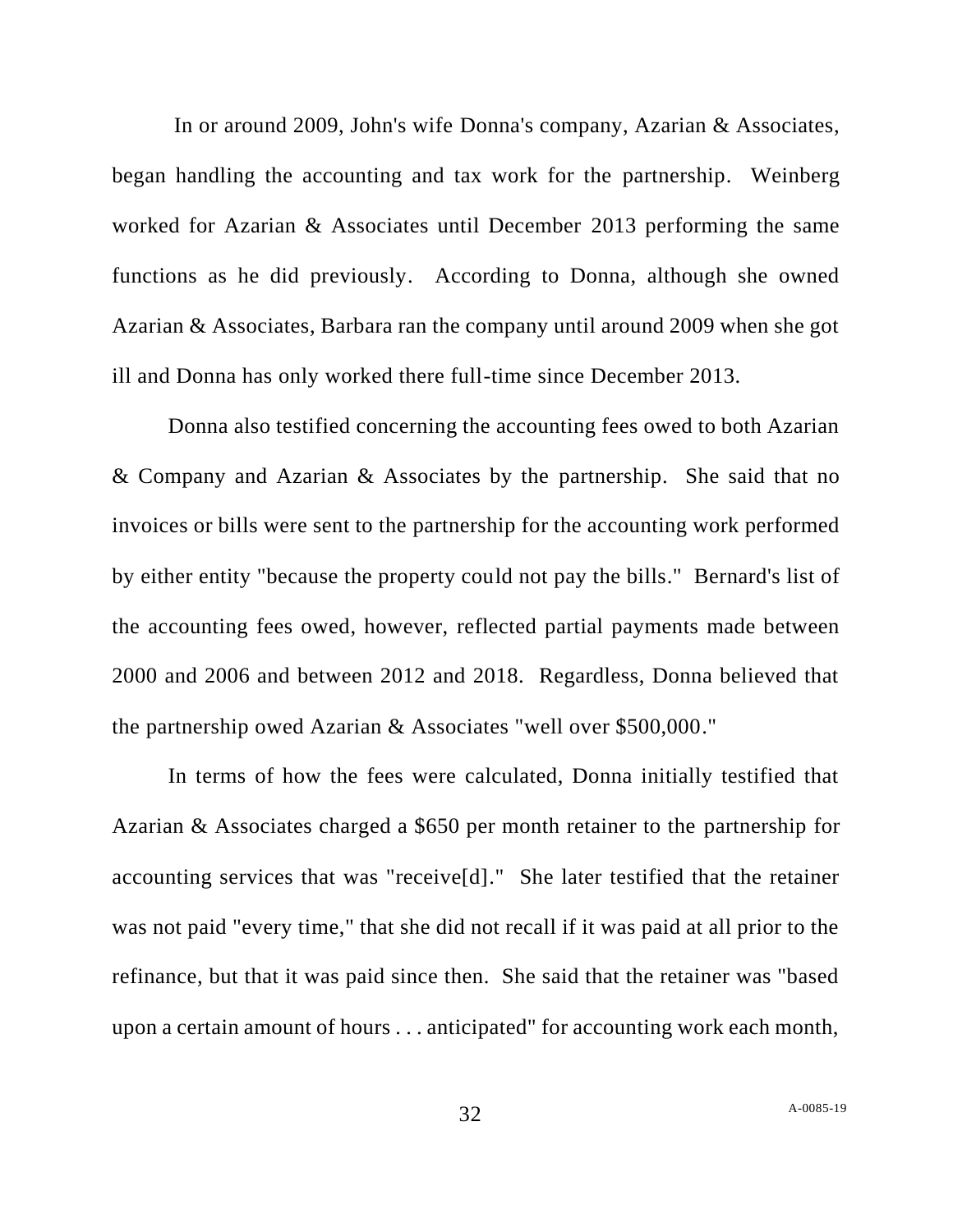In or around 2009, John's wife Donna's company, Azarian & Associates, began handling the accounting and tax work for the partnership. Weinberg worked for Azarian & Associates until December 2013 performing the same functions as he did previously. According to Donna, although she owned Azarian & Associates, Barbara ran the company until around 2009 when she got ill and Donna has only worked there full-time since December 2013.

Donna also testified concerning the accounting fees owed to both Azarian & Company and Azarian & Associates by the partnership. She said that no invoices or bills were sent to the partnership for the accounting work performed by either entity "because the property could not pay the bills." Bernard's list of the accounting fees owed, however, reflected partial payments made between 2000 and 2006 and between 2012 and 2018. Regardless, Donna believed that the partnership owed Azarian & Associates "well over $500,000."

In terms of how the fees were calculated, Donna initially testified that Azarian & Associates charged a $650 per month retainer to the partnership for accounting services that was "receive[d]." She later testified that the retainer was not paid "every time," that she did not recall if it was paid at all prior to the refinance, but that it was paid since then. She said that the retainer was "based upon a certain amount of hours . . . anticipated" for accounting work each month,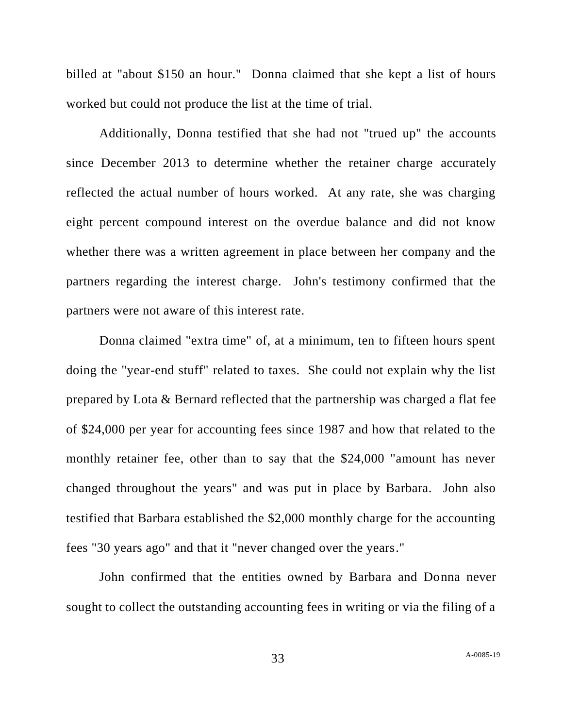billed at "about $150 an hour." Donna claimed that she kept a list of hours worked but could not produce the list at the time of trial.

Additionally, Donna testified that she had not "trued up" the accounts since December 2013 to determine whether the retainer charge accurately reflected the actual number of hours worked. At any rate, she was charging eight percent compound interest on the overdue balance and did not know whether there was a written agreement in place between her company and the partners regarding the interest charge. John's testimony confirmed that the partners were not aware of this interest rate.

Donna claimed "extra time" of, at a minimum, ten to fifteen hours spent doing the "year-end stuff" related to taxes. She could not explain why the list prepared by Lota & Bernard reflected that the partnership was charged a flat fee of $24,000 per year for accounting fees since 1987 and how that related to the monthly retainer fee, other than to say that the $24,000 "amount has never changed throughout the years" and was put in place by Barbara. John also testified that Barbara established the $2,000 monthly charge for the accounting fees "30 years ago" and that it "never changed over the years."

John confirmed that the entities owned by Barbara and Donna never sought to collect the outstanding accounting fees in writing or via the filing of a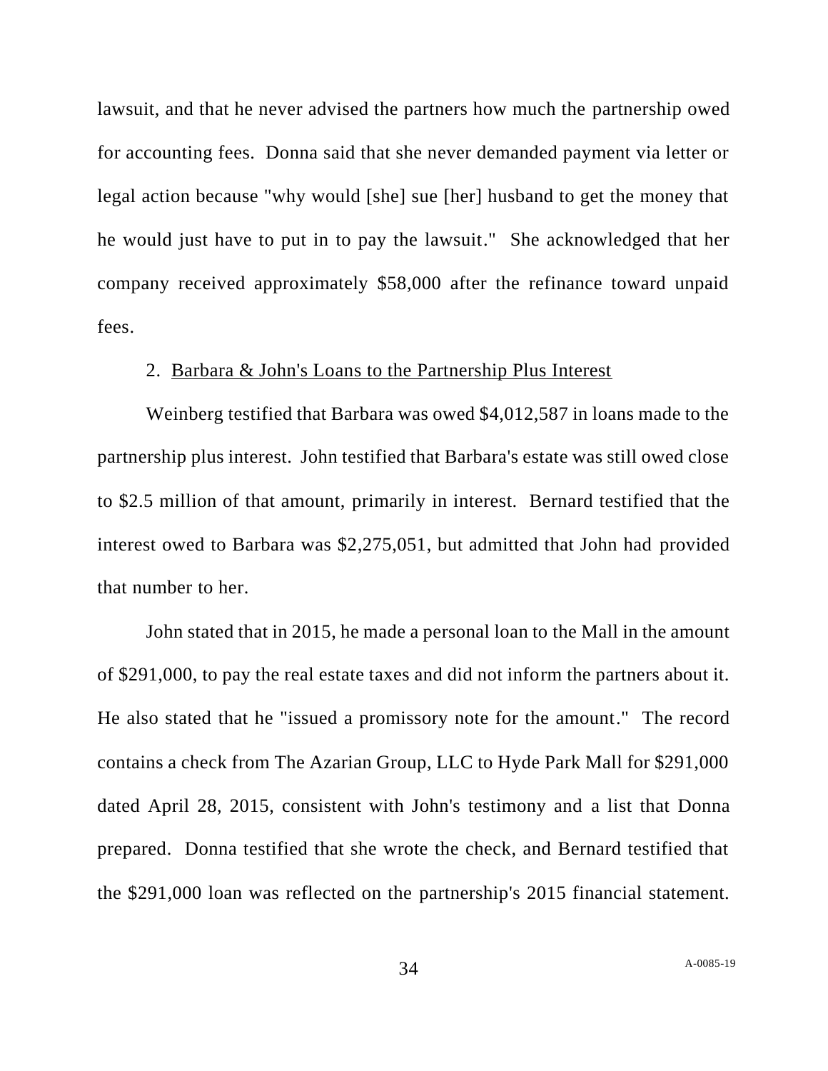lawsuit, and that he never advised the partners how much the partnership owed for accounting fees. Donna said that she never demanded payment via letter or legal action because "why would [she] sue [her] husband to get the money that he would just have to put in to pay the lawsuit." She acknowledged that her company received approximately $58,000 after the refinance toward unpaid fees.

2. <u>Barbara & John's Loans to the Partnership Plus Interest</u>

Weinberg testified that Barbara was owed $4,012,587 in loans made to the partnership plus interest. John testified that Barbara's estate was still owed close to $2.5 million of that amount, primarily in interest. Bernard testified that the interest owed to Barbara was $2,275,051, but admitted that John had provided that number to her.

John stated that in 2015, he made a personal loan to the Mall in the amount of $291,000, to pay the real estate taxes and did not inform the partners about it. He also stated that he "issued a promissory note for the amount." The record contains a check from The Azarian Group, LLC to Hyde Park Mall for $291,000 dated April 28, 2015, consistent with John's testimony and a list that Donna prepared. Donna testified that she wrote the check, and Bernard testified that the $291,000 loan was reflected on the partnership's 2015 financial statement.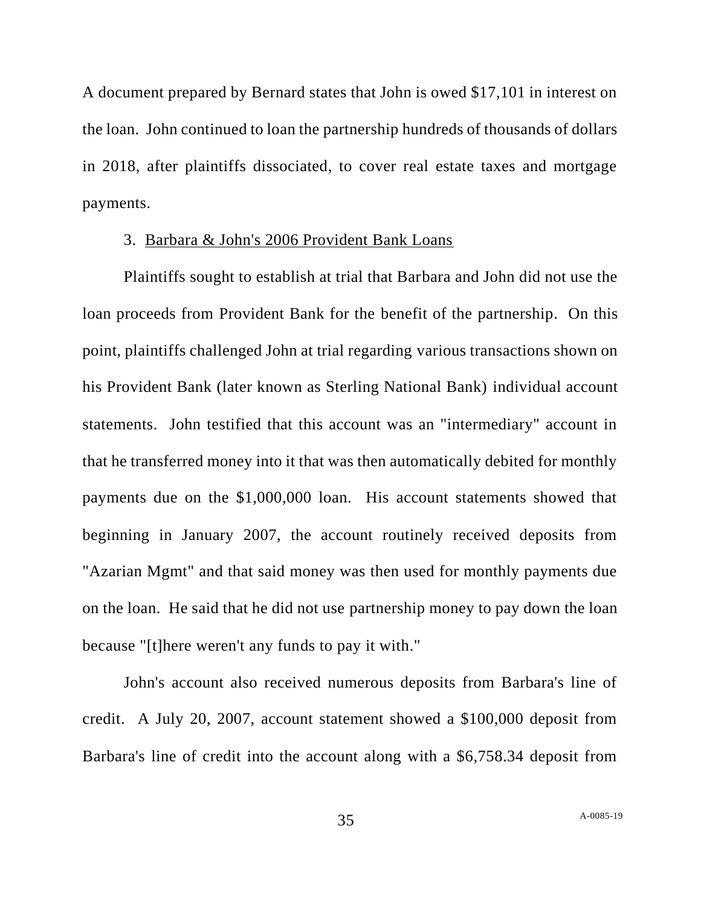A document prepared by Bernard states that John is owed $17,101 in interest on the loan. John continued to loan the partnership hundreds of thousands of dollars in 2018, after plaintiffs dissociated, to cover real estate taxes and mortgage payments.

3. Barbara & John's 2006 Provident Bank Loans

Plaintiffs sought to establish at trial that Barbara and John did not use the loan proceeds from Provident Bank for the benefit of the partnership. On this point, plaintiffs challenged John at trial regarding various transactions shown on his Provident Bank (later known as Sterling National Bank) individual account statements. John testified that this account was an "intermediary" account in that he transferred money into it that was then automatically debited for monthly payments due on the $1,000,000 loan. His account statements showed that beginning in January 2007, the account routinely received deposits from "Azarian Mgmt" and that said money was then used for monthly payments due on the loan. He said that he did not use partnership money to pay down the loan because "[t]here weren't any funds to pay it with."

John's account also received numerous deposits from Barbara's line of credit. A July 20, 2007, account statement showed a $100,000 deposit from Barbara's line of credit into the account along with a $6,758.34 deposit from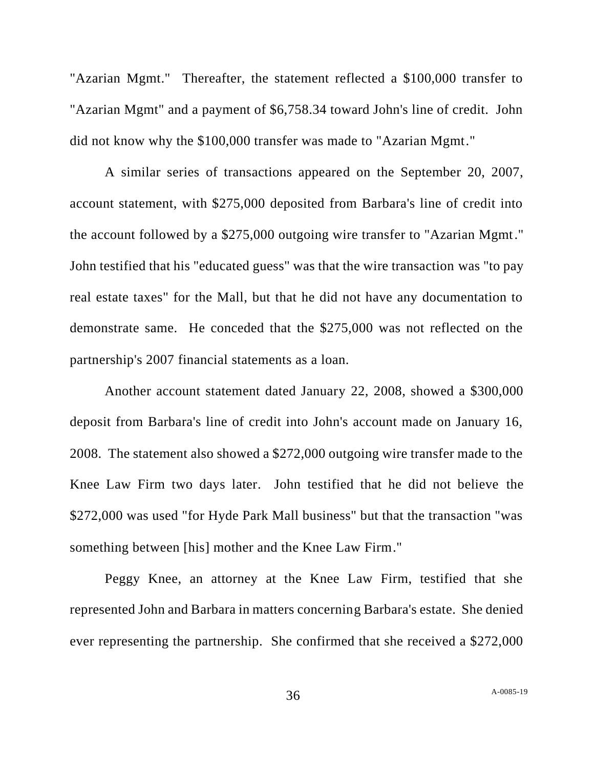"Azarian Mgmt." Thereafter, the statement reflected a $100,000 transfer to "Azarian Mgmt" and a payment of $6,758.34 toward John's line of credit. John did not know why the $100,000 transfer was made to "Azarian Mgmt."

A similar series of transactions appeared on the September 20, 2007, account statement, with $275,000 deposited from Barbara's line of credit into the account followed by a $275,000 outgoing wire transfer to "Azarian Mgmt." John testified that his "educated guess" was that the wire transaction was "to pay real estate taxes" for the Mall, but that he did not have any documentation to demonstrate same. He conceded that the $275,000 was not reflected on the partnership's 2007 financial statements as a loan.

Another account statement dated January 22, 2008, showed a $300,000 deposit from Barbara's line of credit into John's account made on January 16, 2008. The statement also showed a $272,000 outgoing wire transfer made to the Knee Law Firm two days later. John testified that he did not believe the $272,000 was used "for Hyde Park Mall business" but that the transaction "was something between [his] mother and the Knee Law Firm."

Peggy Knee, an attorney at the Knee Law Firm, testified that she represented John and Barbara in matters concerning Barbara's estate. She denied ever representing the partnership. She confirmed that she received a $272,000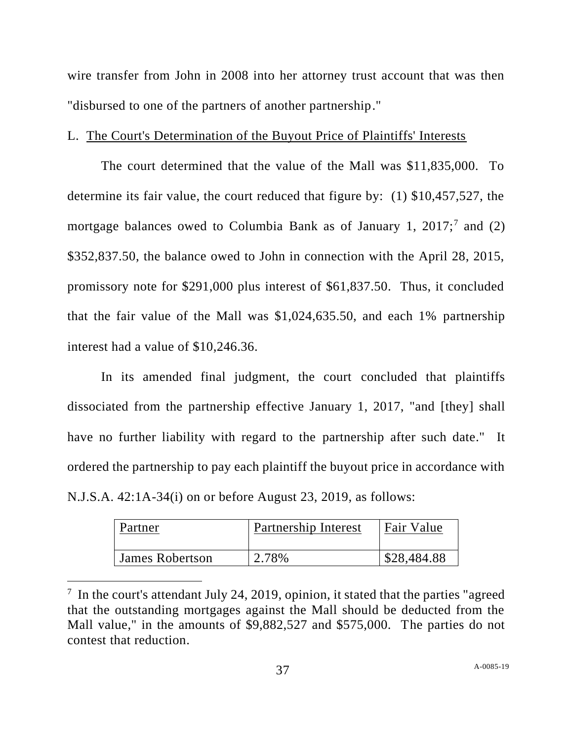wire transfer from John in 2008 into her attorney trust account that was then "disbursed to one of the partners of another partnership."

L. The Court's Determination of the Buyout Price of Plaintiffs' Interests

The court determined that the value of the Mall was $11,835,000. To determine its fair value, the court reduced that figure by: (1) $10,457,527, the mortgage balances owed to Columbia Bank as of January 1, 2017;[7] and (2) $352,837.50, the balance owed to John in connection with the April 28, 2015, promissory note for $291,000 plus interest of $61,837.50. Thus, it concluded that the fair value of the Mall was $1,024,635.50, and each 1% partnership interest had a value of $10,246.36.

In its amended final judgment, the court concluded that plaintiffs dissociated from the partnership effective January 1, 2017, "and [they] shall have no further liability with regard to the partnership after such date." It ordered the partnership to pay each plaintiff the buyout price in accordance with N.J.S.A. 42:1A-34(i) on or before August 23, 2019, as follows:

| Partner | Partnership Interest | Fair Value |
|---|---|---|
| James Robertson | 2.78% | $28,484.88 |

[7] In the court's attendant July 24, 2019, opinion, it stated that the parties "agreed that the outstanding mortgages against the Mall should be deducted from the Mall value," in the amounts of $9,882,527 and $575,000. The parties do not contest that reduction.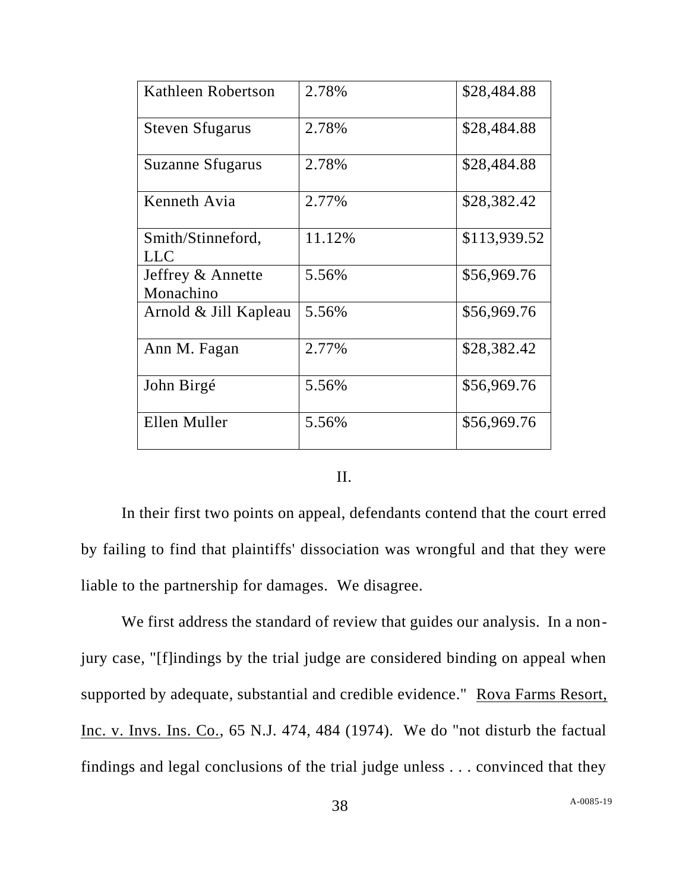| | | |
|---|---|---|
| Kathleen Robertson | 2.78% | $28,484.88 |
| Steven Sfugarus | 2.78% | $28,484.88 |
| Suzanne Sfugarus | 2.78% | $28,484.88 |
| Kenneth Avia | 2.77% | $28,382.42 |
| Smith/Stinneford, LLC | 11.12% | $113,939.52 |
| Jeffrey & Annette Monachino | 5.56% | $56,969.76 |
| Arnold & Jill Kapleau | 5.56% | $56,969.76 |
| Ann M. Fagan | 2.77% | $28,382.42 |
| John Birgé | 5.56% | $56,969.76 |
| Ellen Muller | 5.56% | $56,969.76 |

## II.

In their first two points on appeal, defendants contend that the court erred by failing to find that plaintiffs' dissociation was wrongful and that they were liable to the partnership for damages. We disagree.

We first address the standard of review that guides our analysis. In a non-jury case, "[f]indings by the trial judge are considered binding on appeal when supported by adequate, substantial and credible evidence." Rova Farms Resort, Inc. v. Invs. Ins. Co., 65 N.J. 474, 484 (1974). We do "not disturb the factual findings and legal conclusions of the trial judge unless . . . convinced that they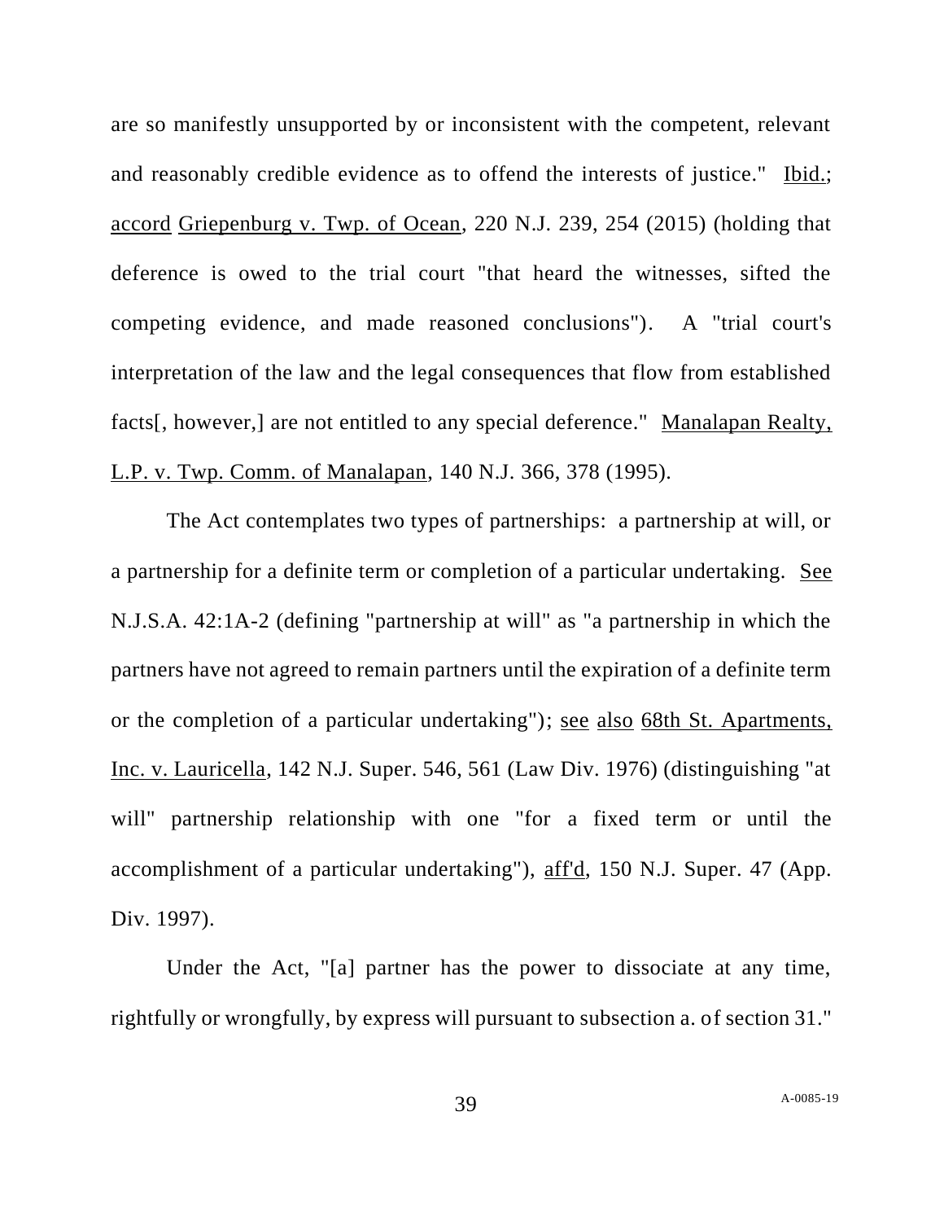are so manifestly unsupported by or inconsistent with the competent, relevant and reasonably credible evidence as to offend the interests of justice." Ibid.; accord Griepenburg v. Twp. of Ocean, 220 N.J. 239, 254 (2015) (holding that deference is owed to the trial court "that heard the witnesses, sifted the competing evidence, and made reasoned conclusions"). A "trial court's interpretation of the law and the legal consequences that flow from established facts[, however,] are not entitled to any special deference." Manalapan Realty, L.P. v. Twp. Comm. of Manalapan, 140 N.J. 366, 378 (1995).

The Act contemplates two types of partnerships: a partnership at will, or a partnership for a definite term or completion of a particular undertaking. See N.J.S.A. 42:1A-2 (defining "partnership at will" as "a partnership in which the partners have not agreed to remain partners until the expiration of a definite term or the completion of a particular undertaking"); see also 68th St. Apartments, Inc. v. Lauricella, 142 N.J. Super. 546, 561 (Law Div. 1976) (distinguishing "at will" partnership relationship with one "for a fixed term or until the accomplishment of a particular undertaking"), aff'd, 150 N.J. Super. 47 (App. Div. 1997).

Under the Act, "[a] partner has the power to dissociate at any time, rightfully or wrongfully, by express will pursuant to subsection a. of section 31."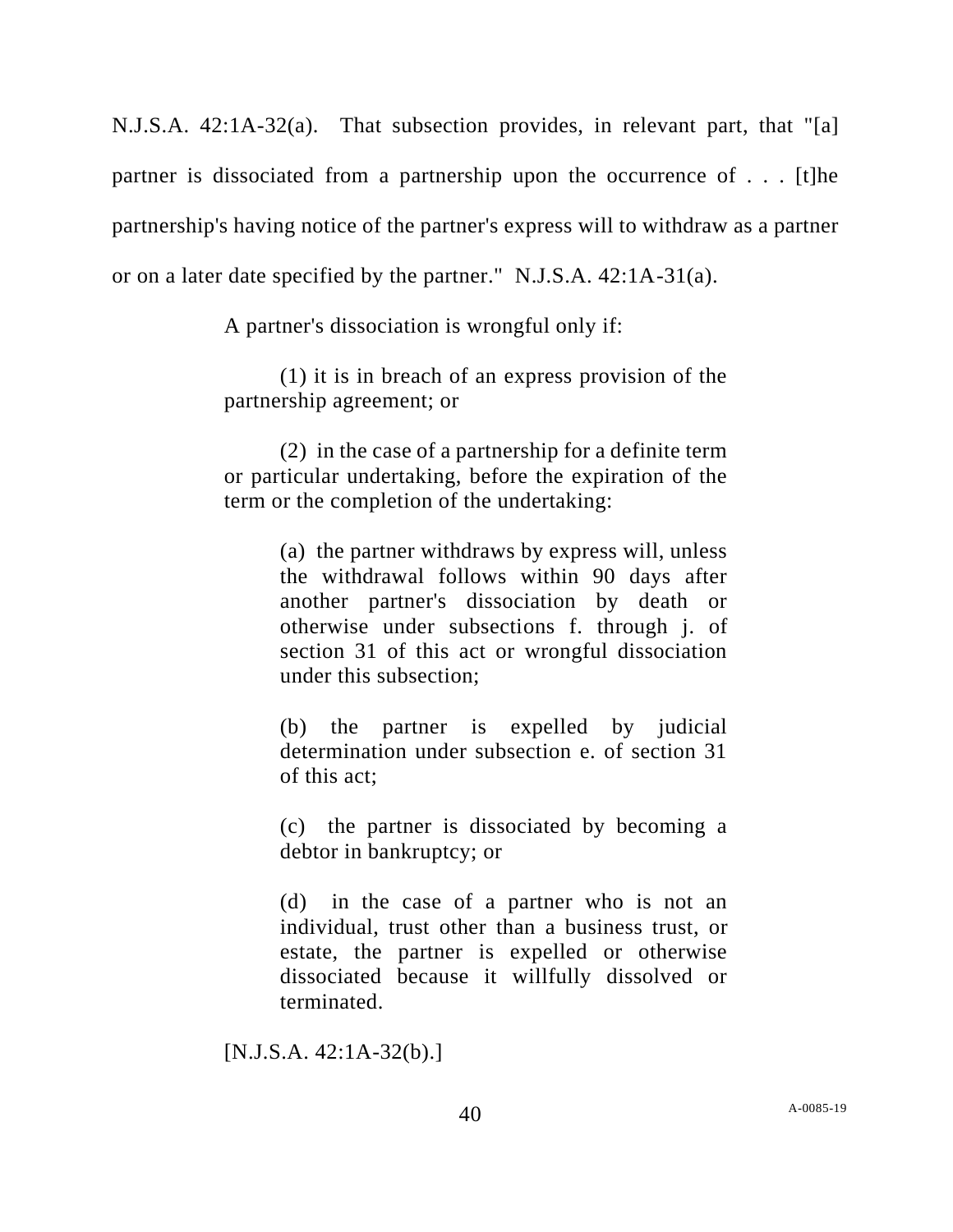N.J.S.A. 42:1A-32(a). That subsection provides, in relevant part, that "[a] partner is dissociated from a partnership upon the occurrence of . . . [t]he partnership's having notice of the partner's express will to withdraw as a partner or on a later date specified by the partner." N.J.S.A. 42:1A-31(a).

> A partner's dissociation is wrongful only if:
>
> (1) it is in breach of an express provision of the partnership agreement; or
>
> (2) in the case of a partnership for a definite term or particular undertaking, before the expiration of the term or the completion of the undertaking:
>
> > (a) the partner withdraws by express will, unless the withdrawal follows within 90 days after another partner's dissociation by death or otherwise under subsections f. through j. of section 31 of this act or wrongful dissociation under this subsection;
> >
> > (b) the partner is expelled by judicial determination under subsection e. of section 31 of this act;
> >
> > (c) the partner is dissociated by becoming a debtor in bankruptcy; or
> >
> > (d) in the case of a partner who is not an individual, trust other than a business trust, or estate, the partner is expelled or otherwise dissociated because it willfully dissolved or terminated.
>
> [N.J.S.A. 42:1A-32(b).]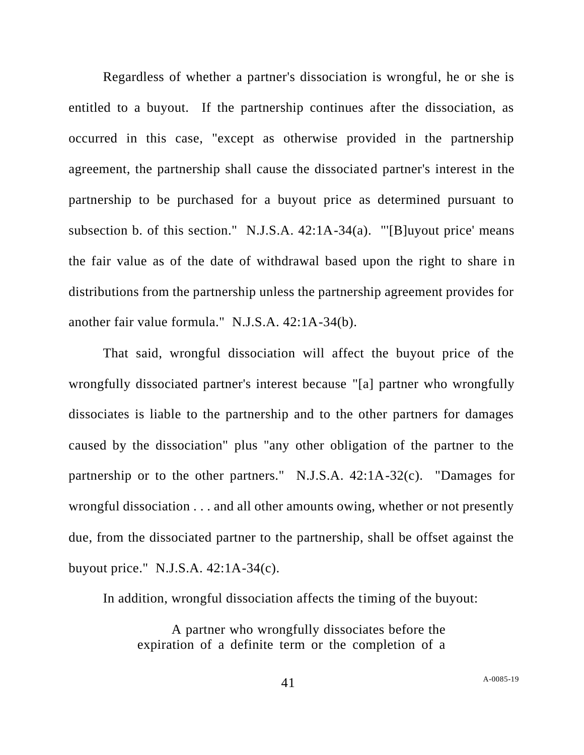Regardless of whether a partner's dissociation is wrongful, he or she is entitled to a buyout. If the partnership continues after the dissociation, as occurred in this case, "except as otherwise provided in the partnership agreement, the partnership shall cause the dissociated partner's interest in the partnership to be purchased for a buyout price as determined pursuant to subsection b. of this section." N.J.S.A. 42:1A-34(a). "'[B]uyout price' means the fair value as of the date of withdrawal based upon the right to share in distributions from the partnership unless the partnership agreement provides for another fair value formula." N.J.S.A. 42:1A-34(b).

That said, wrongful dissociation will affect the buyout price of the wrongfully dissociated partner's interest because "[a] partner who wrongfully dissociates is liable to the partnership and to the other partners for damages caused by the dissociation" plus "any other obligation of the partner to the partnership or to the other partners." N.J.S.A. 42:1A-32(c). "Damages for wrongful dissociation . . . and all other amounts owing, whether or not presently due, from the dissociated partner to the partnership, shall be offset against the buyout price." N.J.S.A. 42:1A-34(c).

In addition, wrongful dissociation affects the timing of the buyout:

> A partner who wrongfully dissociates before the expiration of a definite term or the completion of a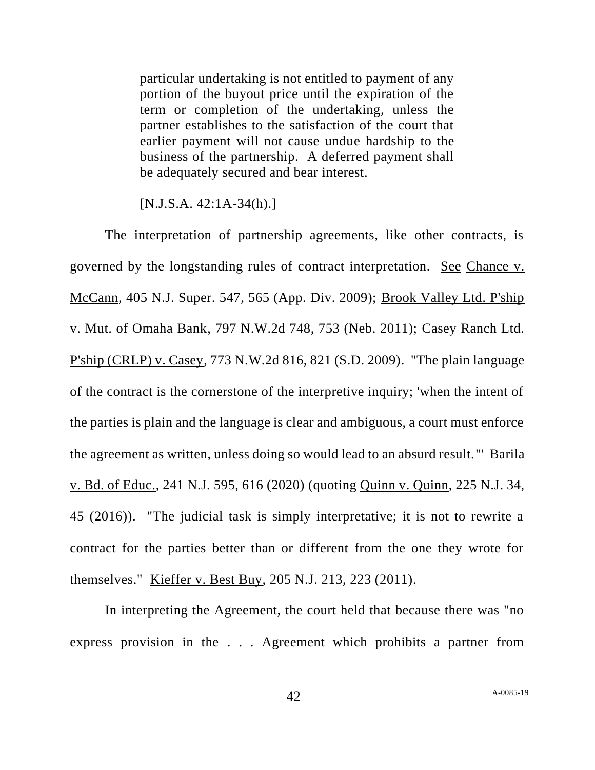> particular undertaking is not entitled to payment of any portion of the buyout price until the expiration of the term or completion of the undertaking, unless the partner establishes to the satisfaction of the court that earlier payment will not cause undue hardship to the business of the partnership. A deferred payment shall be adequately secured and bear interest.
>
> [N.J.S.A. 42:1A-34(h).]

The interpretation of partnership agreements, like other contracts, is governed by the longstanding rules of contract interpretation. See Chance v. McCann, 405 N.J. Super. 547, 565 (App. Div. 2009); Brook Valley Ltd. P'ship v. Mut. of Omaha Bank, 797 N.W.2d 748, 753 (Neb. 2011); Casey Ranch Ltd. P'ship (CRLP) v. Casey, 773 N.W.2d 816, 821 (S.D. 2009). "The plain language of the contract is the cornerstone of the interpretive inquiry; 'when the intent of the parties is plain and the language is clear and ambiguous, a court must enforce the agreement as written, unless doing so would lead to an absurd result.'" Barila v. Bd. of Educ., 241 N.J. 595, 616 (2020) (quoting Quinn v. Quinn, 225 N.J. 34, 45 (2016)). "The judicial task is simply interpretative; it is not to rewrite a contract for the parties better than or different from the one they wrote for themselves." Kieffer v. Best Buy, 205 N.J. 213, 223 (2011).

In interpreting the Agreement, the court held that because there was "no express provision in the . . . Agreement which prohibits a partner from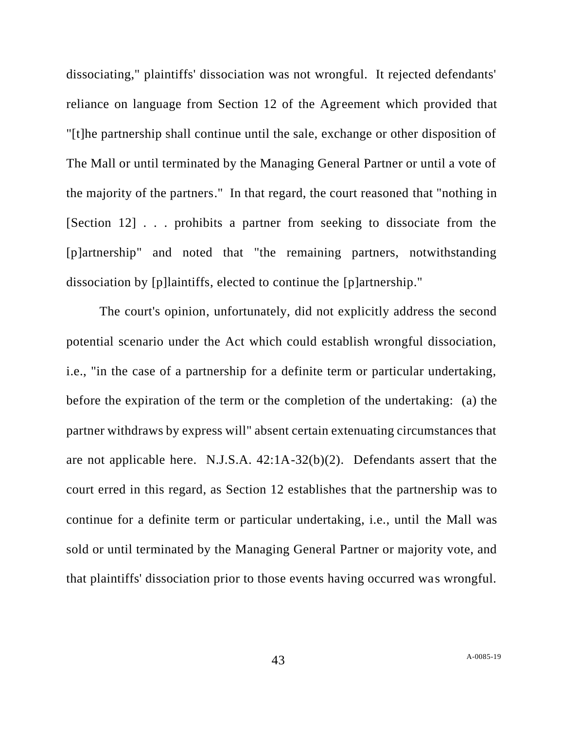dissociating," plaintiffs' dissociation was not wrongful. It rejected defendants' reliance on language from Section 12 of the Agreement which provided that "[t]he partnership shall continue until the sale, exchange or other disposition of The Mall or until terminated by the Managing General Partner or until a vote of the majority of the partners." In that regard, the court reasoned that "nothing in [Section 12] . . . prohibits a partner from seeking to dissociate from the [p]artnership" and noted that "the remaining partners, notwithstanding dissociation by [p]laintiffs, elected to continue the [p]artnership."

The court's opinion, unfortunately, did not explicitly address the second potential scenario under the Act which could establish wrongful dissociation, i.e., "in the case of a partnership for a definite term or particular undertaking, before the expiration of the term or the completion of the undertaking: (a) the partner withdraws by express will" absent certain extenuating circumstances that are not applicable here. N.J.S.A. 42:1A-32(b)(2). Defendants assert that the court erred in this regard, as Section 12 establishes that the partnership was to continue for a definite term or particular undertaking, i.e., until the Mall was sold or until terminated by the Managing General Partner or majority vote, and that plaintiffs' dissociation prior to those events having occurred was wrongful.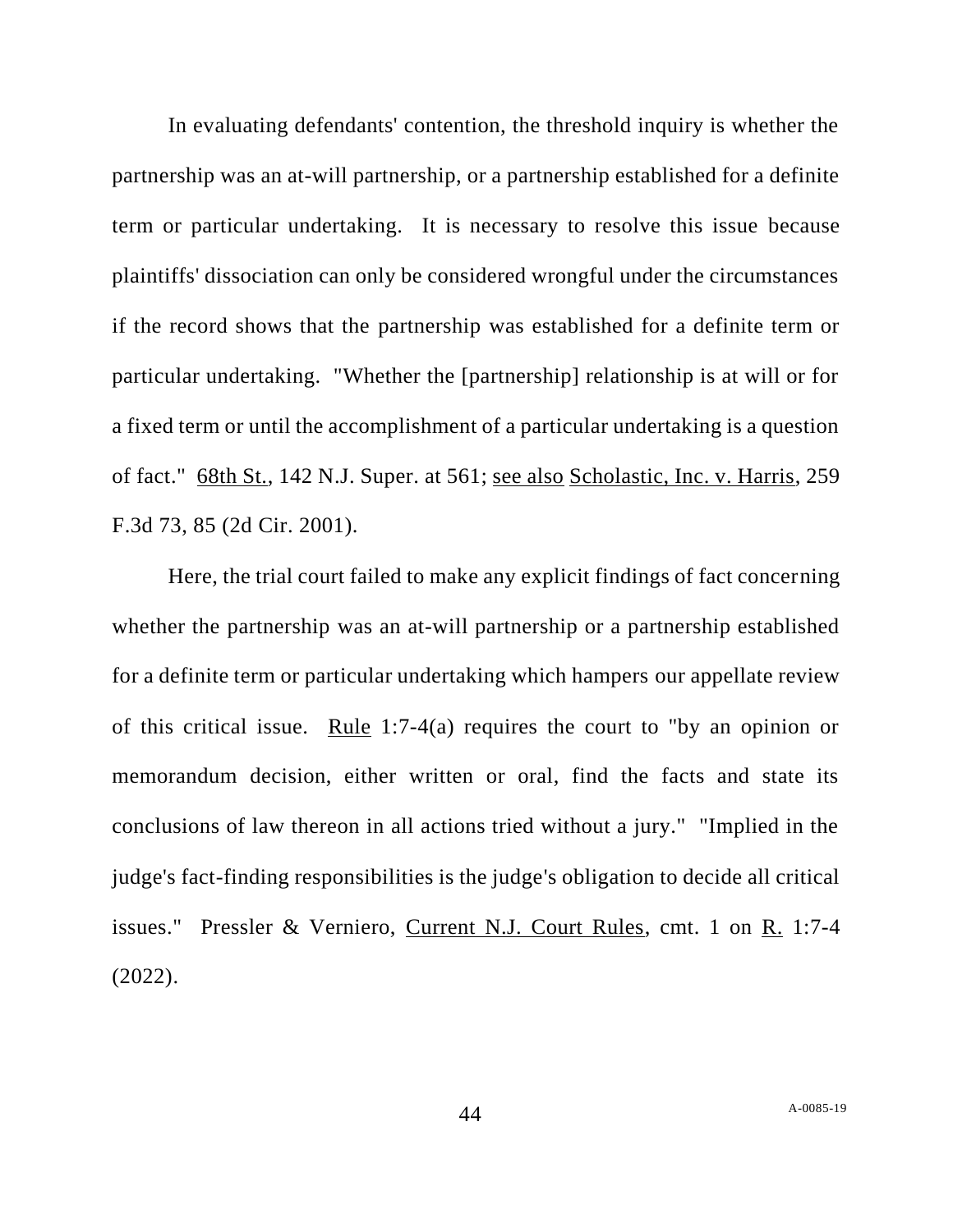In evaluating defendants' contention, the threshold inquiry is whether the partnership was an at-will partnership, or a partnership established for a definite term or particular undertaking. It is necessary to resolve this issue because plaintiffs' dissociation can only be considered wrongful under the circumstances if the record shows that the partnership was established for a definite term or particular undertaking. "Whether the [partnership] relationship is at will or for a fixed term or until the accomplishment of a particular undertaking is a question of fact." 68th St., 142 N.J. Super. at 561; see also Scholastic, Inc. v. Harris, 259 F.3d 73, 85 (2d Cir. 2001).

Here, the trial court failed to make any explicit findings of fact concerning whether the partnership was an at-will partnership or a partnership established for a definite term or particular undertaking which hampers our appellate review of this critical issue. Rule 1:7-4(a) requires the court to "by an opinion or memorandum decision, either written or oral, find the facts and state its conclusions of law thereon in all actions tried without a jury." "Implied in the judge's fact-finding responsibilities is the judge's obligation to decide all critical issues." Pressler & Verniero, Current N.J. Court Rules, cmt. 1 on R. 1:7-4 (2022).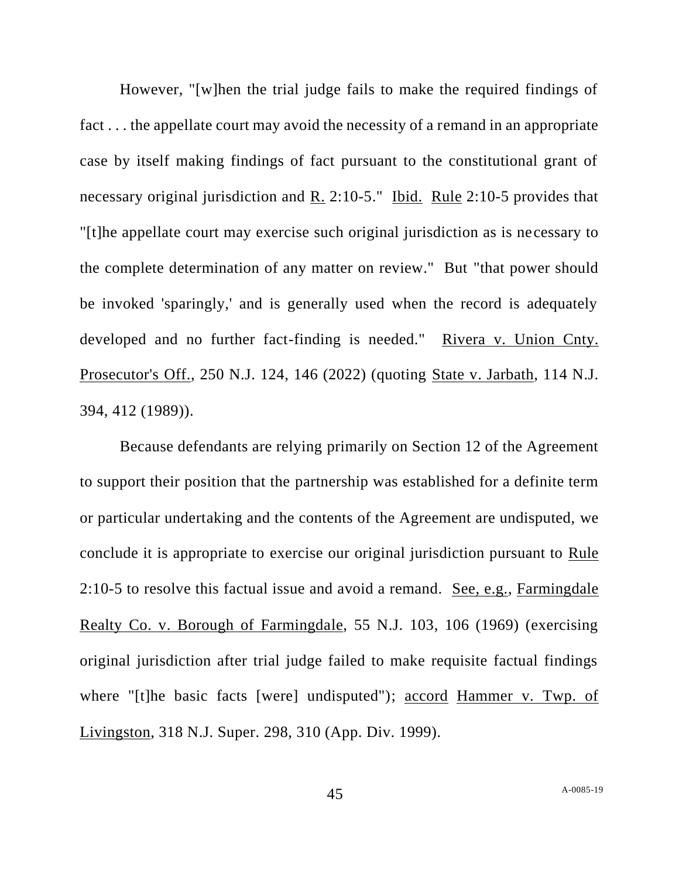However, "[w]hen the trial judge fails to make the required findings of fact . . . the appellate court may avoid the necessity of a remand in an appropriate case by itself making findings of fact pursuant to the constitutional grant of necessary original jurisdiction and R. 2:10-5." Ibid. Rule 2:10-5 provides that "[t]he appellate court may exercise such original jurisdiction as is necessary to the complete determination of any matter on review." But "that power should be invoked 'sparingly,' and is generally used when the record is adequately developed and no further fact-finding is needed." Rivera v. Union Cnty. Prosecutor's Off., 250 N.J. 124, 146 (2022) (quoting State v. Jarbath, 114 N.J. 394, 412 (1989)).

Because defendants are relying primarily on Section 12 of the Agreement to support their position that the partnership was established for a definite term or particular undertaking and the contents of the Agreement are undisputed, we conclude it is appropriate to exercise our original jurisdiction pursuant to Rule 2:10-5 to resolve this factual issue and avoid a remand. See, e.g., Farmingdale Realty Co. v. Borough of Farmingdale, 55 N.J. 103, 106 (1969) (exercising original jurisdiction after trial judge failed to make requisite factual findings where "[t]he basic facts [were] undisputed"); accord Hammer v. Twp. of Livingston, 318 N.J. Super. 298, 310 (App. Div. 1999).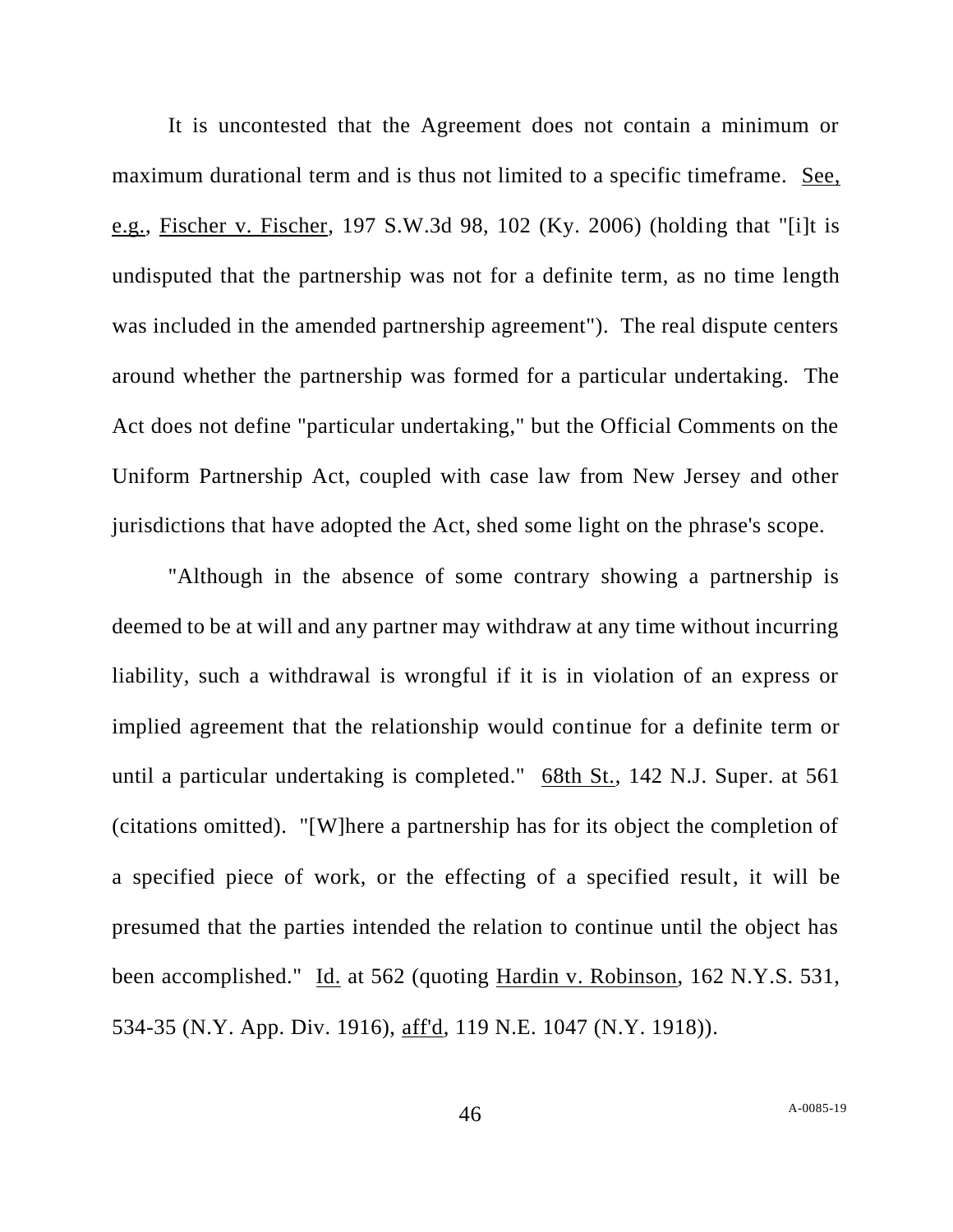It is uncontested that the Agreement does not contain a minimum or maximum durational term and is thus not limited to a specific timeframe. See, e.g., Fischer v. Fischer, 197 S.W.3d 98, 102 (Ky. 2006) (holding that "[i]t is undisputed that the partnership was not for a definite term, as no time length was included in the amended partnership agreement"). The real dispute centers around whether the partnership was formed for a particular undertaking. The Act does not define "particular undertaking," but the Official Comments on the Uniform Partnership Act, coupled with case law from New Jersey and other jurisdictions that have adopted the Act, shed some light on the phrase's scope.

"Although in the absence of some contrary showing a partnership is deemed to be at will and any partner may withdraw at any time without incurring liability, such a withdrawal is wrongful if it is in violation of an express or implied agreement that the relationship would continue for a definite term or until a particular undertaking is completed." 68th St., 142 N.J. Super. at 561 (citations omitted). "[W]here a partnership has for its object the completion of a specified piece of work, or the effecting of a specified result, it will be presumed that the parties intended the relation to continue until the object has been accomplished." Id. at 562 (quoting Hardin v. Robinson, 162 N.Y.S. 531, 534-35 (N.Y. App. Div. 1916), aff'd, 119 N.E. 1047 (N.Y. 1918)).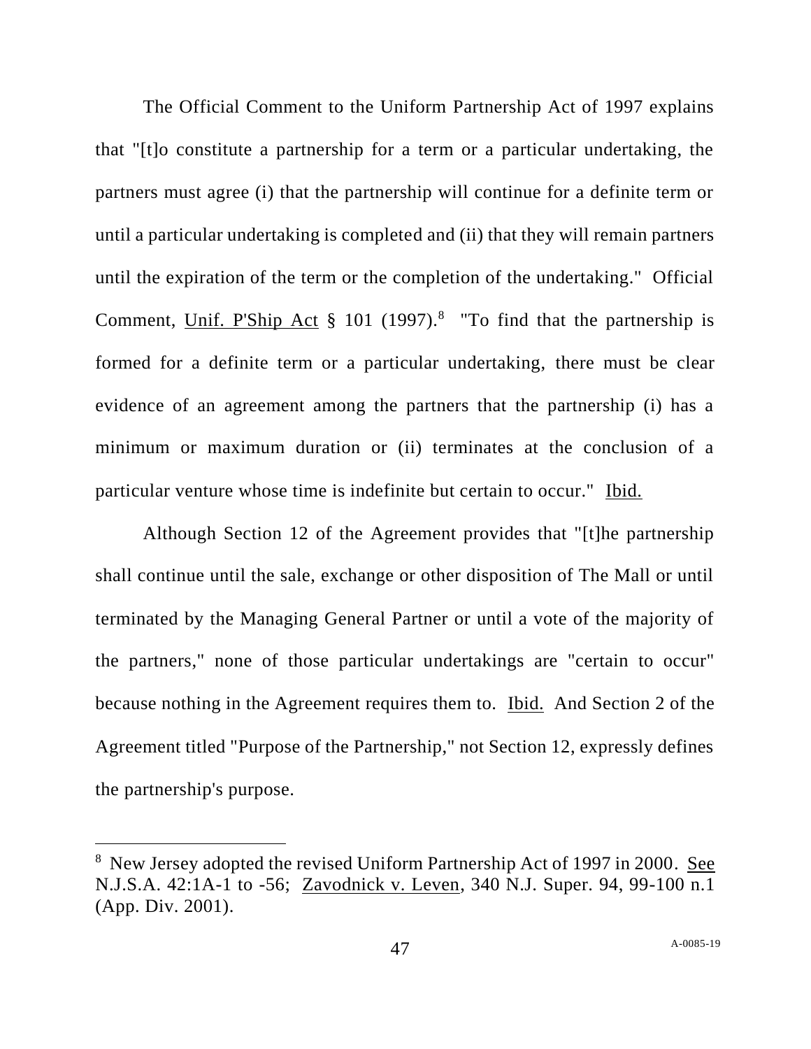The Official Comment to the Uniform Partnership Act of 1997 explains that "[t]o constitute a partnership for a term or a particular undertaking, the partners must agree (i) that the partnership will continue for a definite term or until a particular undertaking is completed and (ii) that they will remain partners until the expiration of the term or the completion of the undertaking." Official Comment, Unif. P'Ship Act § 101 (1997).[8] "To find that the partnership is formed for a definite term or a particular undertaking, there must be clear evidence of an agreement among the partners that the partnership (i) has a minimum or maximum duration or (ii) terminates at the conclusion of a particular venture whose time is indefinite but certain to occur." Ibid.

Although Section 12 of the Agreement provides that "[t]he partnership shall continue until the sale, exchange or other disposition of The Mall or until terminated by the Managing General Partner or until a vote of the majority of the partners," none of those particular undertakings are "certain to occur" because nothing in the Agreement requires them to. Ibid. And Section 2 of the Agreement titled "Purpose of the Partnership," not Section 12, expressly defines the partnership's purpose.

---

[8] New Jersey adopted the revised Uniform Partnership Act of 1997 in 2000. See N.J.S.A. 42:1A-1 to -56; Zavodnick v. Leven, 340 N.J. Super. 94, 99-100 n.1 (App. Div. 2001).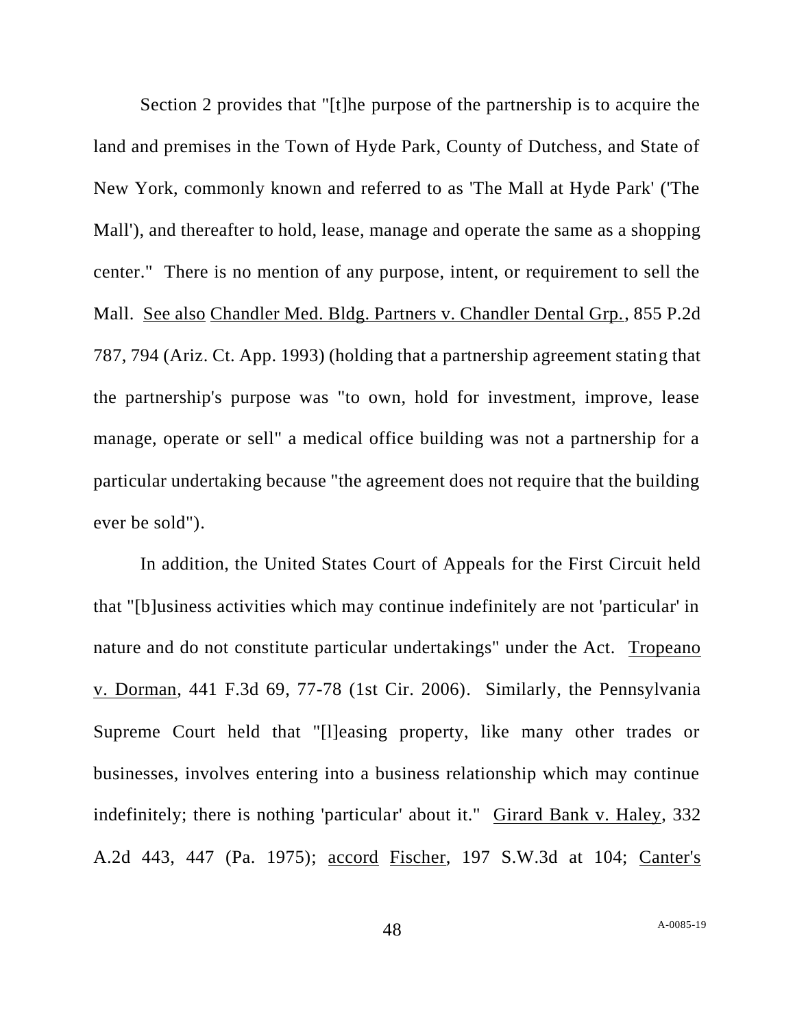Section 2 provides that "[t]he purpose of the partnership is to acquire the land and premises in the Town of Hyde Park, County of Dutchess, and State of New York, commonly known and referred to as 'The Mall at Hyde Park' ('The Mall'), and thereafter to hold, lease, manage and operate the same as a shopping center." There is no mention of any purpose, intent, or requirement to sell the Mall. See also Chandler Med. Bldg. Partners v. Chandler Dental Grp., 855 P.2d 787, 794 (Ariz. Ct. App. 1993) (holding that a partnership agreement stating that the partnership's purpose was "to own, hold for investment, improve, lease manage, operate or sell" a medical office building was not a partnership for a particular undertaking because "the agreement does not require that the building ever be sold").

In addition, the United States Court of Appeals for the First Circuit held that "[b]usiness activities which may continue indefinitely are not 'particular' in nature and do not constitute particular undertakings" under the Act. Tropeano v. Dorman, 441 F.3d 69, 77-78 (1st Cir. 2006). Similarly, the Pennsylvania Supreme Court held that "[l]easing property, like many other trades or businesses, involves entering into a business relationship which may continue indefinitely; there is nothing 'particular' about it." Girard Bank v. Haley, 332 A.2d 443, 447 (Pa. 1975); accord Fischer, 197 S.W.3d at 104; Canter's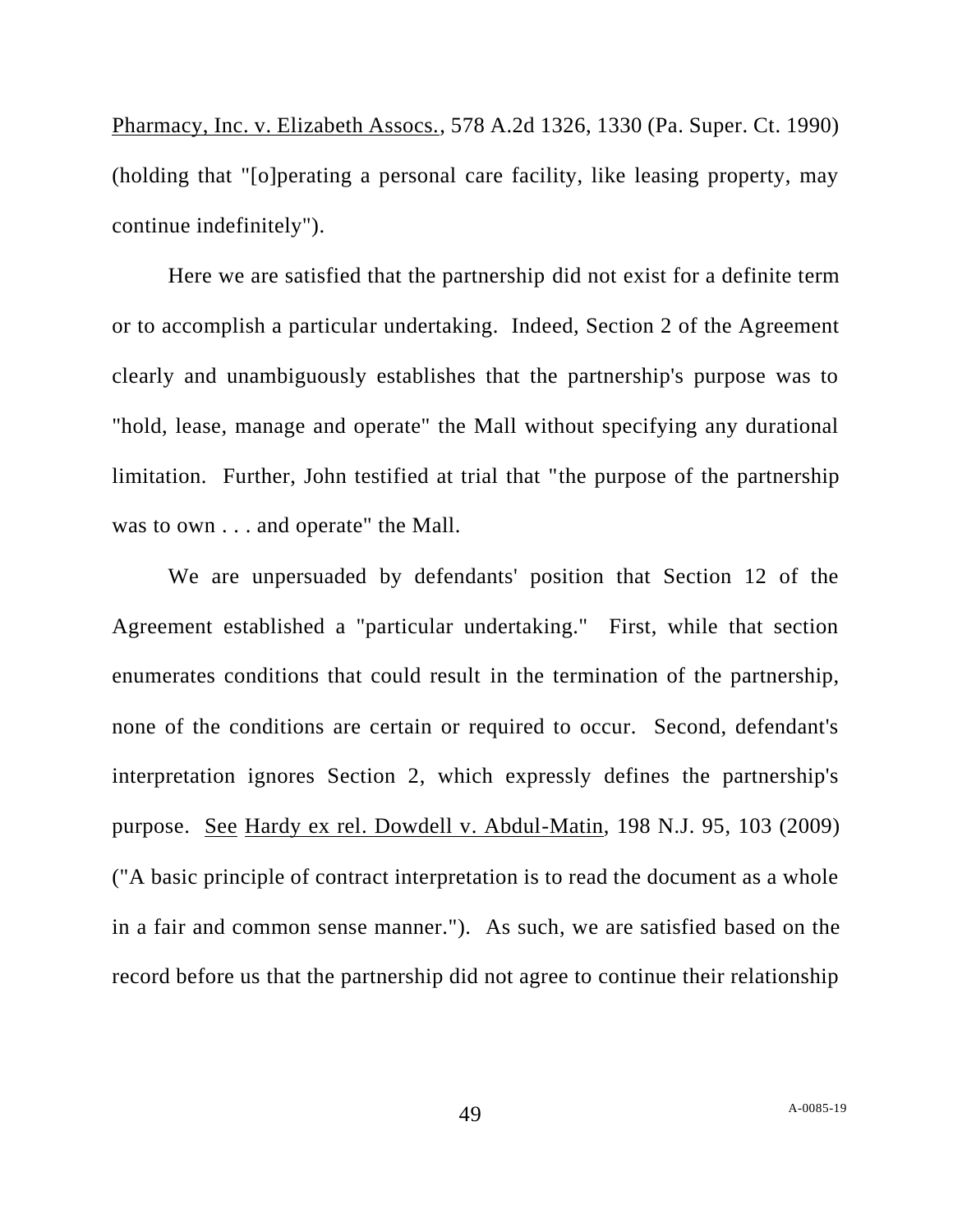Pharmacy, Inc. v. Elizabeth Assocs., 578 A.2d 1326, 1330 (Pa. Super. Ct. 1990) (holding that "[o]perating a personal care facility, like leasing property, may continue indefinitely").

Here we are satisfied that the partnership did not exist for a definite term or to accomplish a particular undertaking. Indeed, Section 2 of the Agreement clearly and unambiguously establishes that the partnership's purpose was to "hold, lease, manage and operate" the Mall without specifying any durational limitation. Further, John testified at trial that "the purpose of the partnership was to own . . . and operate" the Mall.

We are unpersuaded by defendants' position that Section 12 of the Agreement established a "particular undertaking." First, while that section enumerates conditions that could result in the termination of the partnership, none of the conditions are certain or required to occur. Second, defendant's interpretation ignores Section 2, which expressly defines the partnership's purpose. See Hardy ex rel. Dowdell v. Abdul-Matin, 198 N.J. 95, 103 (2009) ("A basic principle of contract interpretation is to read the document as a whole in a fair and common sense manner."). As such, we are satisfied based on the record before us that the partnership did not agree to continue their relationship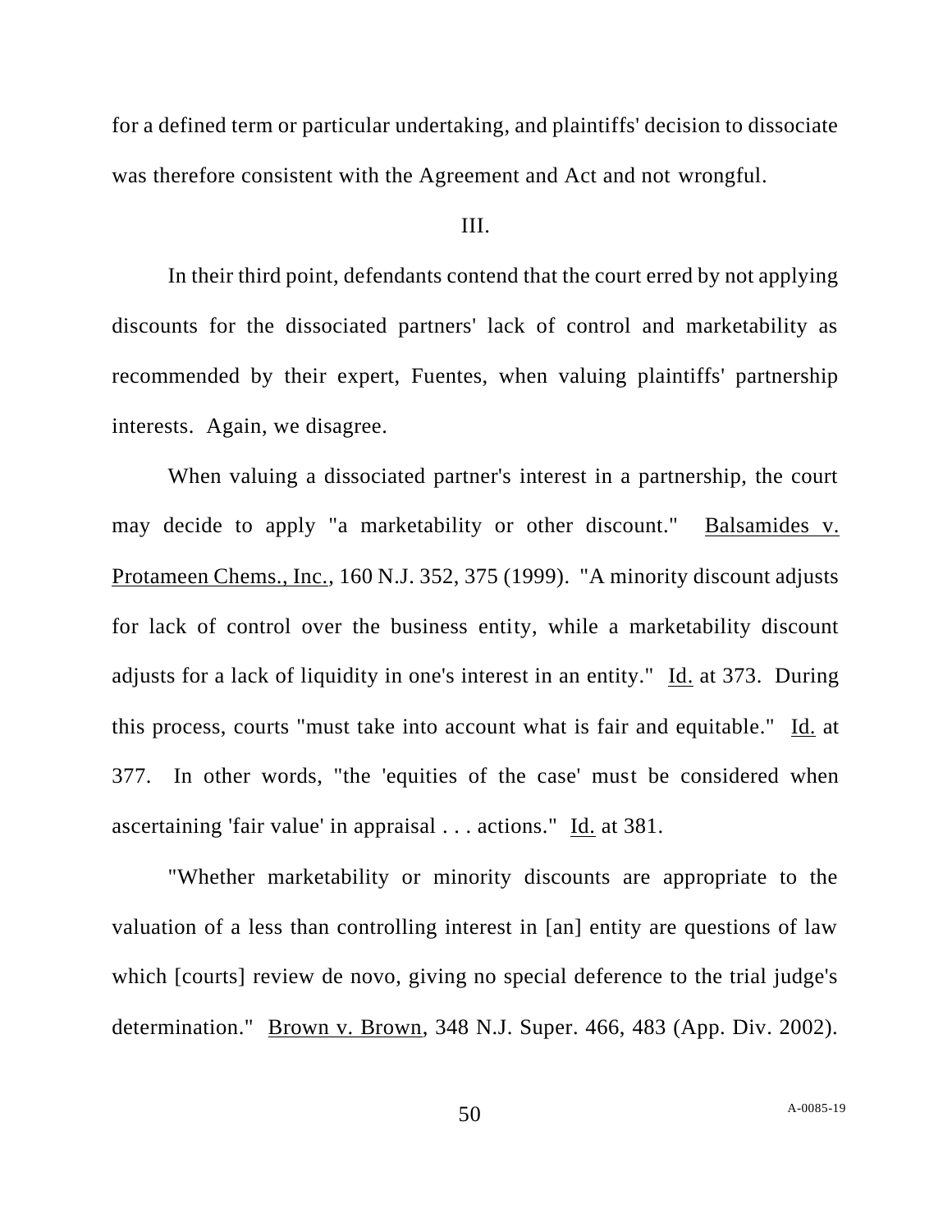for a defined term or particular undertaking, and plaintiffs' decision to dissociate was therefore consistent with the Agreement and Act and not wrongful.

III.

In their third point, defendants contend that the court erred by not applying discounts for the dissociated partners' lack of control and marketability as recommended by their expert, Fuentes, when valuing plaintiffs' partnership interests. Again, we disagree.

When valuing a dissociated partner's interest in a partnership, the court may decide to apply "a marketability or other discount." Balsamides v. Protameen Chems., Inc., 160 N.J. 352, 375 (1999). "A minority discount adjusts for lack of control over the business entity, while a marketability discount adjusts for a lack of liquidity in one's interest in an entity." Id. at 373. During this process, courts "must take into account what is fair and equitable." Id. at 377. In other words, "the 'equities of the case' must be considered when ascertaining 'fair value' in appraisal . . . actions." Id. at 381.

"Whether marketability or minority discounts are appropriate to the valuation of a less than controlling interest in [an] entity are questions of law which [courts] review de novo, giving no special deference to the trial judge's determination." Brown v. Brown, 348 N.J. Super. 466, 483 (App. Div. 2002).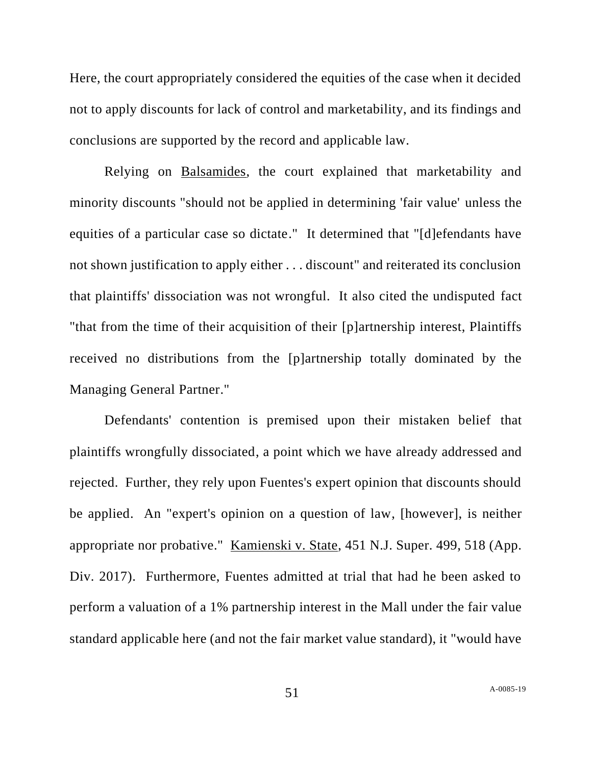Here, the court appropriately considered the equities of the case when it decided not to apply discounts for lack of control and marketability, and its findings and conclusions are supported by the record and applicable law.

Relying on Balsamides, the court explained that marketability and minority discounts "should not be applied in determining 'fair value' unless the equities of a particular case so dictate." It determined that "[d]efendants have not shown justification to apply either . . . discount" and reiterated its conclusion that plaintiffs' dissociation was not wrongful. It also cited the undisputed fact "that from the time of their acquisition of their [p]artnership interest, Plaintiffs received no distributions from the [p]artnership totally dominated by the Managing General Partner."

Defendants' contention is premised upon their mistaken belief that plaintiffs wrongfully dissociated, a point which we have already addressed and rejected. Further, they rely upon Fuentes's expert opinion that discounts should be applied. An "expert's opinion on a question of law, [however], is neither appropriate nor probative." Kamienski v. State, 451 N.J. Super. 499, 518 (App. Div. 2017). Furthermore, Fuentes admitted at trial that had he been asked to perform a valuation of a 1% partnership interest in the Mall under the fair value standard applicable here (and not the fair market value standard), it "would have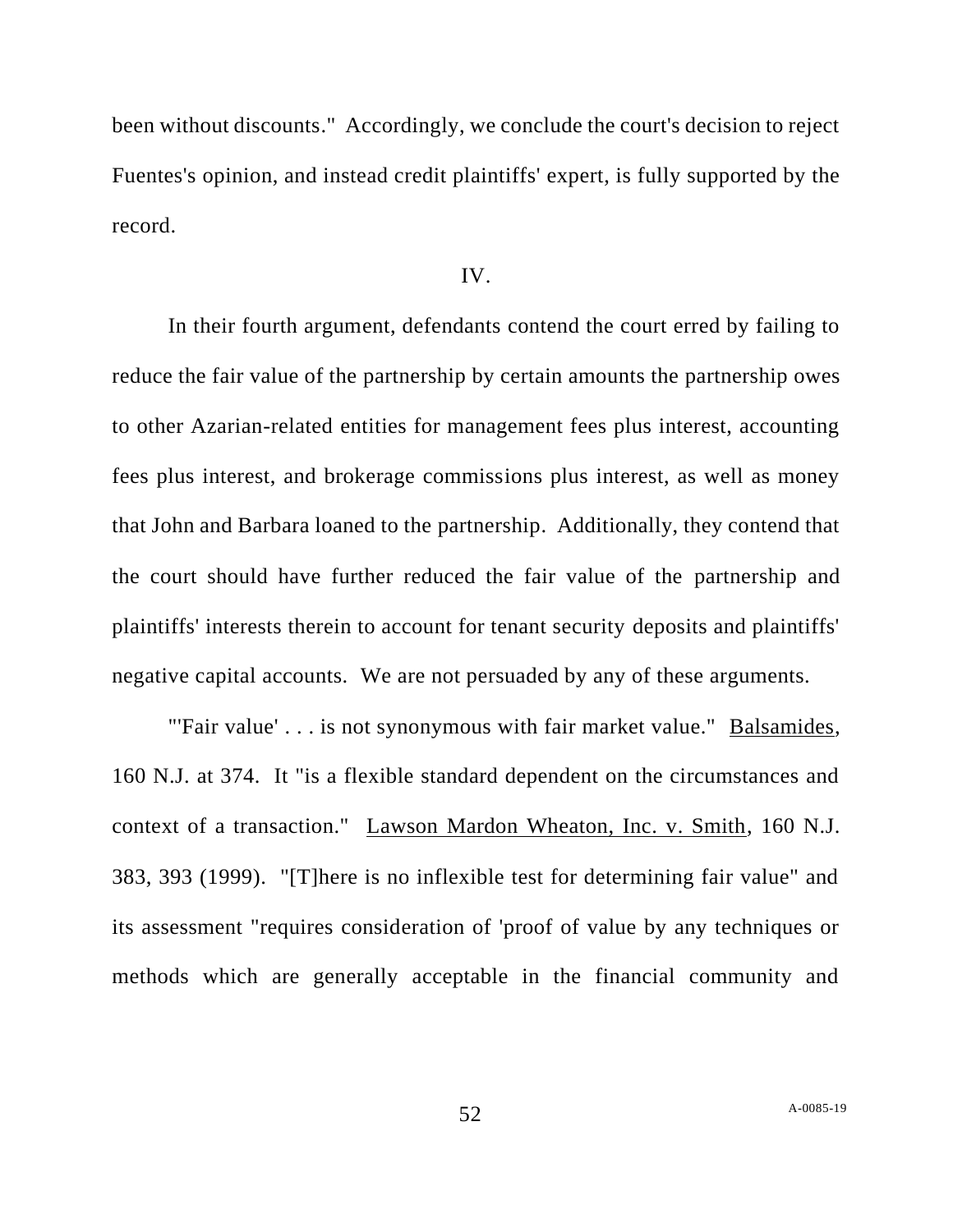been without discounts." Accordingly, we conclude the court's decision to reject Fuentes's opinion, and instead credit plaintiffs' expert, is fully supported by the record.

IV.

In their fourth argument, defendants contend the court erred by failing to reduce the fair value of the partnership by certain amounts the partnership owes to other Azarian-related entities for management fees plus interest, accounting fees plus interest, and brokerage commissions plus interest, as well as money that John and Barbara loaned to the partnership. Additionally, they contend that the court should have further reduced the fair value of the partnership and plaintiffs' interests therein to account for tenant security deposits and plaintiffs' negative capital accounts. We are not persuaded by any of these arguments.

"'Fair value' . . . is not synonymous with fair market value." Balsamides, 160 N.J. at 374. It "is a flexible standard dependent on the circumstances and context of a transaction." Lawson Mardon Wheaton, Inc. v. Smith, 160 N.J. 383, 393 (1999). "[T]here is no inflexible test for determining fair value" and its assessment "requires consideration of 'proof of value by any techniques or methods which are generally acceptable in the financial community and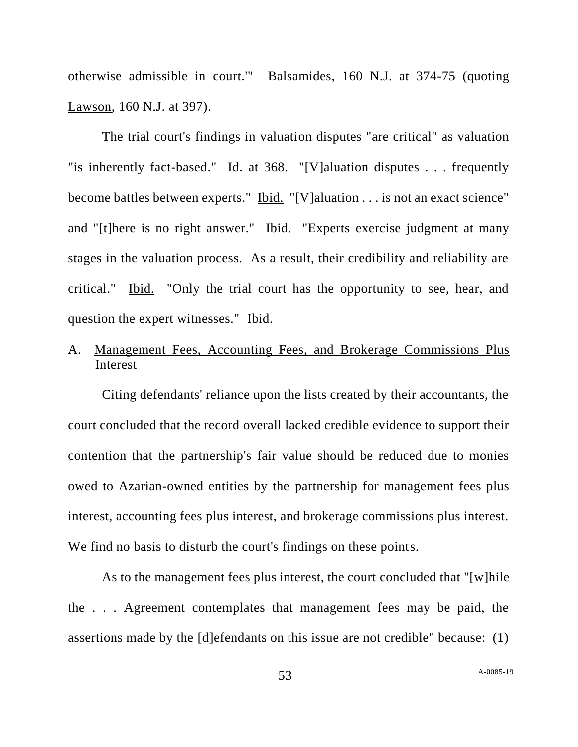otherwise admissible in court.'" Balsamides, 160 N.J. at 374-75 (quoting Lawson, 160 N.J. at 397).

The trial court's findings in valuation disputes "are critical" as valuation "is inherently fact-based." Id. at 368. "[V]aluation disputes . . . frequently become battles between experts." Ibid. "[V]aluation . . . is not an exact science" and "[t]here is no right answer." Ibid. "Experts exercise judgment at many stages in the valuation process. As a result, their credibility and reliability are critical." Ibid. "Only the trial court has the opportunity to see, hear, and question the expert witnesses." Ibid.

A. Management Fees, Accounting Fees, and Brokerage Commissions Plus Interest

Citing defendants' reliance upon the lists created by their accountants, the court concluded that the record overall lacked credible evidence to support their contention that the partnership's fair value should be reduced due to monies owed to Azarian-owned entities by the partnership for management fees plus interest, accounting fees plus interest, and brokerage commissions plus interest. We find no basis to disturb the court's findings on these points.

As to the management fees plus interest, the court concluded that "[w]hile the . . . Agreement contemplates that management fees may be paid, the assertions made by the [d]efendants on this issue are not credible" because: (1)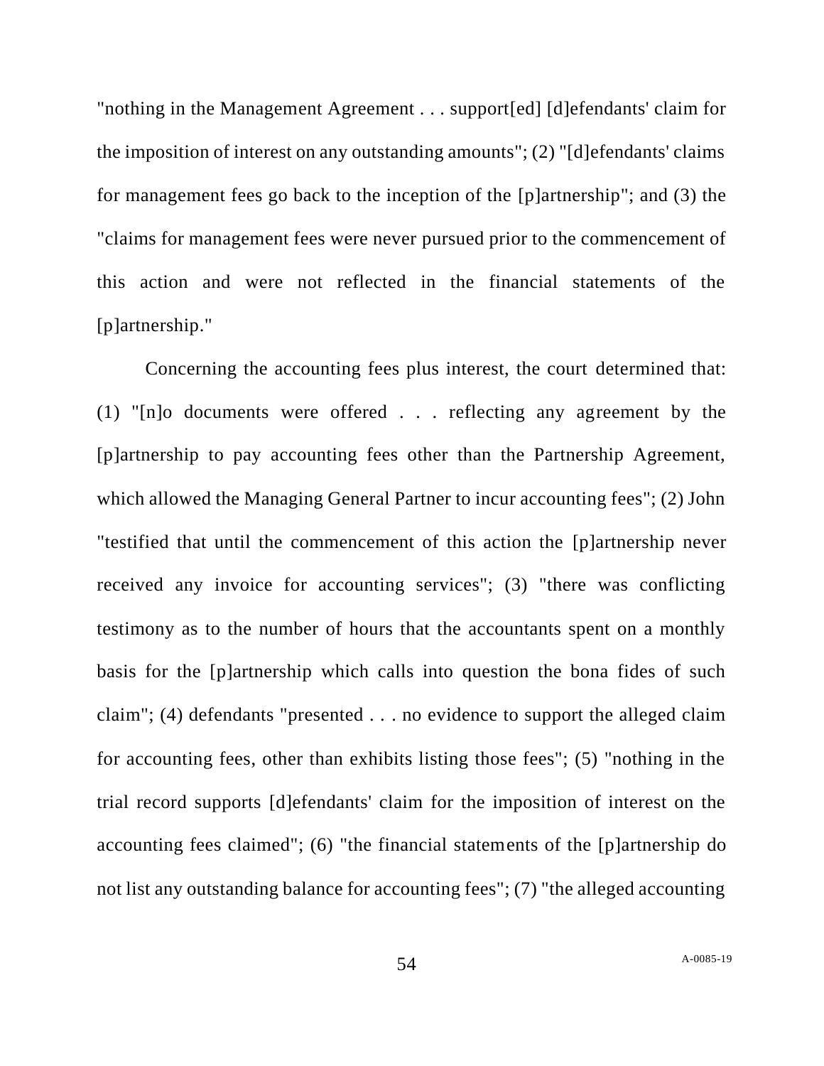"nothing in the Management Agreement . . . support[ed] [d]efendants' claim for the imposition of interest on any outstanding amounts"; (2) "[d]efendants' claims for management fees go back to the inception of the [p]artnership"; and (3) the "claims for management fees were never pursued prior to the commencement of this action and were not reflected in the financial statements of the [p]artnership."

Concerning the accounting fees plus interest, the court determined that: (1) "[n]o documents were offered . . . reflecting any agreement by the [p]artnership to pay accounting fees other than the Partnership Agreement, which allowed the Managing General Partner to incur accounting fees"; (2) John "testified that until the commencement of this action the [p]artnership never received any invoice for accounting services"; (3) "there was conflicting testimony as to the number of hours that the accountants spent on a monthly basis for the [p]artnership which calls into question the bona fides of such claim"; (4) defendants "presented . . . no evidence to support the alleged claim for accounting fees, other than exhibits listing those fees"; (5) "nothing in the trial record supports [d]efendants' claim for the imposition of interest on the accounting fees claimed"; (6) "the financial statements of the [p]artnership do not list any outstanding balance for accounting fees"; (7) "the alleged accounting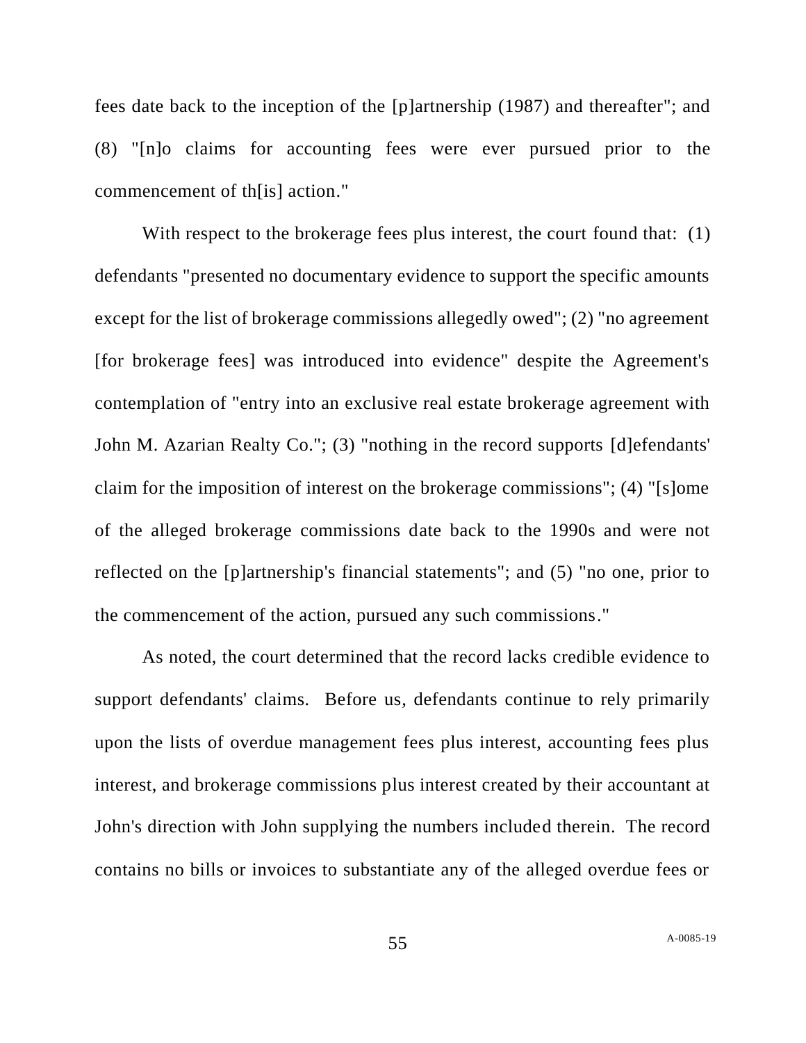fees date back to the inception of the [p]artnership (1987) and thereafter"; and (8) "[n]o claims for accounting fees were ever pursued prior to the commencement of th[is] action."

With respect to the brokerage fees plus interest, the court found that: (1) defendants "presented no documentary evidence to support the specific amounts except for the list of brokerage commissions allegedly owed"; (2) "no agreement [for brokerage fees] was introduced into evidence" despite the Agreement's contemplation of "entry into an exclusive real estate brokerage agreement with John M. Azarian Realty Co."; (3) "nothing in the record supports [d]efendants' claim for the imposition of interest on the brokerage commissions"; (4) "[s]ome of the alleged brokerage commissions date back to the 1990s and were not reflected on the [p]artnership's financial statements"; and (5) "no one, prior to the commencement of the action, pursued any such commissions."

As noted, the court determined that the record lacks credible evidence to support defendants' claims. Before us, defendants continue to rely primarily upon the lists of overdue management fees plus interest, accounting fees plus interest, and brokerage commissions plus interest created by their accountant at John's direction with John supplying the numbers included therein. The record contains no bills or invoices to substantiate any of the alleged overdue fees or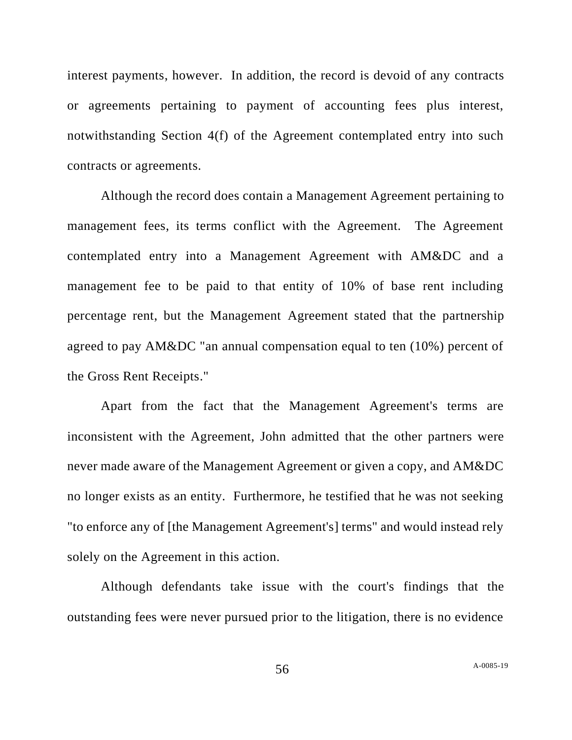interest payments, however. In addition, the record is devoid of any contracts or agreements pertaining to payment of accounting fees plus interest, notwithstanding Section 4(f) of the Agreement contemplated entry into such contracts or agreements.

Although the record does contain a Management Agreement pertaining to management fees, its terms conflict with the Agreement. The Agreement contemplated entry into a Management Agreement with AM&DC and a management fee to be paid to that entity of 10% of base rent including percentage rent, but the Management Agreement stated that the partnership agreed to pay AM&DC "an annual compensation equal to ten (10%) percent of the Gross Rent Receipts."

Apart from the fact that the Management Agreement's terms are inconsistent with the Agreement, John admitted that the other partners were never made aware of the Management Agreement or given a copy, and AM&DC no longer exists as an entity. Furthermore, he testified that he was not seeking "to enforce any of [the Management Agreement's] terms" and would instead rely solely on the Agreement in this action.

Although defendants take issue with the court's findings that the outstanding fees were never pursued prior to the litigation, there is no evidence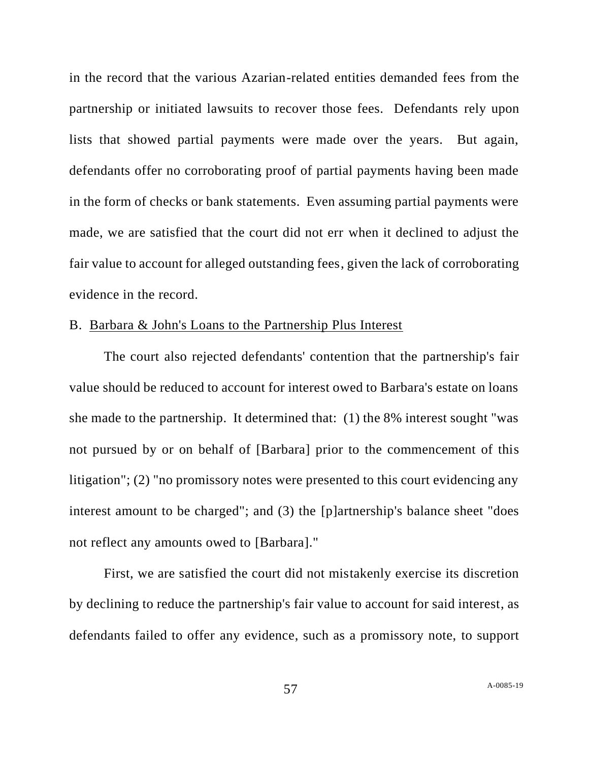in the record that the various Azarian-related entities demanded fees from the partnership or initiated lawsuits to recover those fees. Defendants rely upon lists that showed partial payments were made over the years. But again, defendants offer no corroborating proof of partial payments having been made in the form of checks or bank statements. Even assuming partial payments were made, we are satisfied that the court did not err when it declined to adjust the fair value to account for alleged outstanding fees, given the lack of corroborating evidence in the record.

B. Barbara & John's Loans to the Partnership Plus Interest

The court also rejected defendants' contention that the partnership's fair value should be reduced to account for interest owed to Barbara's estate on loans she made to the partnership. It determined that: (1) the 8% interest sought "was not pursued by or on behalf of [Barbara] prior to the commencement of this litigation"; (2) "no promissory notes were presented to this court evidencing any interest amount to be charged"; and (3) the [p]artnership's balance sheet "does not reflect any amounts owed to [Barbara]."

First, we are satisfied the court did not mistakenly exercise its discretion by declining to reduce the partnership's fair value to account for said interest, as defendants failed to offer any evidence, such as a promissory note, to support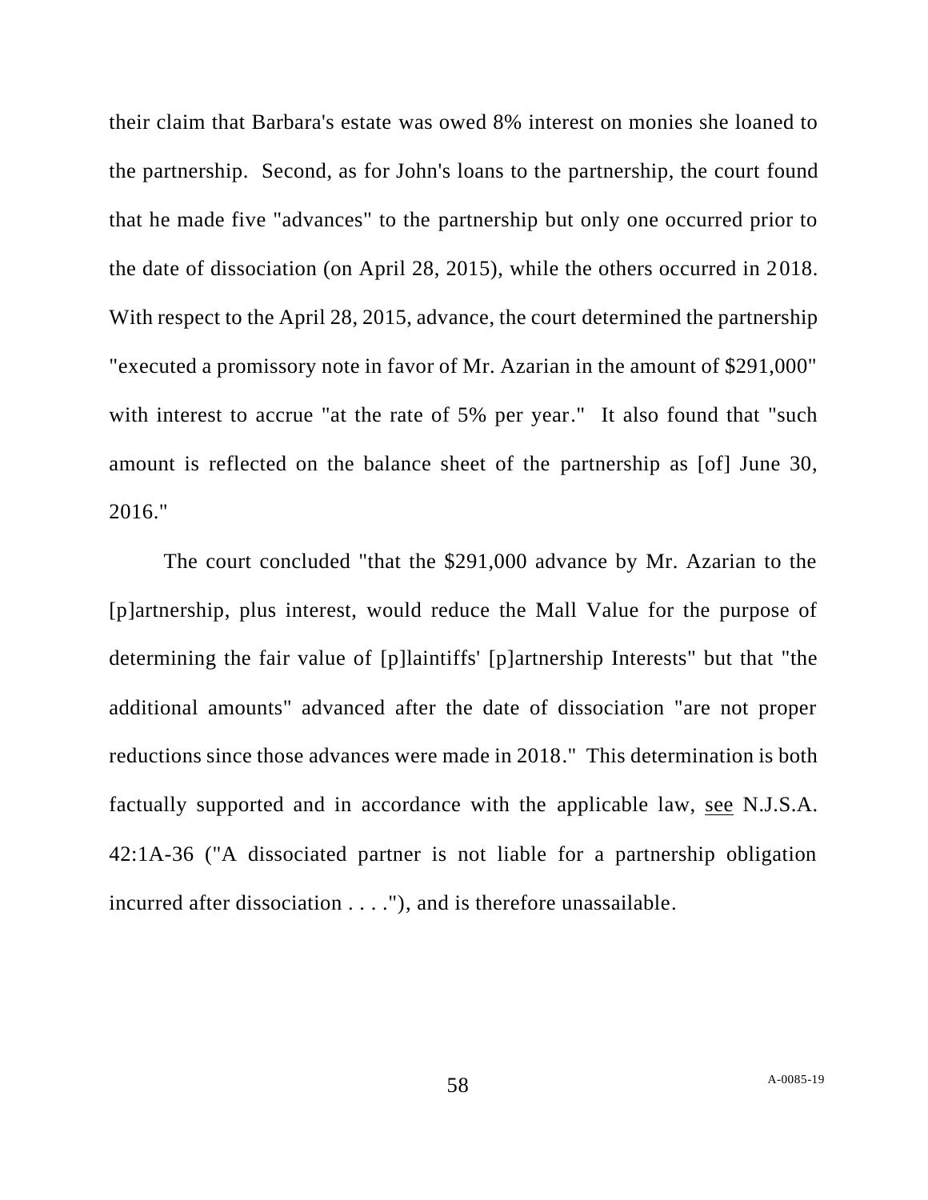their claim that Barbara's estate was owed 8% interest on monies she loaned to the partnership. Second, as for John's loans to the partnership, the court found that he made five "advances" to the partnership but only one occurred prior to the date of dissociation (on April 28, 2015), while the others occurred in 2018. With respect to the April 28, 2015, advance, the court determined the partnership "executed a promissory note in favor of Mr. Azarian in the amount of $291,000" with interest to accrue "at the rate of 5% per year." It also found that "such amount is reflected on the balance sheet of the partnership as [of] June 30, 2016."

The court concluded "that the $291,000 advance by Mr. Azarian to the [p]artnership, plus interest, would reduce the Mall Value for the purpose of determining the fair value of [p]laintiffs' [p]artnership Interests" but that "the additional amounts" advanced after the date of dissociation "are not proper reductions since those advances were made in 2018." This determination is both factually supported and in accordance with the applicable law, <u>see</u> N.J.S.A. 42:1A-36 ("A dissociated partner is not liable for a partnership obligation incurred after dissociation . . . ."), and is therefore unassailable.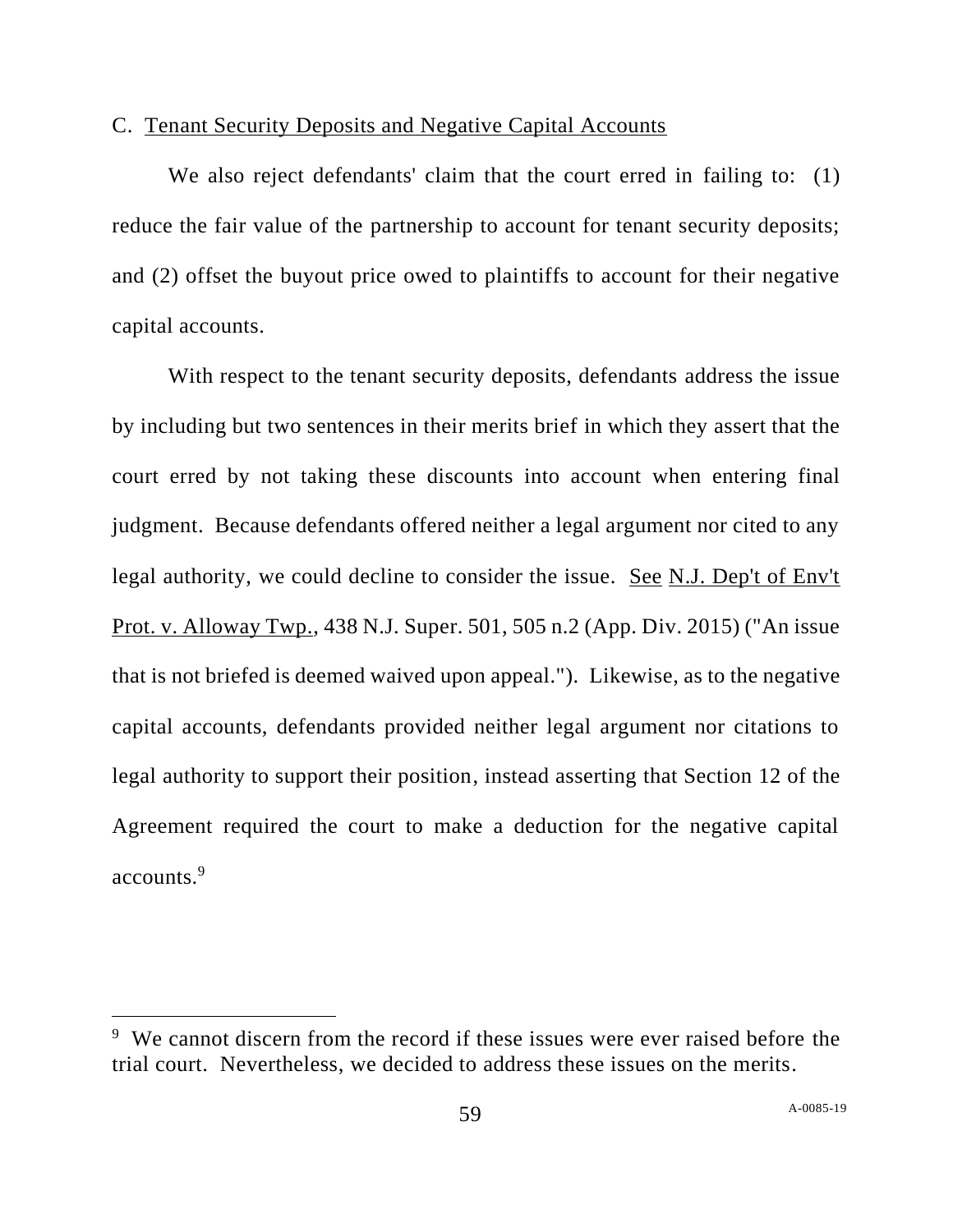### C. Tenant Security Deposits and Negative Capital Accounts

We also reject defendants' claim that the court erred in failing to: (1) reduce the fair value of the partnership to account for tenant security deposits; and (2) offset the buyout price owed to plaintiffs to account for their negative capital accounts.

With respect to the tenant security deposits, defendants address the issue by including but two sentences in their merits brief in which they assert that the court erred by not taking these discounts into account when entering final judgment. Because defendants offered neither a legal argument nor cited to any legal authority, we could decline to consider the issue. See N.J. Dep't of Env't Prot. v. Alloway Twp., 438 N.J. Super. 501, 505 n.2 (App. Div. 2015) ("An issue that is not briefed is deemed waived upon appeal."). Likewise, as to the negative capital accounts, defendants provided neither legal argument nor citations to legal authority to support their position, instead asserting that Section 12 of the Agreement required the court to make a deduction for the negative capital accounts.[9]

---

[9] We cannot discern from the record if these issues were ever raised before the trial court. Nevertheless, we decided to address these issues on the merits.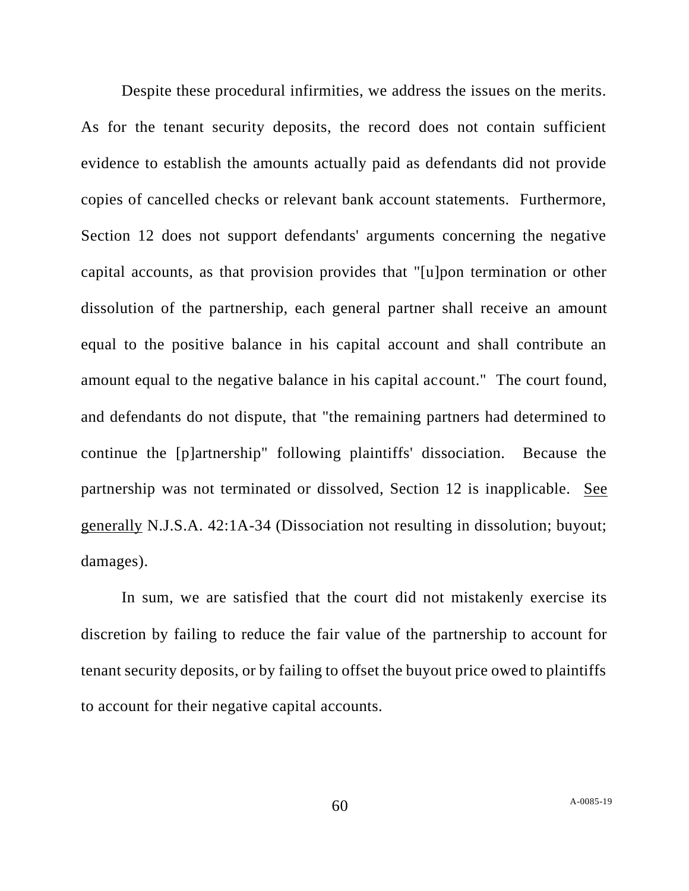Despite these procedural infirmities, we address the issues on the merits. As for the tenant security deposits, the record does not contain sufficient evidence to establish the amounts actually paid as defendants did not provide copies of cancelled checks or relevant bank account statements. Furthermore, Section 12 does not support defendants' arguments concerning the negative capital accounts, as that provision provides that "[u]pon termination or other dissolution of the partnership, each general partner shall receive an amount equal to the positive balance in his capital account and shall contribute an amount equal to the negative balance in his capital account." The court found, and defendants do not dispute, that "the remaining partners had determined to continue the [p]artnership" following plaintiffs' dissociation. Because the partnership was not terminated or dissolved, Section 12 is inapplicable. See generally N.J.S.A. 42:1A-34 (Dissociation not resulting in dissolution; buyout; damages).

In sum, we are satisfied that the court did not mistakenly exercise its discretion by failing to reduce the fair value of the partnership to account for tenant security deposits, or by failing to offset the buyout price owed to plaintiffs to account for their negative capital accounts.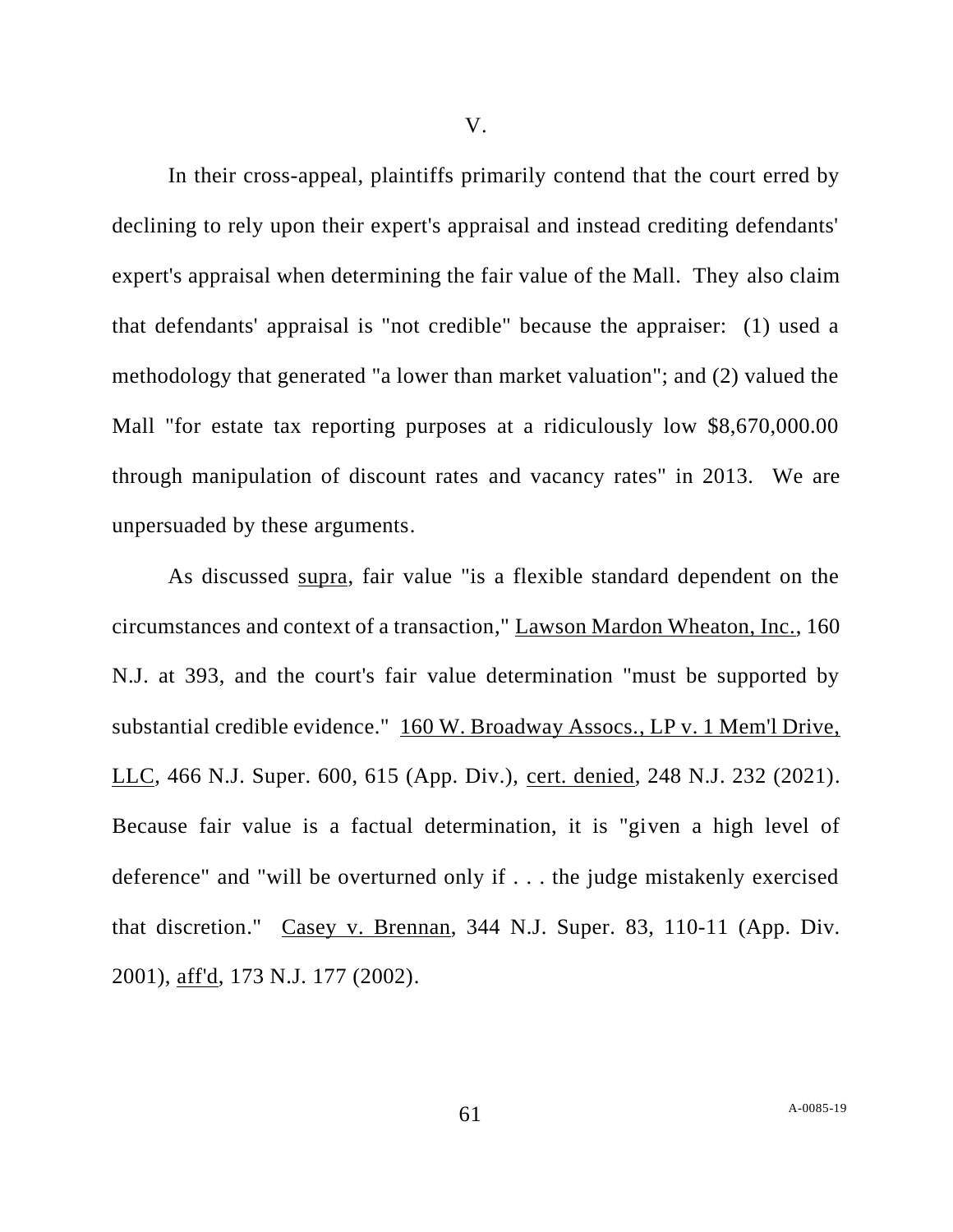V.

In their cross-appeal, plaintiffs primarily contend that the court erred by declining to rely upon their expert's appraisal and instead crediting defendants' expert's appraisal when determining the fair value of the Mall. They also claim that defendants' appraisal is "not credible" because the appraiser: (1) used a methodology that generated "a lower than market valuation"; and (2) valued the Mall "for estate tax reporting purposes at a ridiculously low $8,670,000.00 through manipulation of discount rates and vacancy rates" in 2013. We are unpersuaded by these arguments.

As discussed supra, fair value "is a flexible standard dependent on the circumstances and context of a transaction," Lawson Mardon Wheaton, Inc., 160 N.J. at 393, and the court's fair value determination "must be supported by substantial credible evidence." 160 W. Broadway Assocs., LP v. 1 Mem'l Drive, LLC, 466 N.J. Super. 600, 615 (App. Div.), cert. denied, 248 N.J. 232 (2021). Because fair value is a factual determination, it is "given a high level of deference" and "will be overturned only if . . . the judge mistakenly exercised that discretion." Casey v. Brennan, 344 N.J. Super. 83, 110-11 (App. Div. 2001), aff'd, 173 N.J. 177 (2002).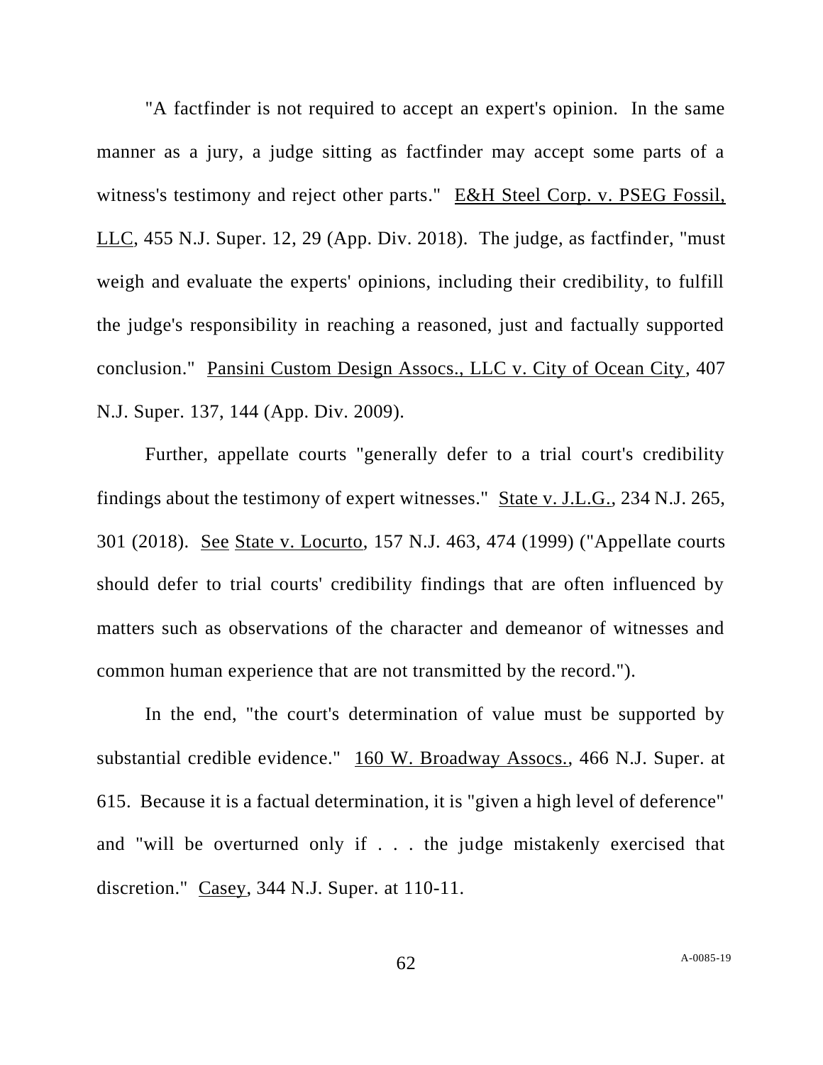"A factfinder is not required to accept an expert's opinion. In the same manner as a jury, a judge sitting as factfinder may accept some parts of a witness's testimony and reject other parts." E&H Steel Corp. v. PSEG Fossil, LLC, 455 N.J. Super. 12, 29 (App. Div. 2018). The judge, as factfinder, "must weigh and evaluate the experts' opinions, including their credibility, to fulfill the judge's responsibility in reaching a reasoned, just and factually supported conclusion." Pansini Custom Design Assocs., LLC v. City of Ocean City, 407 N.J. Super. 137, 144 (App. Div. 2009).

Further, appellate courts "generally defer to a trial court's credibility findings about the testimony of expert witnesses." State v. J.L.G., 234 N.J. 265, 301 (2018). See State v. Locurto, 157 N.J. 463, 474 (1999) ("Appellate courts should defer to trial courts' credibility findings that are often influenced by matters such as observations of the character and demeanor of witnesses and common human experience that are not transmitted by the record.").

In the end, "the court's determination of value must be supported by substantial credible evidence." 160 W. Broadway Assocs., 466 N.J. Super. at 615. Because it is a factual determination, it is "given a high level of deference" and "will be overturned only if . . . the judge mistakenly exercised that discretion." Casey, 344 N.J. Super. at 110-11.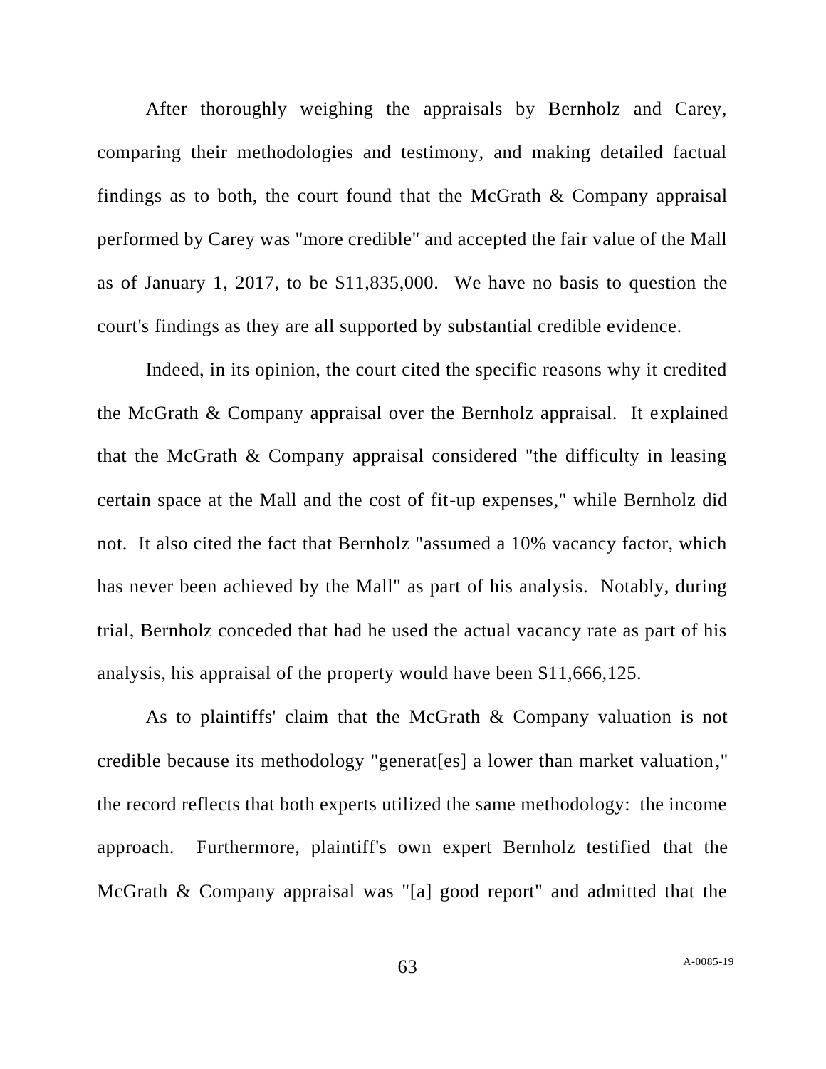After thoroughly weighing the appraisals by Bernholz and Carey, comparing their methodologies and testimony, and making detailed factual findings as to both, the court found that the McGrath & Company appraisal performed by Carey was "more credible" and accepted the fair value of the Mall as of January 1, 2017, to be $11,835,000. We have no basis to question the court's findings as they are all supported by substantial credible evidence.

Indeed, in its opinion, the court cited the specific reasons why it credited the McGrath & Company appraisal over the Bernholz appraisal. It explained that the McGrath & Company appraisal considered "the difficulty in leasing certain space at the Mall and the cost of fit-up expenses," while Bernholz did not. It also cited the fact that Bernholz "assumed a 10% vacancy factor, which has never been achieved by the Mall" as part of his analysis. Notably, during trial, Bernholz conceded that had he used the actual vacancy rate as part of his analysis, his appraisal of the property would have been $11,666,125.

As to plaintiffs' claim that the McGrath & Company valuation is not credible because its methodology "generat[es] a lower than market valuation," the record reflects that both experts utilized the same methodology: the income approach. Furthermore, plaintiff's own expert Bernholz testified that the McGrath & Company appraisal was "[a] good report" and admitted that the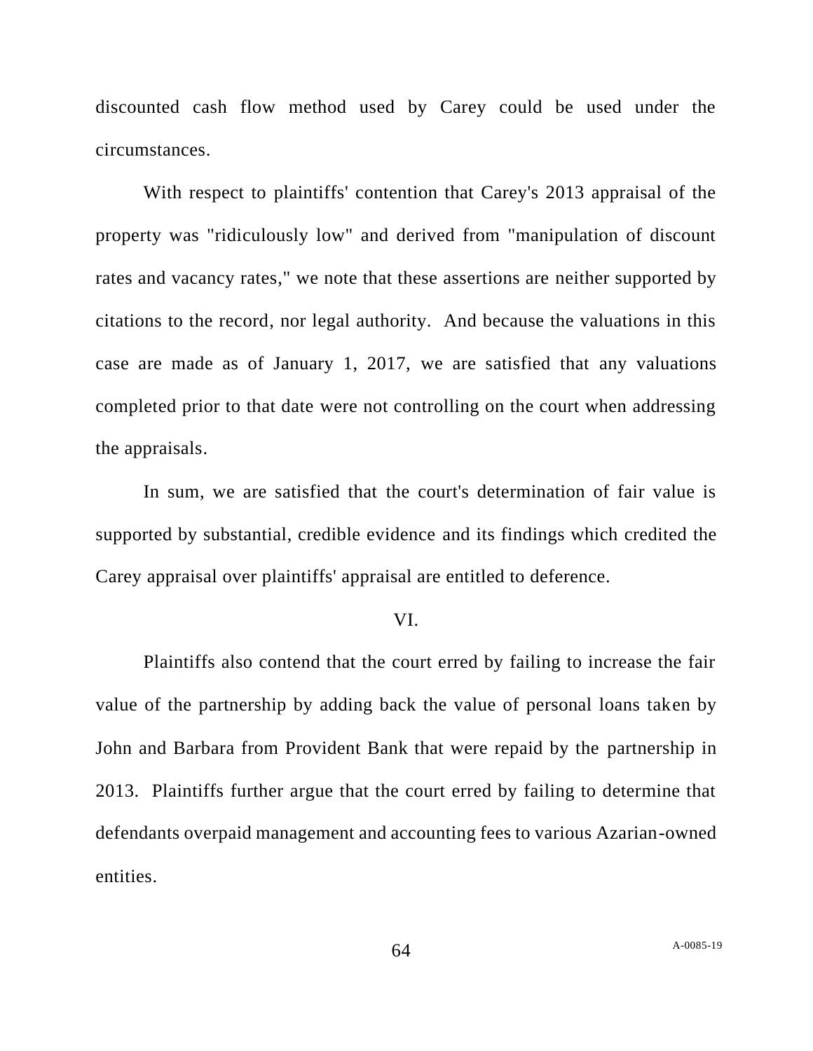discounted cash flow method used by Carey could be used under the circumstances.

With respect to plaintiffs' contention that Carey's 2013 appraisal of the property was "ridiculously low" and derived from "manipulation of discount rates and vacancy rates," we note that these assertions are neither supported by citations to the record, nor legal authority. And because the valuations in this case are made as of January 1, 2017, we are satisfied that any valuations completed prior to that date were not controlling on the court when addressing the appraisals.

In sum, we are satisfied that the court's determination of fair value is supported by substantial, credible evidence and its findings which credited the Carey appraisal over plaintiffs' appraisal are entitled to deference.

## VI.

Plaintiffs also contend that the court erred by failing to increase the fair value of the partnership by adding back the value of personal loans taken by John and Barbara from Provident Bank that were repaid by the partnership in 2013. Plaintiffs further argue that the court erred by failing to determine that defendants overpaid management and accounting fees to various Azarian-owned entities.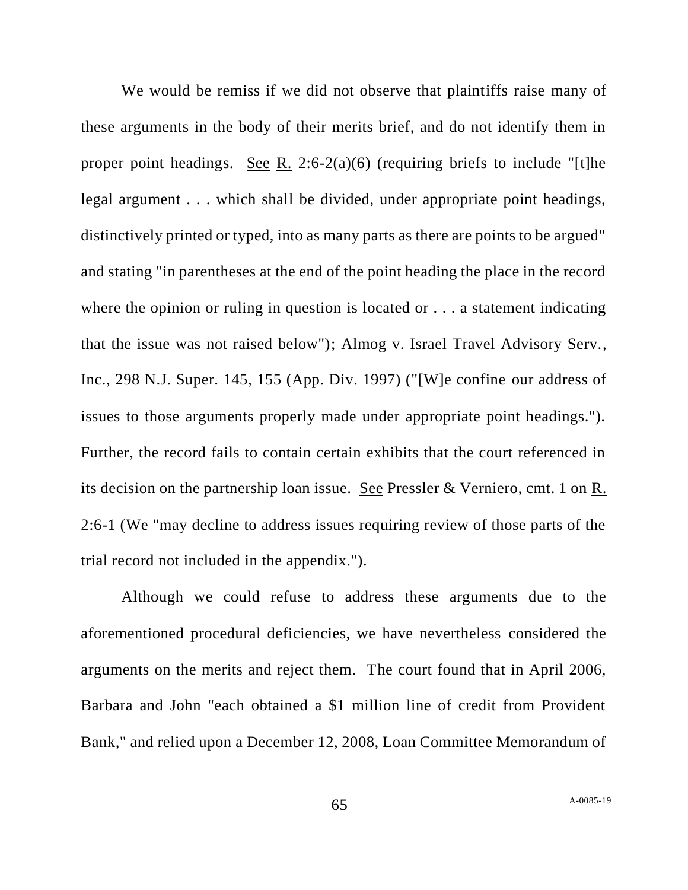We would be remiss if we did not observe that plaintiffs raise many of these arguments in the body of their merits brief, and do not identify them in proper point headings. See R. 2:6-2(a)(6) (requiring briefs to include "[t]he legal argument . . . which shall be divided, under appropriate point headings, distinctively printed or typed, into as many parts as there are points to be argued" and stating "in parentheses at the end of the point heading the place in the record where the opinion or ruling in question is located or . . . a statement indicating that the issue was not raised below"); Almog v. Israel Travel Advisory Serv., Inc., 298 N.J. Super. 145, 155 (App. Div. 1997) ("[W]e confine our address of issues to those arguments properly made under appropriate point headings."). Further, the record fails to contain certain exhibits that the court referenced in its decision on the partnership loan issue. See Pressler & Verniero, cmt. 1 on R. 2:6-1 (We "may decline to address issues requiring review of those parts of the trial record not included in the appendix.").

Although we could refuse to address these arguments due to the aforementioned procedural deficiencies, we have nevertheless considered the arguments on the merits and reject them. The court found that in April 2006, Barbara and John "each obtained a $1 million line of credit from Provident Bank," and relied upon a December 12, 2008, Loan Committee Memorandum of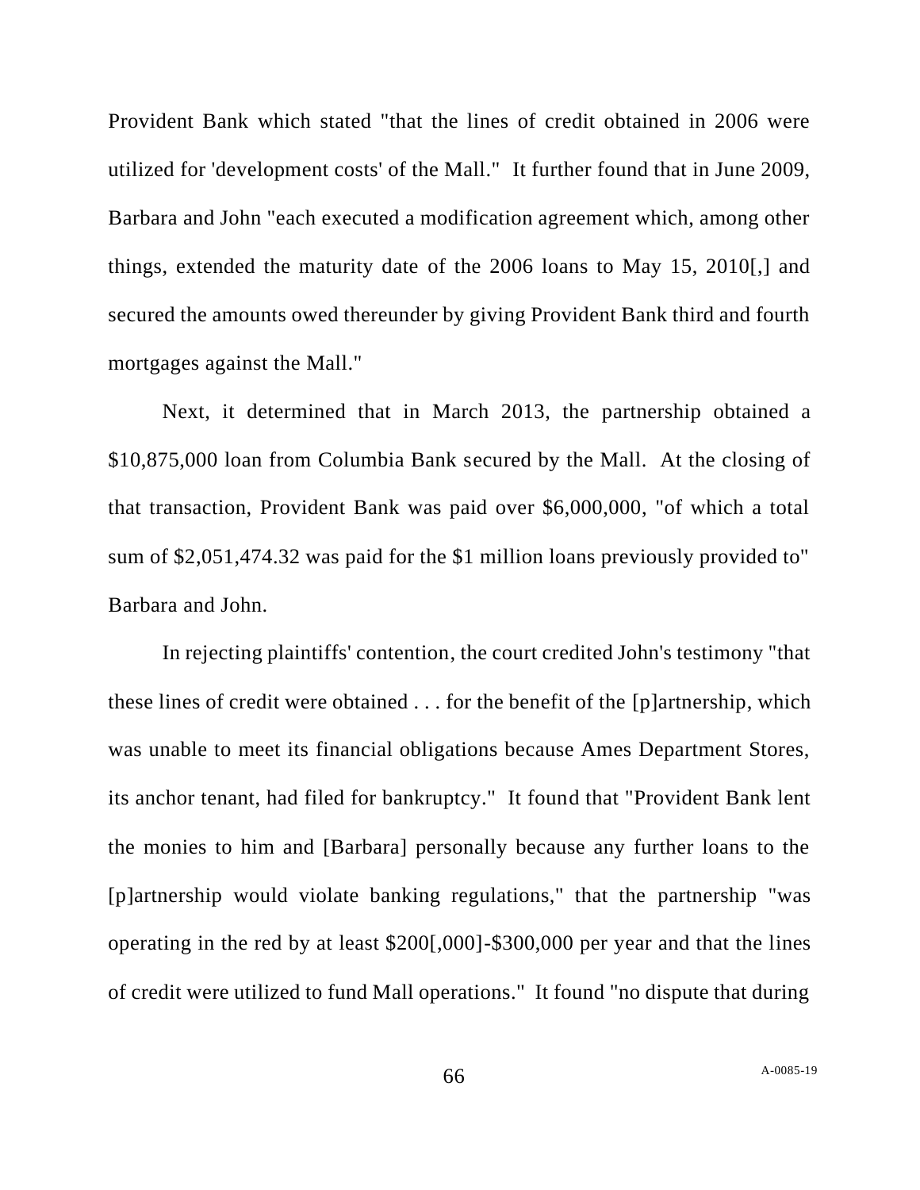Provident Bank which stated "that the lines of credit obtained in 2006 were utilized for 'development costs' of the Mall." It further found that in June 2009, Barbara and John "each executed a modification agreement which, among other things, extended the maturity date of the 2006 loans to May 15, 2010[,] and secured the amounts owed thereunder by giving Provident Bank third and fourth mortgages against the Mall."

Next, it determined that in March 2013, the partnership obtained a $10,875,000 loan from Columbia Bank secured by the Mall. At the closing of that transaction, Provident Bank was paid over $6,000,000, "of which a total sum of $2,051,474.32 was paid for the $1 million loans previously provided to" Barbara and John.

In rejecting plaintiffs' contention, the court credited John's testimony "that these lines of credit were obtained . . . for the benefit of the [p]artnership, which was unable to meet its financial obligations because Ames Department Stores, its anchor tenant, had filed for bankruptcy." It found that "Provident Bank lent the monies to him and [Barbara] personally because any further loans to the [p]artnership would violate banking regulations," that the partnership "was operating in the red by at least $200[,000]-$300,000 per year and that the lines of credit were utilized to fund Mall operations." It found "no dispute that during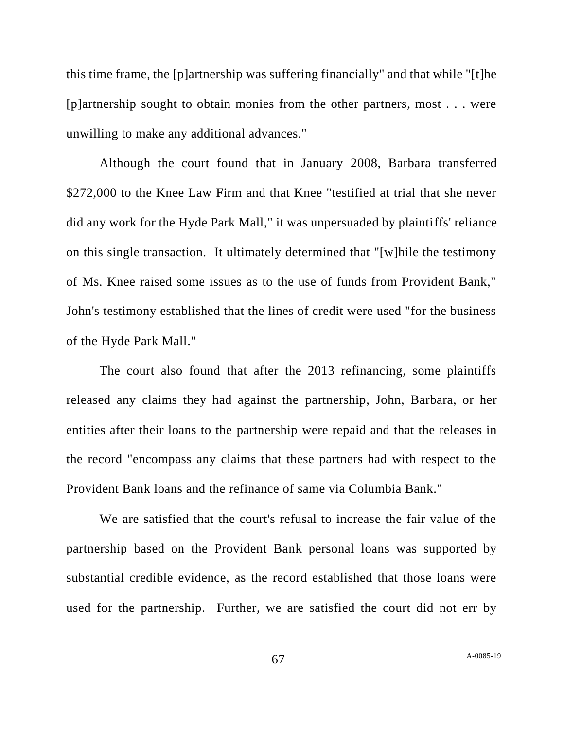this time frame, the [p]artnership was suffering financially" and that while "[t]he [p]artnership sought to obtain monies from the other partners, most . . . were unwilling to make any additional advances."

Although the court found that in January 2008, Barbara transferred $272,000 to the Knee Law Firm and that Knee "testified at trial that she never did any work for the Hyde Park Mall," it was unpersuaded by plaintiffs' reliance on this single transaction. It ultimately determined that "[w]hile the testimony of Ms. Knee raised some issues as to the use of funds from Provident Bank," John's testimony established that the lines of credit were used "for the business of the Hyde Park Mall."

The court also found that after the 2013 refinancing, some plaintiffs released any claims they had against the partnership, John, Barbara, or her entities after their loans to the partnership were repaid and that the releases in the record "encompass any claims that these partners had with respect to the Provident Bank loans and the refinance of same via Columbia Bank."

We are satisfied that the court's refusal to increase the fair value of the partnership based on the Provident Bank personal loans was supported by substantial credible evidence, as the record established that those loans were used for the partnership. Further, we are satisfied the court did not err by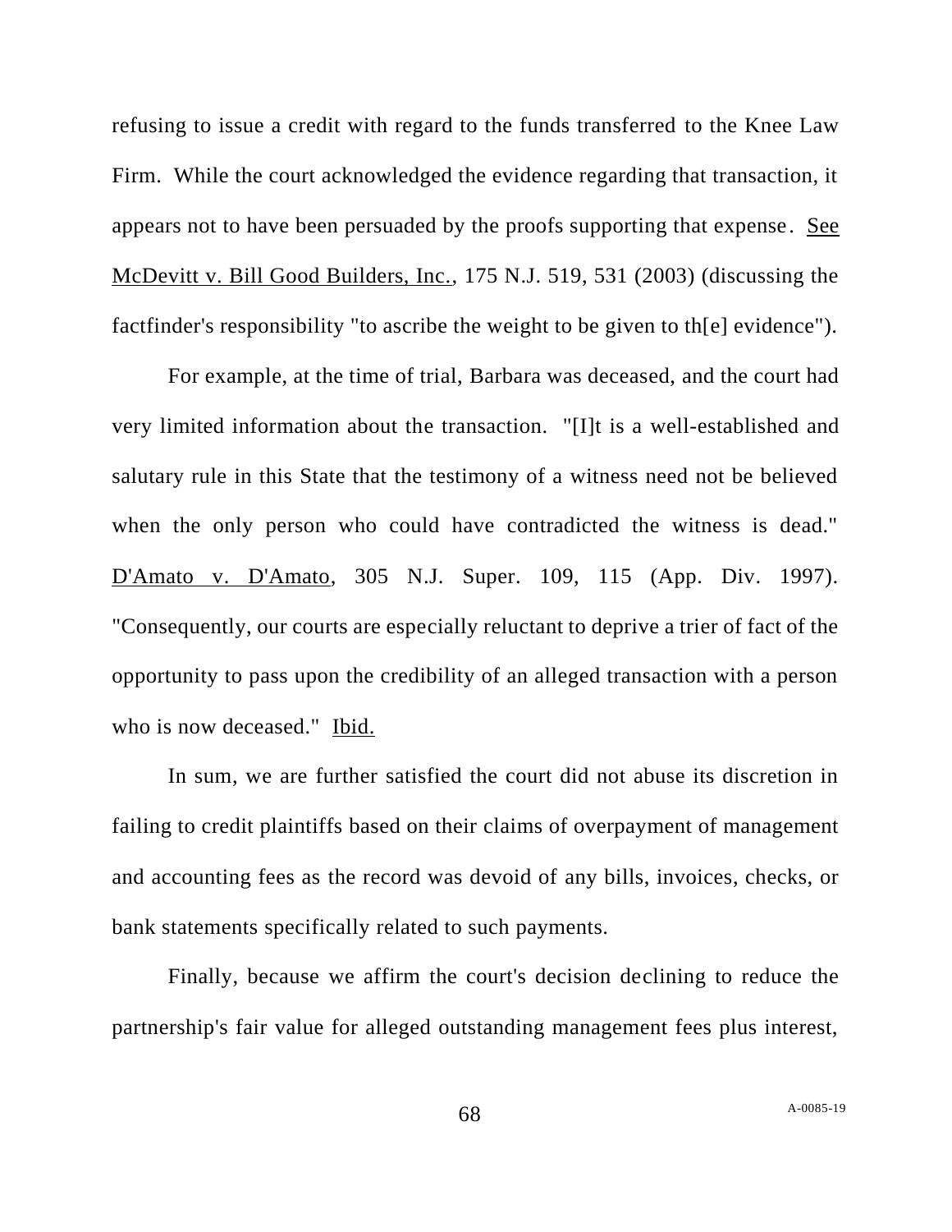refusing to issue a credit with regard to the funds transferred to the Knee Law Firm. While the court acknowledged the evidence regarding that transaction, it appears not to have been persuaded by the proofs supporting that expense. See McDevitt v. Bill Good Builders, Inc., 175 N.J. 519, 531 (2003) (discussing the factfinder's responsibility "to ascribe the weight to be given to th[e] evidence").

For example, at the time of trial, Barbara was deceased, and the court had very limited information about the transaction. "[I]t is a well-established and salutary rule in this State that the testimony of a witness need not be believed when the only person who could have contradicted the witness is dead." D'Amato v. D'Amato, 305 N.J. Super. 109, 115 (App. Div. 1997). "Consequently, our courts are especially reluctant to deprive a trier of fact of the opportunity to pass upon the credibility of an alleged transaction with a person who is now deceased." Ibid.

In sum, we are further satisfied the court did not abuse its discretion in failing to credit plaintiffs based on their claims of overpayment of management and accounting fees as the record was devoid of any bills, invoices, checks, or bank statements specifically related to such payments.

Finally, because we affirm the court's decision declining to reduce the partnership's fair value for alleged outstanding management fees plus interest,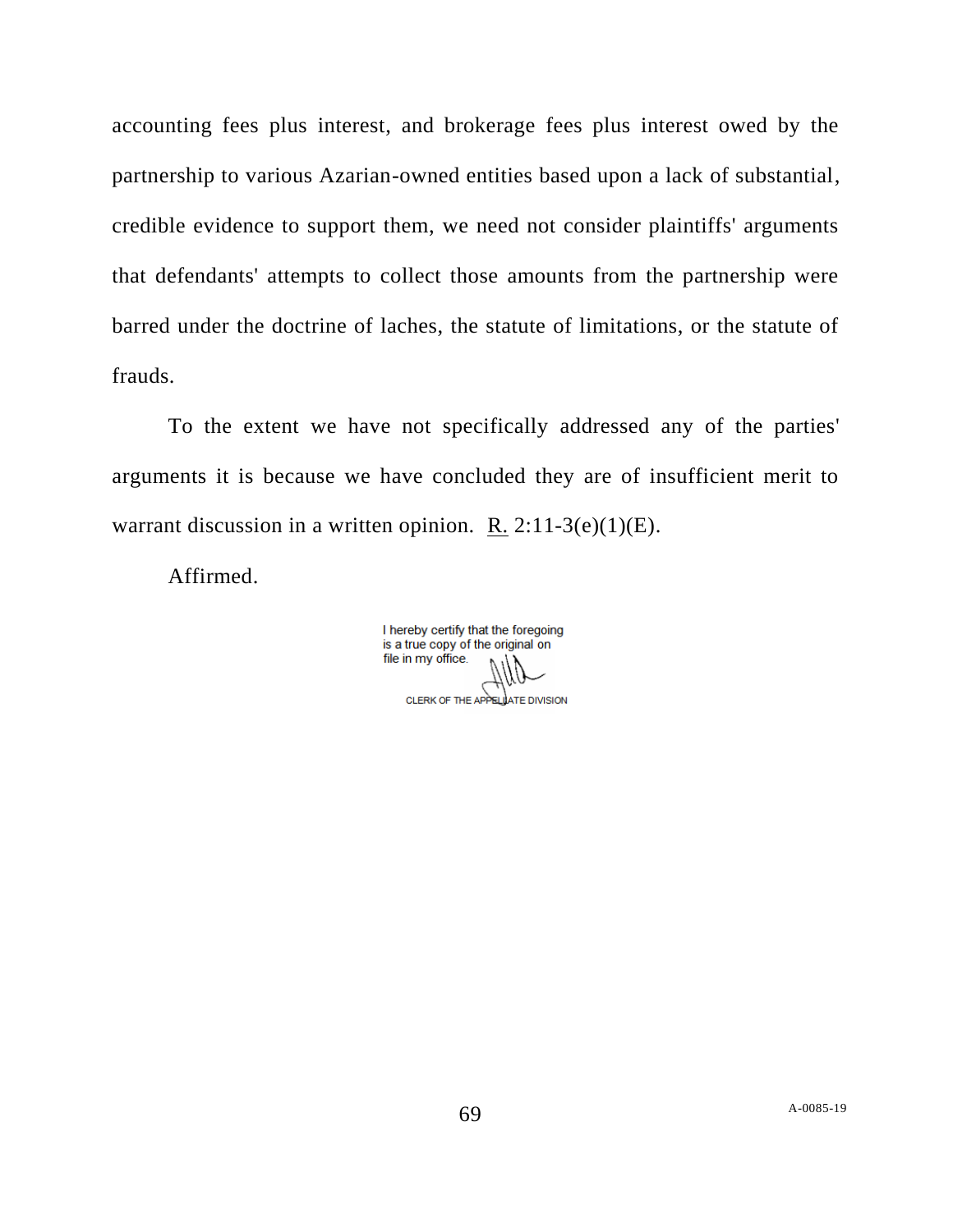accounting fees plus interest, and brokerage fees plus interest owed by the partnership to various Azarian-owned entities based upon a lack of substantial, credible evidence to support them, we need not consider plaintiffs' arguments that defendants' attempts to collect those amounts from the partnership were barred under the doctrine of laches, the statute of limitations, or the statute of frauds.

To the extent we have not specifically addressed any of the parties' arguments it is because we have concluded they are of insufficient merit to warrant discussion in a written opinion. R. 2:11-3(e)(1)(E).

Affirmed.

I hereby certify that the foregoing is a true copy of the original on file in my office.

CLERK OF THE APPELLATE DIVISION